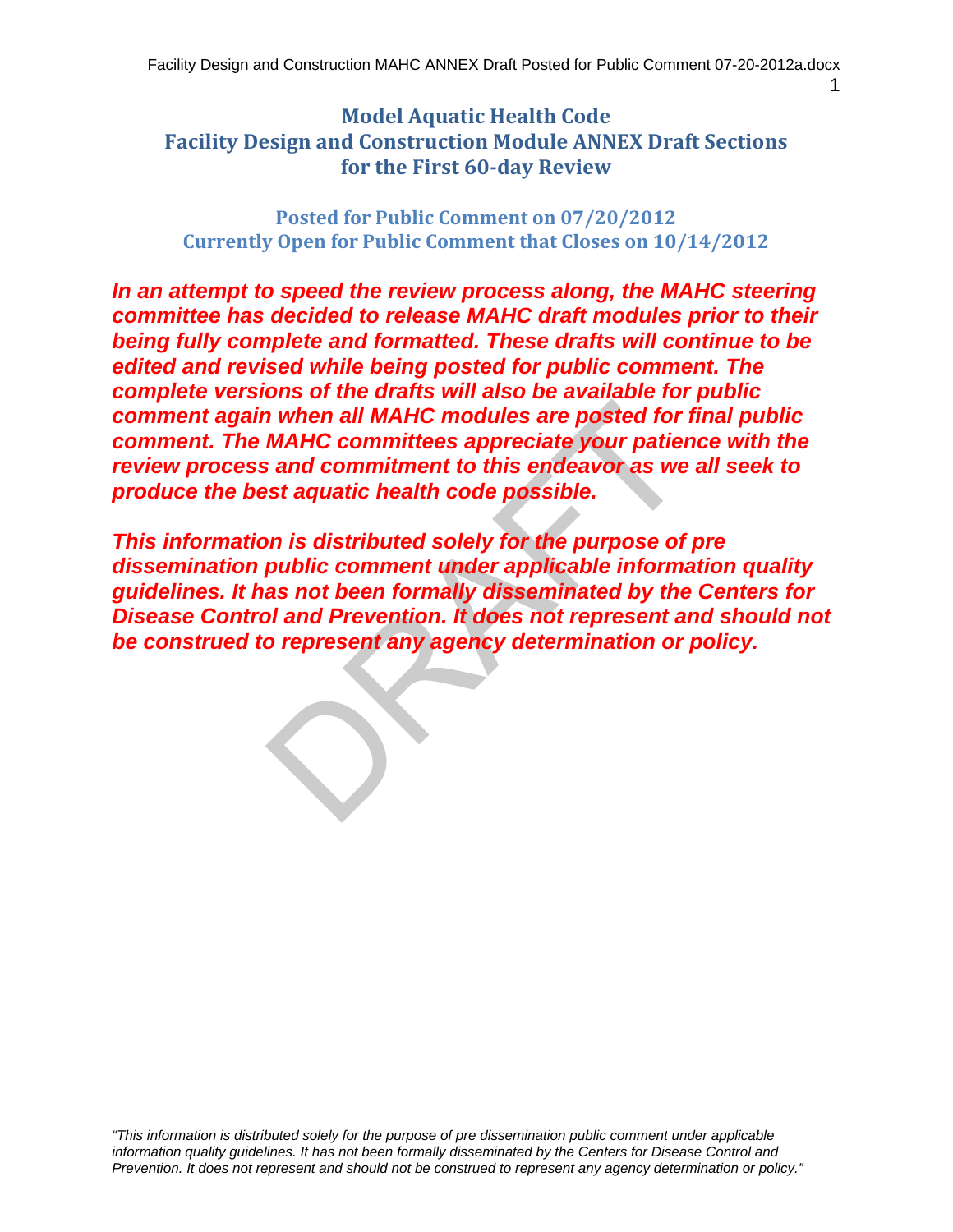# Model Aquatic Health Code
# Facility Design and Construction Module ANNEX Draft Sections for the First 60-day Review

## Posted for Public Comment on 07/20/2012
## Currently Open for Public Comment that Closes on 10/14/2012

***In an attempt to speed the review process along, the MAHC steering committee has decided to release MAHC draft modules prior to their being fully complete and formatted. These drafts will continue to be edited and revised while being posted for public comment. The complete versions of the drafts will also be available for public comment again when all MAHC modules are posted for final public comment. The MAHC committees appreciate your patience with the review process and commitment to this endeavor as we all seek to produce the best aquatic health code possible.***

***This information is distributed solely for the purpose of pre dissemination public comment under applicable information quality guidelines. It has not been formally disseminated by the Centers for Disease Control and Prevention. It does not represent and should not be construed to represent any agency determination or policy.***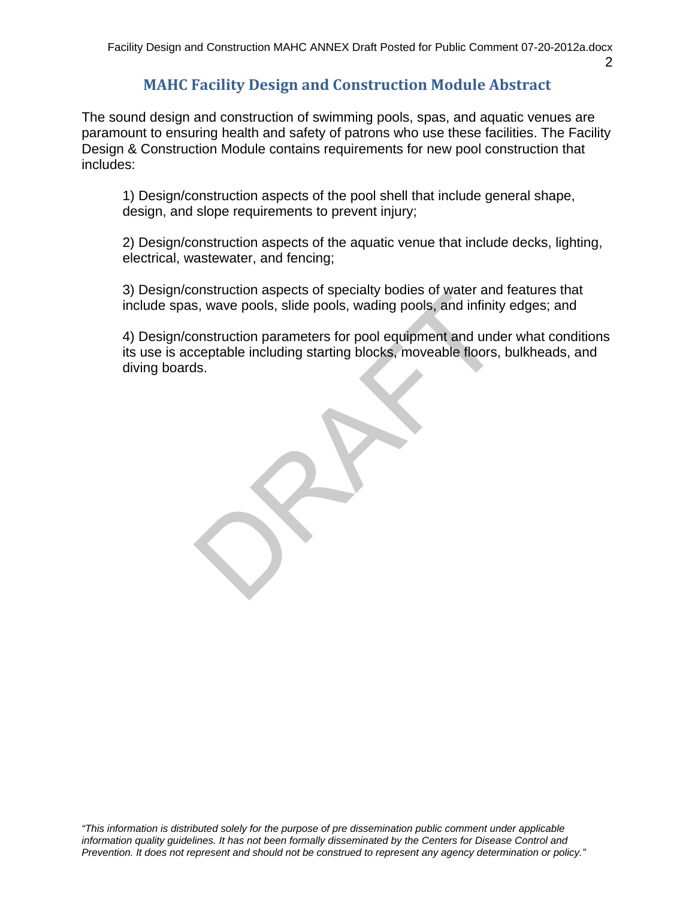# MAHC Facility Design and Construction Module Abstract

The sound design and construction of swimming pools, spas, and aquatic venues are paramount to ensuring health and safety of patrons who use these facilities. The Facility Design & Construction Module contains requirements for new pool construction that includes:

1) Design/construction aspects of the pool shell that include general shape, design, and slope requirements to prevent injury;

2) Design/construction aspects of the aquatic venue that include decks, lighting, electrical, wastewater, and fencing;

3) Design/construction aspects of specialty bodies of water and features that include spas, wave pools, slide pools, wading pools, and infinity edges; and

4) Design/construction parameters for pool equipment and under what conditions its use is acceptable including starting blocks, moveable floors, bulkheads, and diving boards.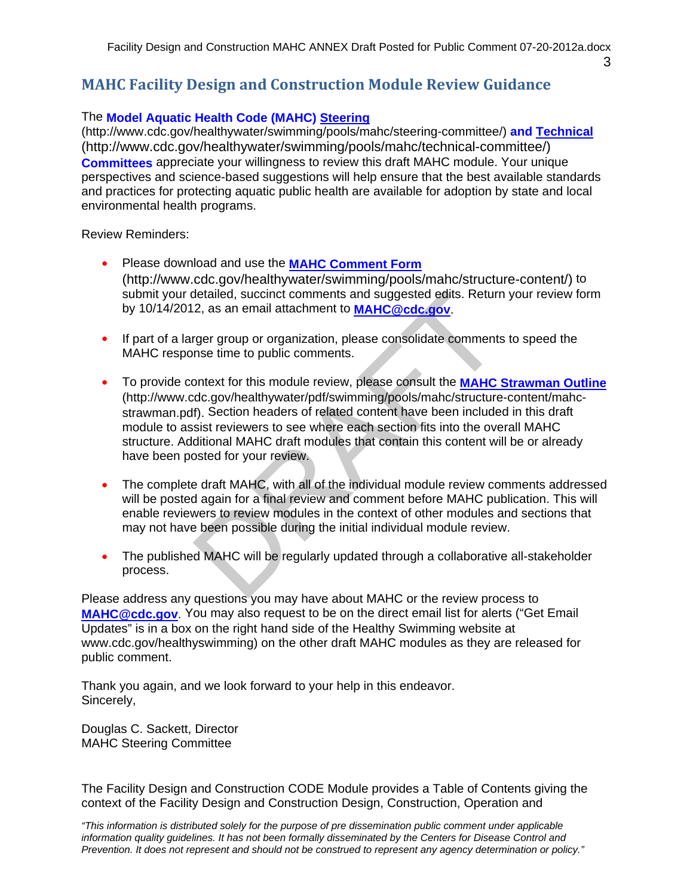## MAHC Facility Design and Construction Module Review Guidance

The **Model Aquatic Health Code (MAHC) Steering** (http://www.cdc.gov/healthywater/swimming/pools/mahc/steering-committee/) **and Technical** (http://www.cdc.gov/healthywater/swimming/pools/mahc/technical-committee/) **Committees** appreciate your willingness to review this draft MAHC module. Your unique perspectives and science-based suggestions will help ensure that the best available standards and practices for protecting aquatic public health are available for adoption by state and local environmental health programs.

Review Reminders:

- Please download and use the **MAHC Comment Form** (http://www.cdc.gov/healthywater/swimming/pools/mahc/structure-content/) to submit your detailed, succinct comments and suggested edits. Return your review form by 10/14/2012, as an email attachment to **MAHC@cdc.gov**.

- If part of a larger group or organization, please consolidate comments to speed the MAHC response time to public comments.

- To provide context for this module review, please consult the **MAHC Strawman Outline** (http://www.cdc.gov/healthywater/pdf/swimming/pools/mahc/structure-content/mahc-strawman.pdf). Section headers of related content have been included in this draft module to assist reviewers to see where each section fits into the overall MAHC structure. Additional MAHC draft modules that contain this content will be or already have been posted for your review.

- The complete draft MAHC, with all of the individual module review comments addressed will be posted again for a final review and comment before MAHC publication. This will enable reviewers to review modules in the context of other modules and sections that may not have been possible during the initial individual module review.

- The published MAHC will be regularly updated through a collaborative all-stakeholder process.

Please address any questions you may have about MAHC or the review process to **MAHC@cdc.gov**. You may also request to be on the direct email list for alerts ("Get Email Updates" is in a box on the right hand side of the Healthy Swimming website at www.cdc.gov/healthyswimming) on the other draft MAHC modules as they are released for public comment.

Thank you again, and we look forward to your help in this endeavor.
Sincerely,

Douglas C. Sackett, Director
MAHC Steering Committee

The Facility Design and Construction CODE Module provides a Table of Contents giving the context of the Facility Design and Construction Design, Construction, Operation and

*"This information is distributed solely for the purpose of pre dissemination public comment under applicable information quality guidelines. It has not been formally disseminated by the Centers for Disease Control and Prevention. It does not represent and should not be construed to represent any agency determination or policy."*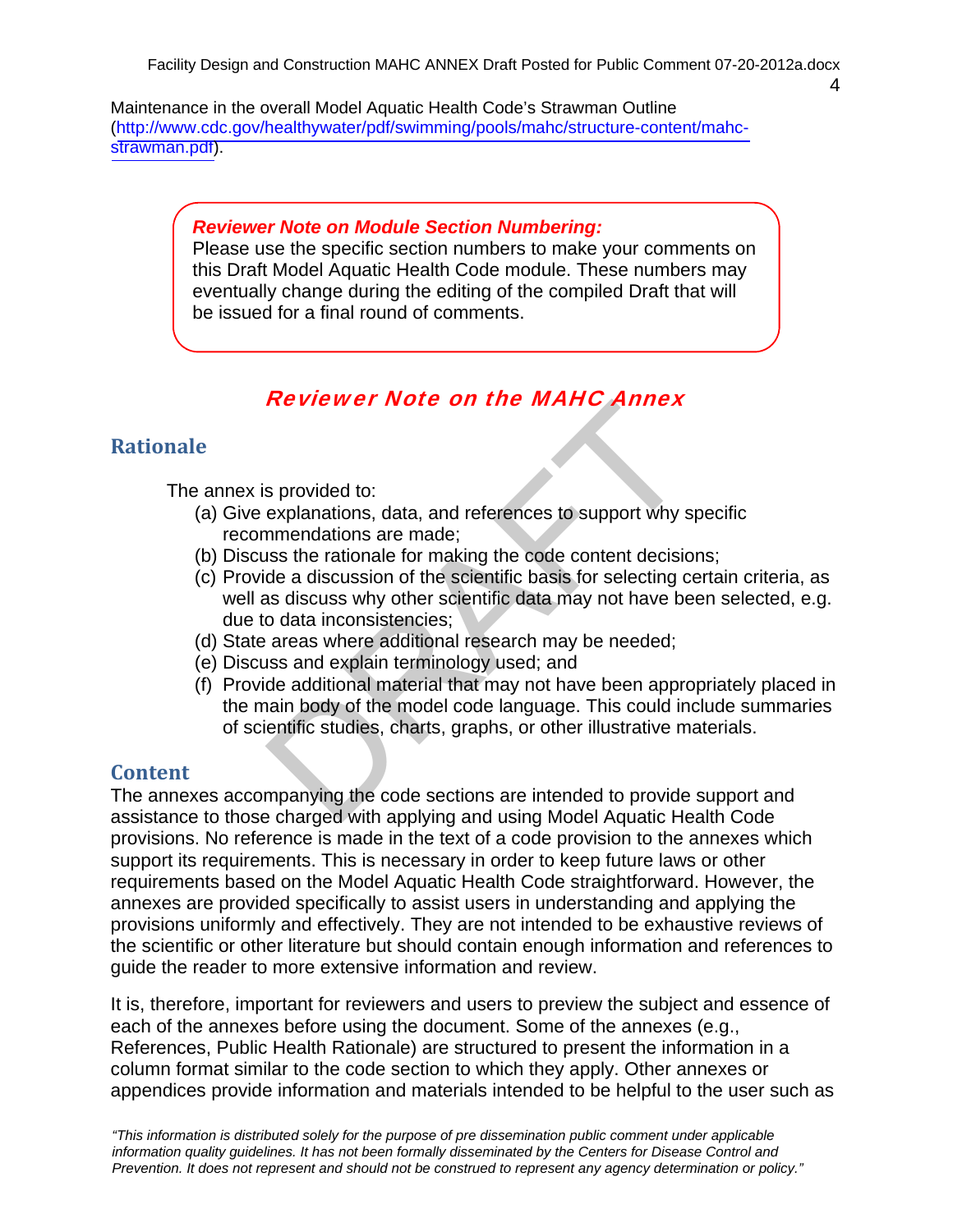Maintenance in the overall Model Aquatic Health Code's Strawman Outline (http://www.cdc.gov/healthywater/pdf/swimming/pools/mahc/structure-content/mahc-strawman.pdf).

> ***Reviewer Note on Module Section Numbering:***
> Please use the specific section numbers to make your comments on this Draft Model Aquatic Health Code module. These numbers may eventually change during the editing of the compiled Draft that will be issued for a final round of comments.

## *Reviewer Note on the MAHC Annex*

### Rationale

The annex is provided to:

(a) Give explanations, data, and references to support why specific recommendations are made;
(b) Discuss the rationale for making the code content decisions;
(c) Provide a discussion of the scientific basis for selecting certain criteria, as well as discuss why other scientific data may not have been selected, e.g. due to data inconsistencies;
(d) State areas where additional research may be needed;
(e) Discuss and explain terminology used; and
(f) Provide additional material that may not have been appropriately placed in the main body of the model code language. This could include summaries of scientific studies, charts, graphs, or other illustrative materials.

### Content

The annexes accompanying the code sections are intended to provide support and assistance to those charged with applying and using Model Aquatic Health Code provisions. No reference is made in the text of a code provision to the annexes which support its requirements. This is necessary in order to keep future laws or other requirements based on the Model Aquatic Health Code straightforward. However, the annexes are provided specifically to assist users in understanding and applying the provisions uniformly and effectively. They are not intended to be exhaustive reviews of the scientific or other literature but should contain enough information and references to guide the reader to more extensive information and review.

It is, therefore, important for reviewers and users to preview the subject and essence of each of the annexes before using the document. Some of the annexes (e.g., References, Public Health Rationale) are structured to present the information in a column format similar to the code section to which they apply. Other annexes or appendices provide information and materials intended to be helpful to the user such as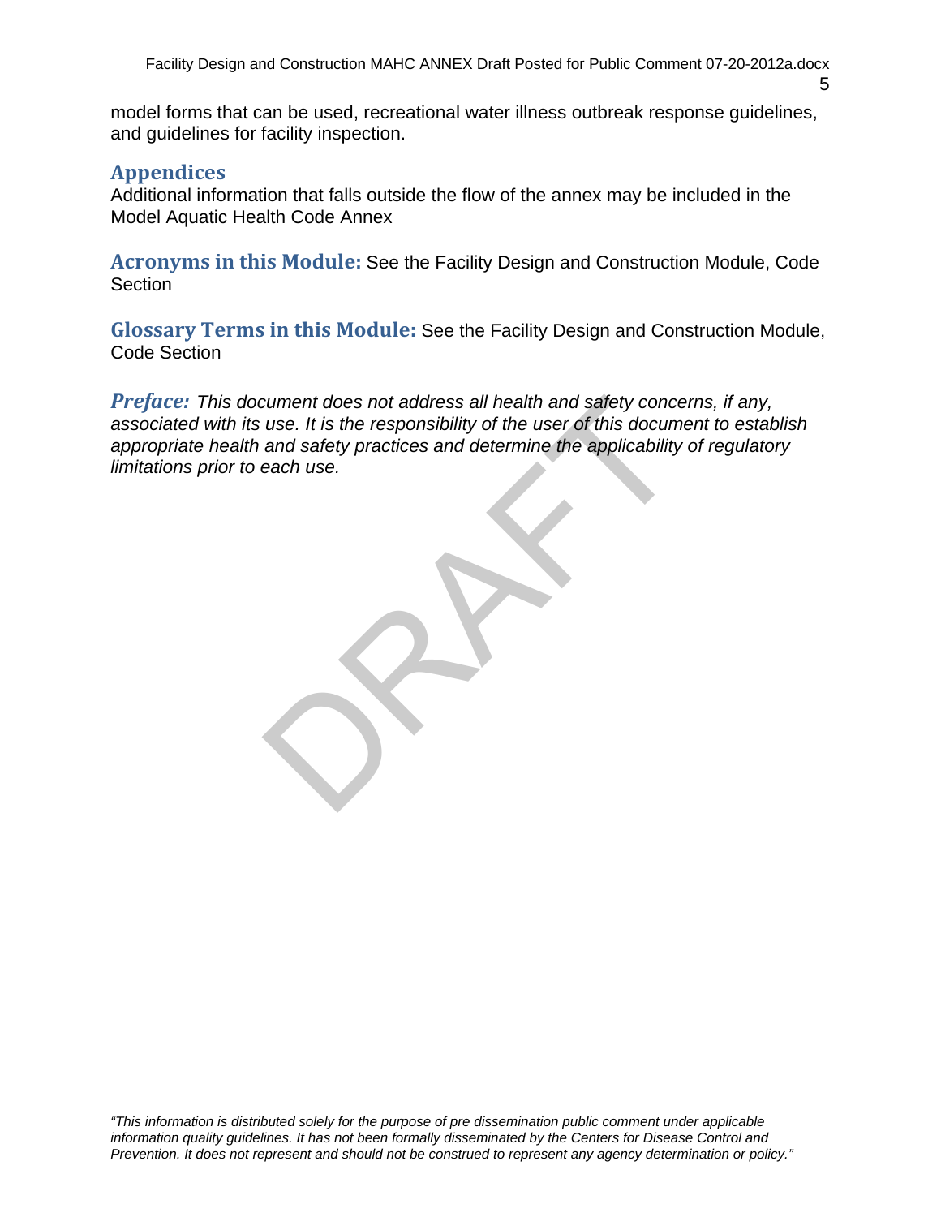model forms that can be used, recreational water illness outbreak response guidelines, and guidelines for facility inspection.

## Appendices

Additional information that falls outside the flow of the annex may be included in the Model Aquatic Health Code Annex

**Acronyms in this Module:** See the Facility Design and Construction Module, Code Section

**Glossary Terms in this Module:** See the Facility Design and Construction Module, Code Section

***Preface:*** *This document does not address all health and safety concerns, if any, associated with its use. It is the responsibility of the user of this document to establish appropriate health and safety practices and determine the applicability of regulatory limitations prior to each use.*

*"This information is distributed solely for the purpose of pre dissemination public comment under applicable information quality guidelines. It has not been formally disseminated by the Centers for Disease Control and Prevention. It does not represent and should not be construed to represent any agency determination or policy."*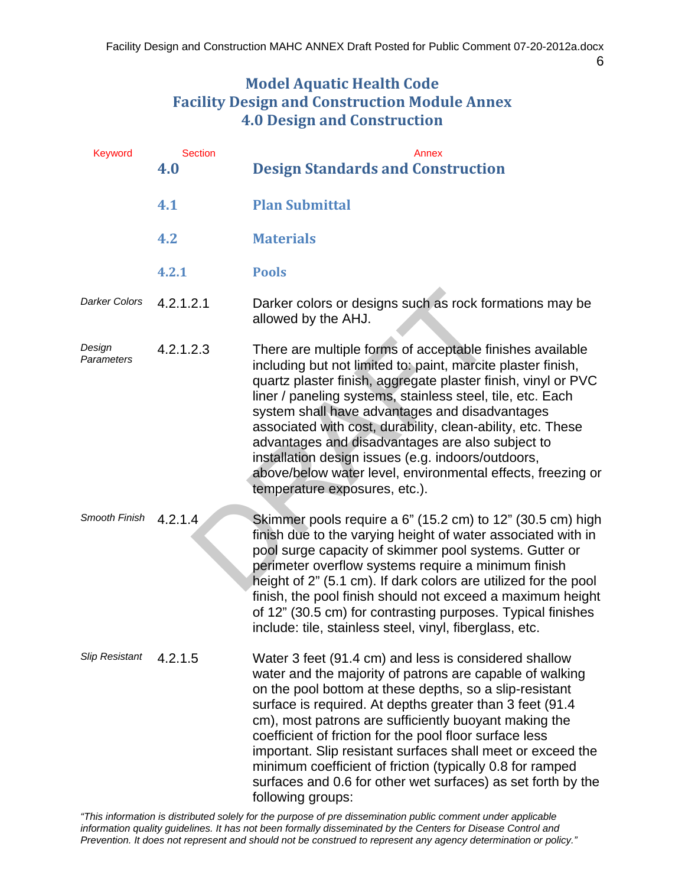# Model Aquatic Health Code
# Facility Design and Construction Module Annex
# 4.0 Design and Construction

| Keyword | Section | Annex |
|---|---|---|
| | **4.0** | **Design Standards and Construction** |
| | **4.1** | **Plan Submittal** |
| | **4.2** | **Materials** |
| | **4.2.1** | **Pools** |
| *Darker Colors* | 4.2.1.2.1 | Darker colors or designs such as rock formations may be allowed by the AHJ. |
| *Design Parameters* | 4.2.1.2.3 | There are multiple forms of acceptable finishes available including but not limited to: paint, marcite plaster finish, quartz plaster finish, aggregate plaster finish, vinyl or PVC liner / paneling systems, stainless steel, tile, etc. Each system shall have advantages and disadvantages associated with cost, durability, clean-ability, etc. These advantages and disadvantages are also subject to installation design issues (e.g. indoors/outdoors, above/below water level, environmental effects, freezing or temperature exposures, etc.). |
| *Smooth Finish* | 4.2.1.4 | Skimmer pools require a 6" (15.2 cm) to 12" (30.5 cm) high finish due to the varying height of water associated with in pool surge capacity of skimmer pool systems. Gutter or perimeter overflow systems require a minimum finish height of 2" (5.1 cm). If dark colors are utilized for the pool finish, the pool finish should not exceed a maximum height of 12" (30.5 cm) for contrasting purposes. Typical finishes include: tile, stainless steel, vinyl, fiberglass, etc. |
| *Slip Resistant* | 4.2.1.5 | Water 3 feet (91.4 cm) and less is considered shallow water and the majority of patrons are capable of walking on the pool bottom at these depths, so a slip-resistant surface is required. At depths greater than 3 feet (91.4 cm), most patrons are sufficiently buoyant making the coefficient of friction for the pool floor surface less important. Slip resistant surfaces shall meet or exceed the minimum coefficient of friction (typically 0.8 for ramped surfaces and 0.6 for other wet surfaces) as set forth by the following groups: |

*"This information is distributed solely for the purpose of pre dissemination public comment under applicable information quality guidelines. It has not been formally disseminated by the Centers for Disease Control and Prevention. It does not represent and should not be construed to represent any agency determination or policy."*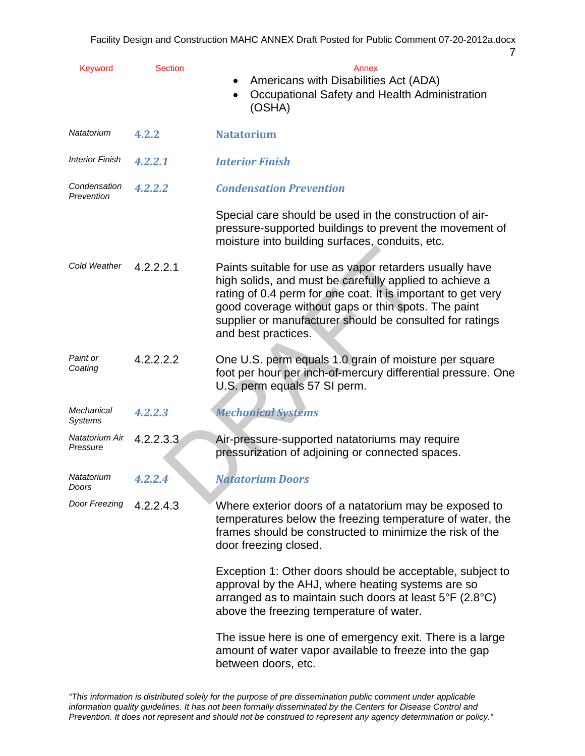| Keyword | Section | Annex |
|---|---|---|
| | | • Americans with Disabilities Act (ADA)<br>• Occupational Safety and Health Administration (OSHA) |
| *Natatorium* | **4.2.2** | **Natatorium** |
| *Interior Finish* | ***4.2.2.1*** | ***Interior Finish*** |
| *Condensation Prevention* | ***4.2.2.2*** | ***Condensation Prevention*** |
| | | Special care should be used in the construction of air-pressure-supported buildings to prevent the movement of moisture into building surfaces, conduits, etc. |
| *Cold Weather* | 4.2.2.2.1 | Paints suitable for use as vapor retarders usually have high solids, and must be carefully applied to achieve a rating of 0.4 perm for one coat. It is important to get very good coverage without gaps or thin spots. The paint supplier or manufacturer should be consulted for ratings and best practices. |
| *Paint or Coating* | 4.2.2.2.2 | One U.S. perm equals 1.0 grain of moisture per square foot per hour per inch-of-mercury differential pressure. One U.S. perm equals 57 SI perm. |
| *Mechanical Systems* | ***4.2.2.3*** | ***Mechanical Systems*** |
| *Natatorium Air Pressure* | 4.2.2.3.3 | Air-pressure-supported natatoriums may require pressurization of adjoining or connected spaces. |
| *Natatorium Doors* | ***4.2.2.4*** | ***Natatorium Doors*** |
| *Door Freezing* | 4.2.2.4.3 | Where exterior doors of a natatorium may be exposed to temperatures below the freezing temperature of water, the frames should be constructed to minimize the risk of the door freezing closed.<br><br>Exception 1: Other doors should be acceptable, subject to approval by the AHJ, where heating systems are so arranged as to maintain such doors at least 5°F (2.8°C) above the freezing temperature of water.<br><br>The issue here is one of emergency exit. There is a large amount of water vapor available to freeze into the gap between doors, etc. |

*"This information is distributed solely for the purpose of pre dissemination public comment under applicable information quality guidelines. It has not been formally disseminated by the Centers for Disease Control and Prevention. It does not represent and should not be construed to represent any agency determination or policy."*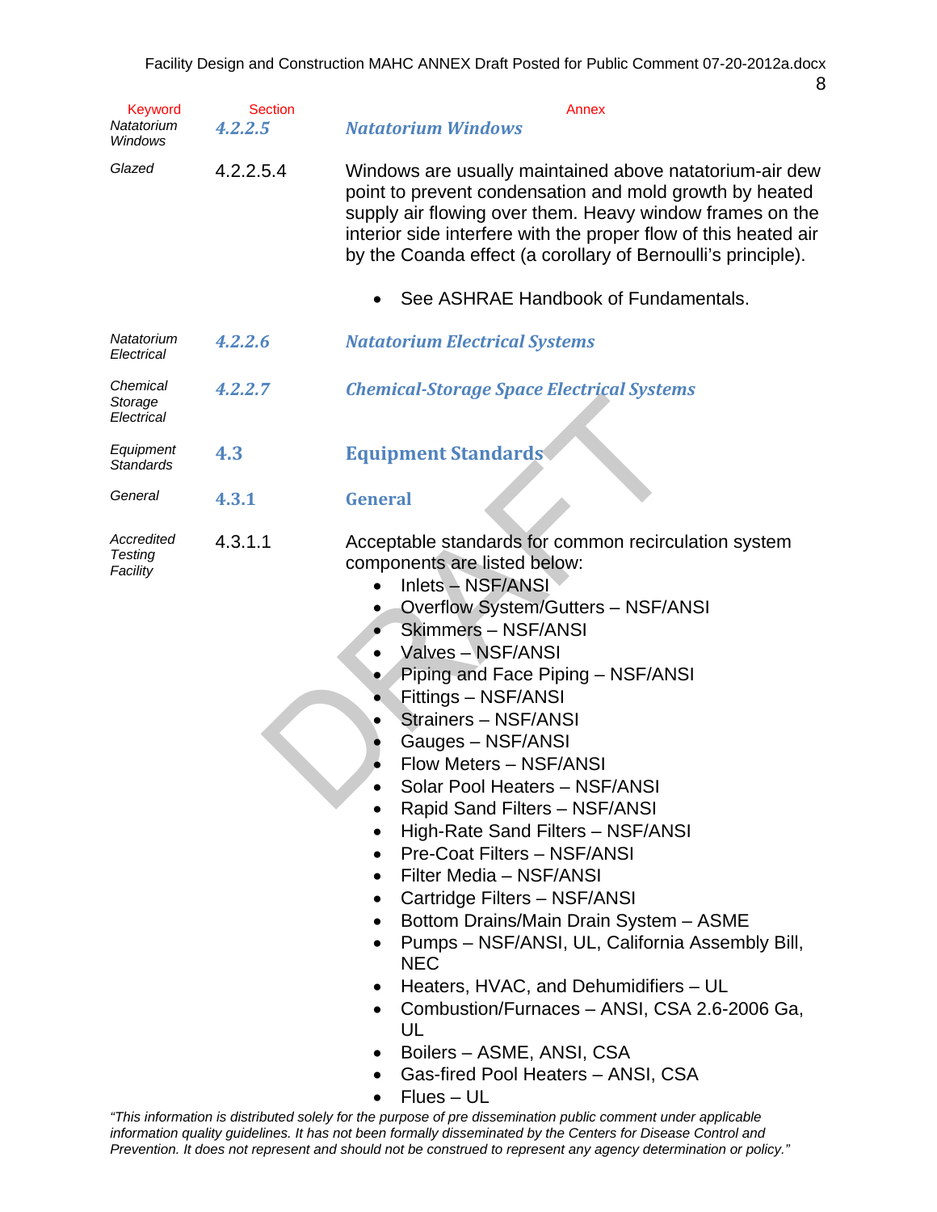| Keyword | Section | Annex |
|---|---|---|
| *Natatorium Windows* | ***4.2.2.5*** | ***Natatorium Windows*** |
| *Glazed* | 4.2.2.5.4 | Windows are usually maintained above natatorium-air dew point to prevent condensation and mold growth by heated supply air flowing over them. Heavy window frames on the interior side interfere with the proper flow of this heated air by the Coanda effect (a corollary of Bernoulli's principle).<br>• See ASHRAE Handbook of Fundamentals. |
| *Natatorium Electrical* | ***4.2.2.6*** | ***Natatorium Electrical Systems*** |
| *Chemical Storage Electrical* | ***4.2.2.7*** | ***Chemical-Storage Space Electrical Systems*** |
| *Equipment Standards* | **4.3** | **Equipment Standards** |
| *General* | **4.3.1** | **General** |
| *Accredited Testing Facility* | 4.3.1.1 | Acceptable standards for common recirculation system components are listed below:<br>• Inlets – NSF/ANSI<br>• Overflow System/Gutters – NSF/ANSI<br>• Skimmers – NSF/ANSI<br>• Valves – NSF/ANSI<br>• Piping and Face Piping – NSF/ANSI<br>• Fittings – NSF/ANSI<br>• Strainers – NSF/ANSI<br>• Gauges – NSF/ANSI<br>• Flow Meters – NSF/ANSI<br>• Solar Pool Heaters – NSF/ANSI<br>• Rapid Sand Filters – NSF/ANSI<br>• High-Rate Sand Filters – NSF/ANSI<br>• Pre-Coat Filters – NSF/ANSI<br>• Filter Media – NSF/ANSI<br>• Cartridge Filters – NSF/ANSI<br>• Bottom Drains/Main Drain System – ASME<br>• Pumps – NSF/ANSI, UL, California Assembly Bill, NEC<br>• Heaters, HVAC, and Dehumidifiers – UL<br>• Combustion/Furnaces – ANSI, CSA 2.6-2006 Ga, UL<br>• Boilers – ASME, ANSI, CSA<br>• Gas-fired Pool Heaters – ANSI, CSA<br>• Flues – UL |

*"This information is distributed solely for the purpose of pre dissemination public comment under applicable information quality guidelines. It has not been formally disseminated by the Centers for Disease Control and Prevention. It does not represent and should not be construed to represent any agency determination or policy."*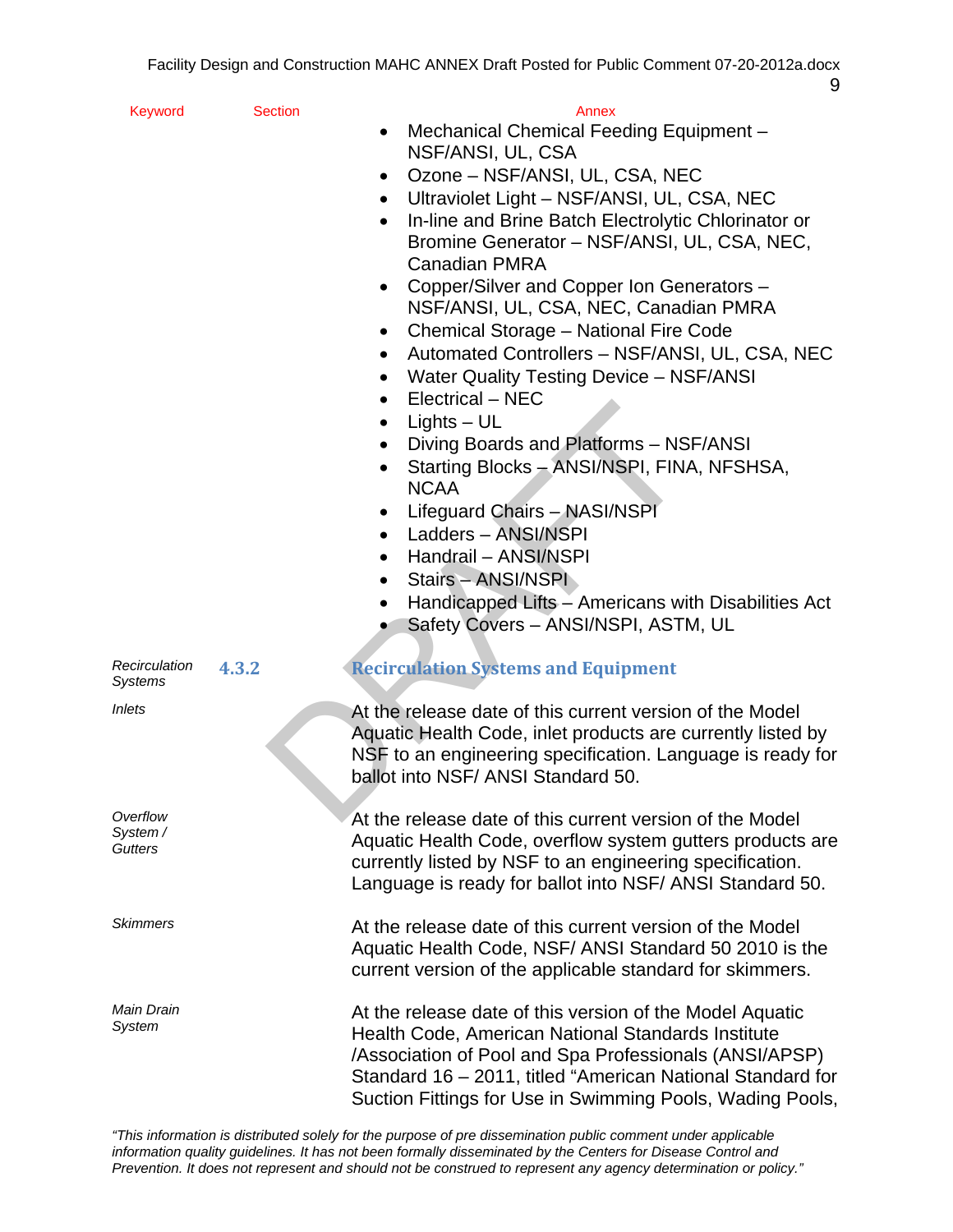| Keyword | Section | Annex |
|---|---|---|
| | | • Mechanical Chemical Feeding Equipment – NSF/ANSI, UL, CSA<br>• Ozone – NSF/ANSI, UL, CSA, NEC<br>• Ultraviolet Light – NSF/ANSI, UL, CSA, NEC<br>• In-line and Brine Batch Electrolytic Chlorinator or Bromine Generator – NSF/ANSI, UL, CSA, NEC, Canadian PMRA<br>• Copper/Silver and Copper Ion Generators – NSF/ANSI, UL, CSA, NEC, Canadian PMRA<br>• Chemical Storage – National Fire Code<br>• Automated Controllers – NSF/ANSI, UL, CSA, NEC<br>• Water Quality Testing Device – NSF/ANSI<br>• Electrical – NEC<br>• Lights – UL<br>• Diving Boards and Platforms – NSF/ANSI<br>• Starting Blocks – ANSI/NSPI, FINA, NFSHSA, NCAA<br>• Lifeguard Chairs – NASI/NSPI<br>• Ladders – ANSI/NSPI<br>• Handrail – ANSI/NSPI<br>• Stairs – ANSI/NSPI<br>• Handicapped Lifts – Americans with Disabilities Act<br>• Safety Covers – ANSI/NSPI, ASTM, UL |
| *Recirculation Systems* | **4.3.2** | **Recirculation Systems and Equipment** |
| *Inlets* | | At the release date of this current version of the Model Aquatic Health Code, inlet products are currently listed by NSF to an engineering specification. Language is ready for ballot into NSF/ ANSI Standard 50. |
| *Overflow System / Gutters* | | At the release date of this current version of the Model Aquatic Health Code, overflow system gutters products are currently listed by NSF to an engineering specification. Language is ready for ballot into NSF/ ANSI Standard 50. |
| *Skimmers* | | At the release date of this current version of the Model Aquatic Health Code, NSF/ ANSI Standard 50 2010 is the current version of the applicable standard for skimmers. |
| *Main Drain System* | | At the release date of this version of the Model Aquatic Health Code, American National Standards Institute /Association of Pool and Spa Professionals (ANSI/APSP) Standard 16 – 2011, titled “American National Standard for Suction Fittings for Use in Swimming Pools, Wading Pools, |

*“This information is distributed solely for the purpose of pre dissemination public comment under applicable information quality guidelines. It has not been formally disseminated by the Centers for Disease Control and Prevention. It does not represent and should not be construed to represent any agency determination or policy.”*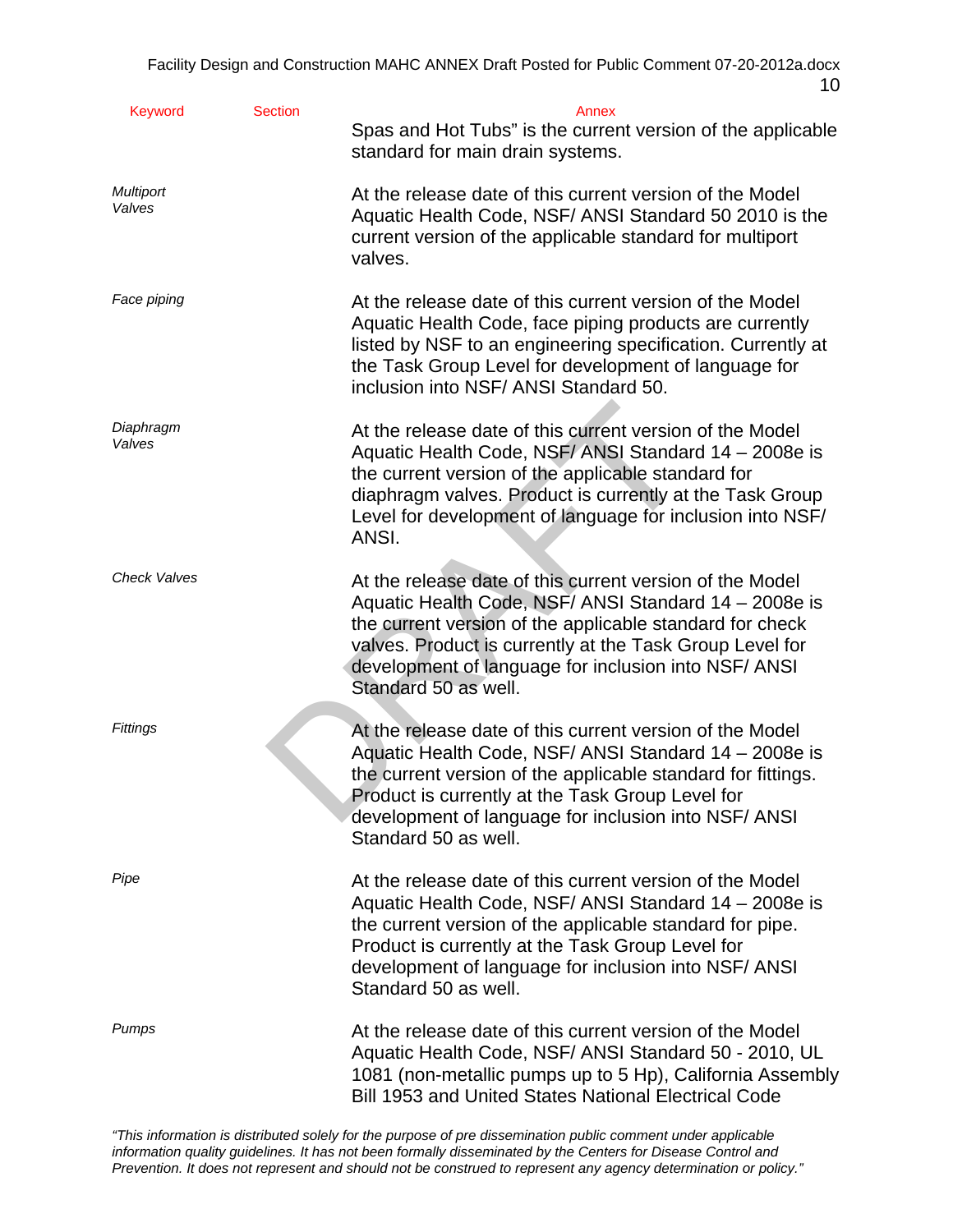| Keyword | Section | Annex |
|---|---|---|
| | | Spas and Hot Tubs" is the current version of the applicable standard for main drain systems. |
| *Multiport Valves* | | At the release date of this current version of the Model Aquatic Health Code, NSF/ ANSI Standard 50 2010 is the current version of the applicable standard for multiport valves. |
| *Face piping* | | At the release date of this current version of the Model Aquatic Health Code, face piping products are currently listed by NSF to an engineering specification. Currently at the Task Group Level for development of language for inclusion into NSF/ ANSI Standard 50. |
| *Diaphragm Valves* | | At the release date of this current version of the Model Aquatic Health Code, NSF/ ANSI Standard 14 – 2008e is the current version of the applicable standard for diaphragm valves. Product is currently at the Task Group Level for development of language for inclusion into NSF/ ANSI. |
| *Check Valves* | | At the release date of this current version of the Model Aquatic Health Code, NSF/ ANSI Standard 14 – 2008e is the current version of the applicable standard for check valves. Product is currently at the Task Group Level for development of language for inclusion into NSF/ ANSI Standard 50 as well. |
| *Fittings* | | At the release date of this current version of the Model Aquatic Health Code, NSF/ ANSI Standard 14 – 2008e is the current version of the applicable standard for fittings. Product is currently at the Task Group Level for development of language for inclusion into NSF/ ANSI Standard 50 as well. |
| *Pipe* | | At the release date of this current version of the Model Aquatic Health Code, NSF/ ANSI Standard 14 – 2008e is the current version of the applicable standard for pipe. Product is currently at the Task Group Level for development of language for inclusion into NSF/ ANSI Standard 50 as well. |
| *Pumps* | | At the release date of this current version of the Model Aquatic Health Code, NSF/ ANSI Standard 50 - 2010, UL 1081 (non-metallic pumps up to 5 Hp), California Assembly Bill 1953 and United States National Electrical Code |

*"This information is distributed solely for the purpose of pre dissemination public comment under applicable information quality guidelines. It has not been formally disseminated by the Centers for Disease Control and Prevention. It does not represent and should not be construed to represent any agency determination or policy."*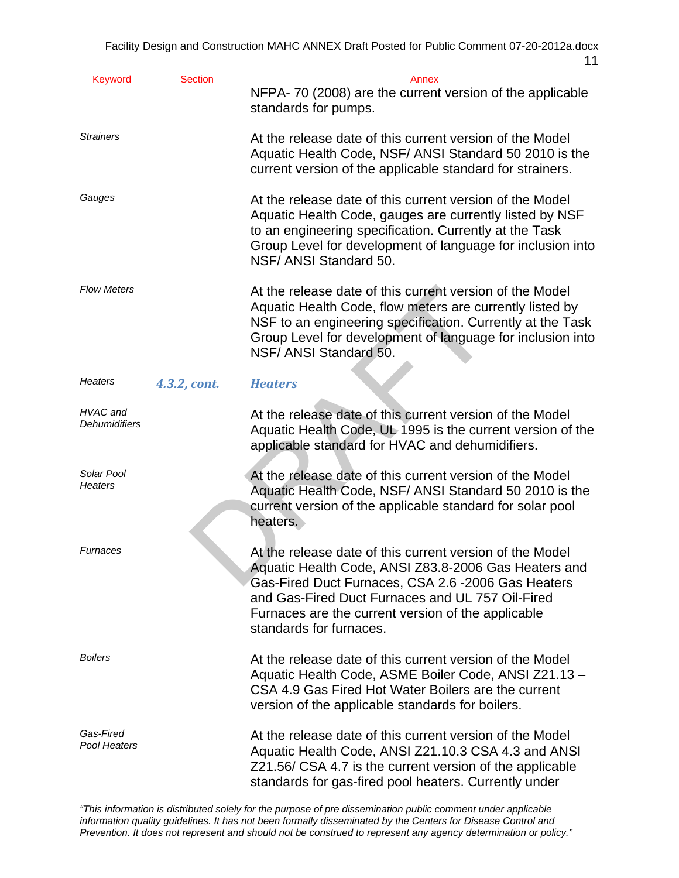| Keyword | Section | Annex |
|---|---|---|
| | | NFPA- 70 (2008) are the current version of the applicable standards for pumps. |
| *Strainers* | | At the release date of this current version of the Model Aquatic Health Code, NSF/ ANSI Standard 50 2010 is the current version of the applicable standard for strainers. |
| *Gauges* | | At the release date of this current version of the Model Aquatic Health Code, gauges are currently listed by NSF to an engineering specification. Currently at the Task Group Level for development of language for inclusion into NSF/ ANSI Standard 50. |
| *Flow Meters* | | At the release date of this current version of the Model Aquatic Health Code, flow meters are currently listed by NSF to an engineering specification. Currently at the Task Group Level for development of language for inclusion into NSF/ ANSI Standard 50. |
| *Heaters* | ***4.3.2, cont.*** | ***Heaters*** |
| *HVAC and Dehumidifiers* | | At the release date of this current version of the Model Aquatic Health Code, UL 1995 is the current version of the applicable standard for HVAC and dehumidifiers. |
| *Solar Pool Heaters* | | At the release date of this current version of the Model Aquatic Health Code, NSF/ ANSI Standard 50 2010 is the current version of the applicable standard for solar pool heaters. |
| *Furnaces* | | At the release date of this current version of the Model Aquatic Health Code, ANSI Z83.8-2006 Gas Heaters and Gas-Fired Duct Furnaces, CSA 2.6 -2006 Gas Heaters and Gas-Fired Duct Furnaces and UL 757 Oil-Fired Furnaces are the current version of the applicable standards for furnaces. |
| *Boilers* | | At the release date of this current version of the Model Aquatic Health Code, ASME Boiler Code, ANSI Z21.13 – CSA 4.9 Gas Fired Hot Water Boilers are the current version of the applicable standards for boilers. |
| *Gas-Fired Pool Heaters* | | At the release date of this current version of the Model Aquatic Health Code, ANSI Z21.10.3 CSA 4.3 and ANSI Z21.56/ CSA 4.7 is the current version of the applicable standards for gas-fired pool heaters. Currently under |

*"This information is distributed solely for the purpose of pre dissemination public comment under applicable information quality guidelines. It has not been formally disseminated by the Centers for Disease Control and Prevention. It does not represent and should not be construed to represent any agency determination or policy."*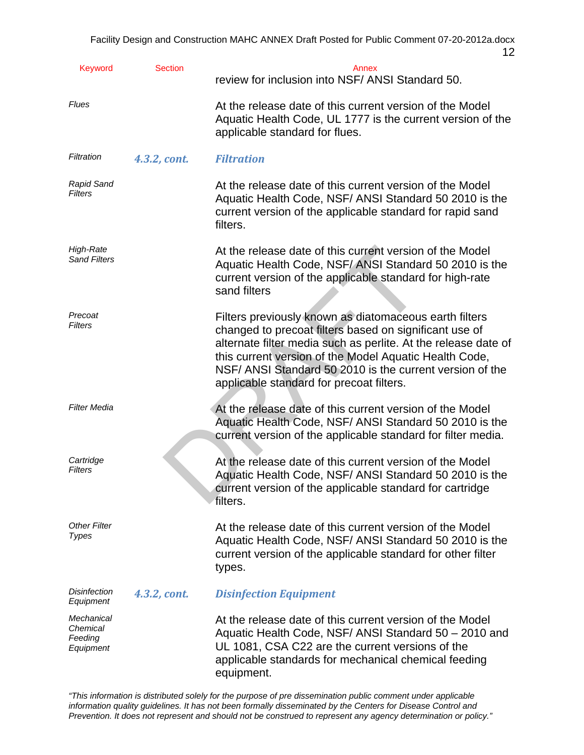| Keyword | Section | Annex |
|---|---|---|
| | | review for inclusion into NSF/ ANSI Standard 50. |
| *Flues* | | At the release date of this current version of the Model Aquatic Health Code, UL 1777 is the current version of the applicable standard for flues. |
| *Filtration* | ***4.3.2, cont.*** | ***Filtration*** |
| *Rapid Sand Filters* | | At the release date of this current version of the Model Aquatic Health Code, NSF/ ANSI Standard 50 2010 is the current version of the applicable standard for rapid sand filters. |
| *High-Rate Sand Filters* | | At the release date of this current version of the Model Aquatic Health Code, NSF/ ANSI Standard 50 2010 is the current version of the applicable standard for high-rate sand filters |
| *Precoat Filters* | | Filters previously known as diatomaceous earth filters changed to precoat filters based on significant use of alternate filter media such as perlite. At the release date of this current version of the Model Aquatic Health Code, NSF/ ANSI Standard 50 2010 is the current version of the applicable standard for precoat filters. |
| *Filter Media* | | At the release date of this current version of the Model Aquatic Health Code, NSF/ ANSI Standard 50 2010 is the current version of the applicable standard for filter media. |
| *Cartridge Filters* | | At the release date of this current version of the Model Aquatic Health Code, NSF/ ANSI Standard 50 2010 is the current version of the applicable standard for cartridge filters. |
| *Other Filter Types* | | At the release date of this current version of the Model Aquatic Health Code, NSF/ ANSI Standard 50 2010 is the current version of the applicable standard for other filter types. |
| *Disinfection Equipment* | ***4.3.2, cont.*** | ***Disinfection Equipment*** |
| *Mechanical Chemical Feeding Equipment* | | At the release date of this current version of the Model Aquatic Health Code, NSF/ ANSI Standard 50 – 2010 and UL 1081, CSA C22 are the current versions of the applicable standards for mechanical chemical feeding equipment. |

*"This information is distributed solely for the purpose of pre dissemination public comment under applicable information quality guidelines. It has not been formally disseminated by the Centers for Disease Control and Prevention. It does not represent and should not be construed to represent any agency determination or policy."*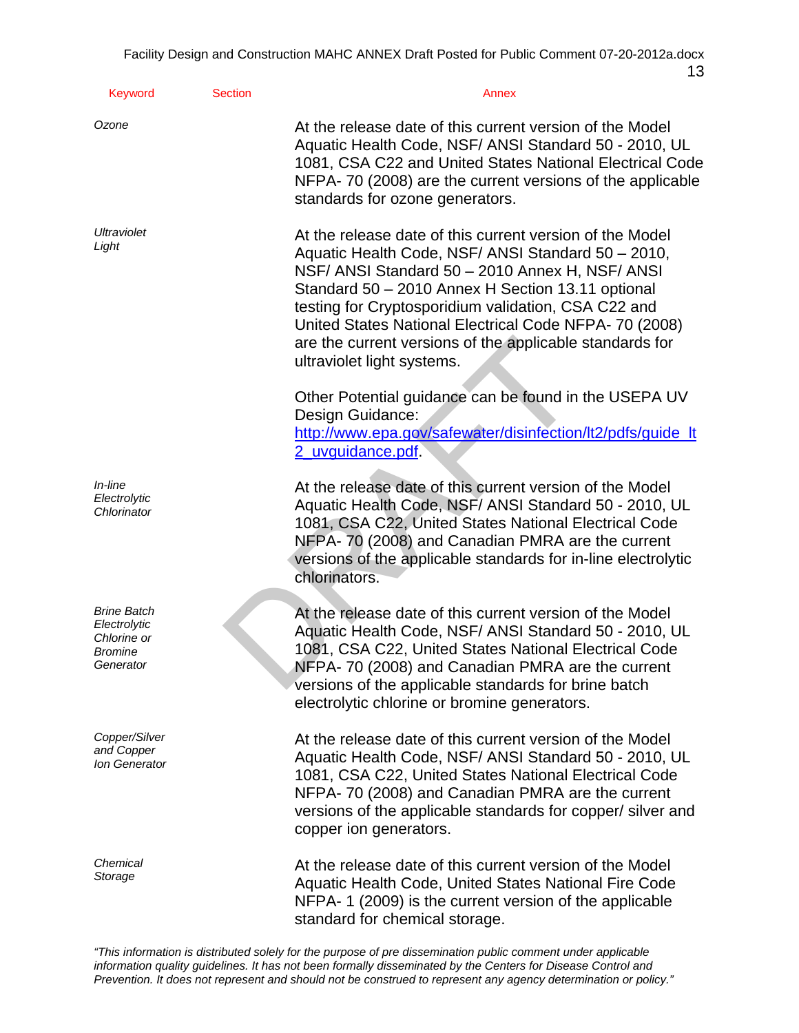| Keyword | Section | Annex |
|---|---|---|
| *Ozone* | | At the release date of this current version of the Model Aquatic Health Code, NSF/ ANSI Standard 50 - 2010, UL 1081, CSA C22 and United States National Electrical Code NFPA- 70 (2008) are the current versions of the applicable standards for ozone generators. |
| *Ultraviolet Light* | | At the release date of this current version of the Model Aquatic Health Code, NSF/ ANSI Standard 50 – 2010, NSF/ ANSI Standard 50 – 2010 Annex H, NSF/ ANSI Standard 50 – 2010 Annex H Section 13.11 optional testing for Cryptosporidium validation, CSA C22 and United States National Electrical Code NFPA- 70 (2008) are the current versions of the applicable standards for ultraviolet light systems.<br><br>Other Potential guidance can be found in the USEPA UV Design Guidance: [http://www.epa.gov/safewater/disinfection/lt2/pdfs/guide_lt2_uvguidance.pdf](http://www.epa.gov/safewater/disinfection/lt2/pdfs/guide_lt2_uvguidance.pdf). |
| *In-line Electrolytic Chlorinator* | | At the release date of this current version of the Model Aquatic Health Code, NSF/ ANSI Standard 50 - 2010, UL 1081, CSA C22, United States National Electrical Code NFPA- 70 (2008) and Canadian PMRA are the current versions of the applicable standards for in-line electrolytic chlorinators. |
| *Brine Batch Electrolytic Chlorine or Bromine Generator* | | At the release date of this current version of the Model Aquatic Health Code, NSF/ ANSI Standard 50 - 2010, UL 1081, CSA C22, United States National Electrical Code NFPA- 70 (2008) and Canadian PMRA are the current versions of the applicable standards for brine batch electrolytic chlorine or bromine generators. |
| *Copper/Silver and Copper Ion Generator* | | At the release date of this current version of the Model Aquatic Health Code, NSF/ ANSI Standard 50 - 2010, UL 1081, CSA C22, United States National Electrical Code NFPA- 70 (2008) and Canadian PMRA are the current versions of the applicable standards for copper/ silver and copper ion generators. |
| *Chemical Storage* | | At the release date of this current version of the Model Aquatic Health Code, United States National Fire Code NFPA- 1 (2009) is the current version of the applicable standard for chemical storage. |

*"This information is distributed solely for the purpose of pre dissemination public comment under applicable information quality guidelines. It has not been formally disseminated by the Centers for Disease Control and Prevention. It does not represent and should not be construed to represent any agency determination or policy."*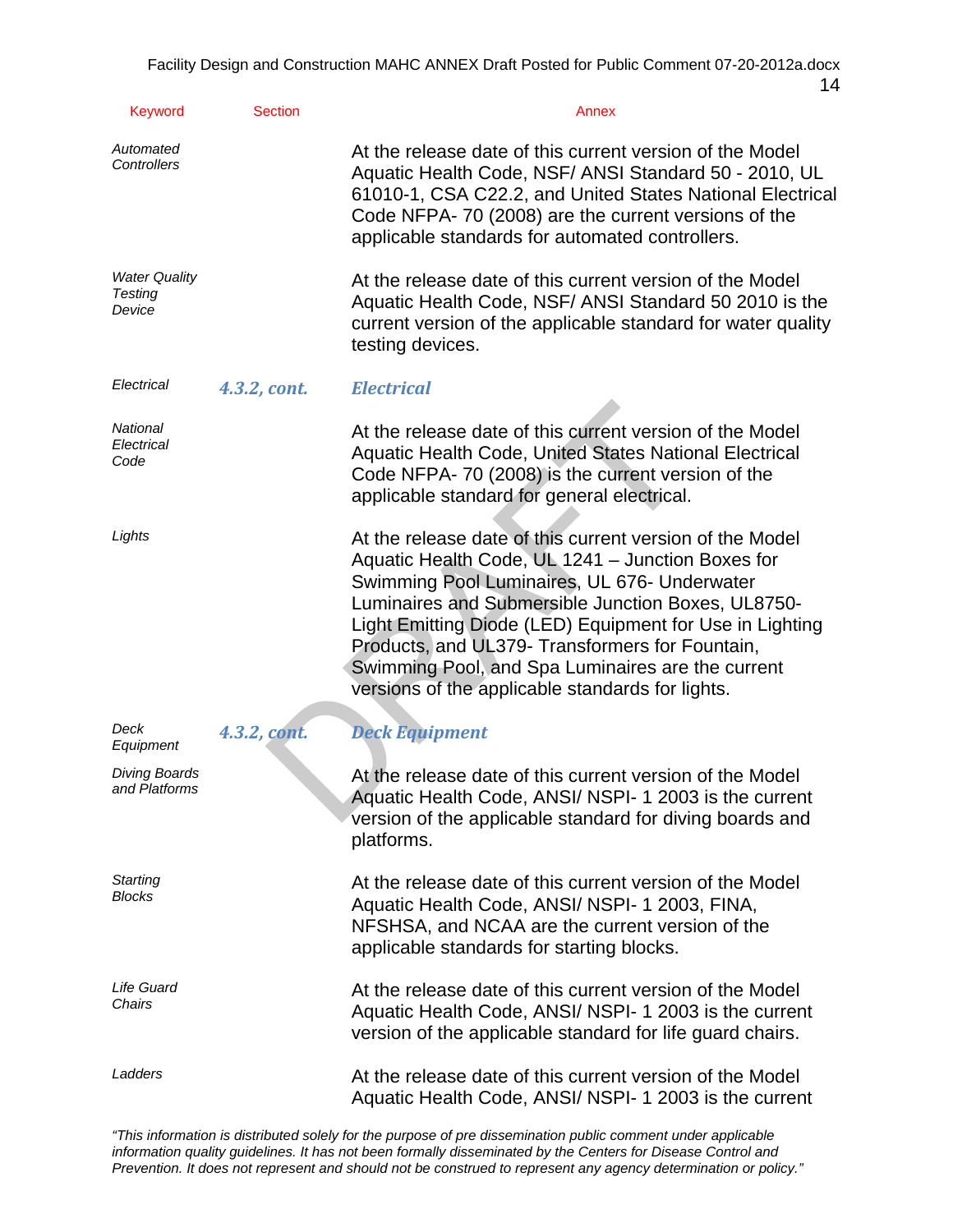| Keyword | Section | Annex |
|---|---|---|
| *Automated Controllers* | | At the release date of this current version of the Model Aquatic Health Code, NSF/ ANSI Standard 50 - 2010, UL 61010-1, CSA C22.2, and United States National Electrical Code NFPA- 70 (2008) are the current versions of the applicable standards for automated controllers. |
| *Water Quality Testing Device* | | At the release date of this current version of the Model Aquatic Health Code, NSF/ ANSI Standard 50 2010 is the current version of the applicable standard for water quality testing devices. |
| *Electrical* | ***4.3.2, cont.*** | ***Electrical*** |
| *National Electrical Code* | | At the release date of this current version of the Model Aquatic Health Code, United States National Electrical Code NFPA- 70 (2008) is the current version of the applicable standard for general electrical. |
| *Lights* | | At the release date of this current version of the Model Aquatic Health Code, UL 1241 – Junction Boxes for Swimming Pool Luminaires, UL 676- Underwater Luminaires and Submersible Junction Boxes, UL8750- Light Emitting Diode (LED) Equipment for Use in Lighting Products, and UL379- Transformers for Fountain, Swimming Pool, and Spa Luminaires are the current versions of the applicable standards for lights. |
| *Deck Equipment* | ***4.3.2, cont.*** | ***Deck Equipment*** |
| *Diving Boards and Platforms* | | At the release date of this current version of the Model Aquatic Health Code, ANSI/ NSPI- 1 2003 is the current version of the applicable standard for diving boards and platforms. |
| *Starting Blocks* | | At the release date of this current version of the Model Aquatic Health Code, ANSI/ NSPI- 1 2003, FINA, NFSHSA, and NCAA are the current version of the applicable standards for starting blocks. |
| *Life Guard Chairs* | | At the release date of this current version of the Model Aquatic Health Code, ANSI/ NSPI- 1 2003 is the current version of the applicable standard for life guard chairs. |
| *Ladders* | | At the release date of this current version of the Model Aquatic Health Code, ANSI/ NSPI- 1 2003 is the current |

*"This information is distributed solely for the purpose of pre dissemination public comment under applicable information quality guidelines. It has not been formally disseminated by the Centers for Disease Control and Prevention. It does not represent and should not be construed to represent any agency determination or policy."*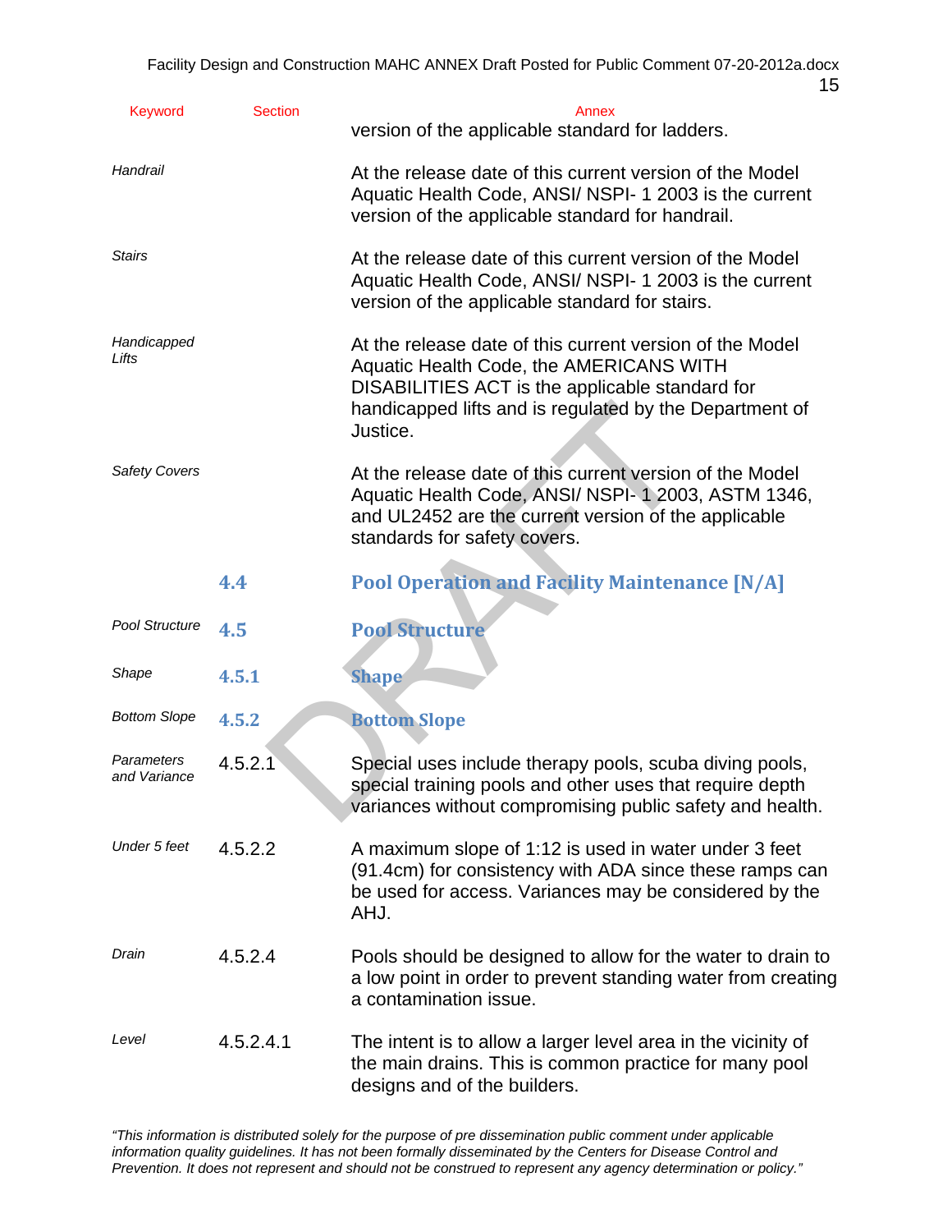| Keyword | Section | Annex |
|---|---|---|
| | | version of the applicable standard for ladders. |
| *Handrail* | | At the release date of this current version of the Model Aquatic Health Code, ANSI/ NSPI- 1 2003 is the current version of the applicable standard for handrail. |
| *Stairs* | | At the release date of this current version of the Model Aquatic Health Code, ANSI/ NSPI- 1 2003 is the current version of the applicable standard for stairs. |
| *Handicapped Lifts* | | At the release date of this current version of the Model Aquatic Health Code, the AMERICANS WITH DISABILITIES ACT is the applicable standard for handicapped lifts and is regulated by the Department of Justice. |
| *Safety Covers* | | At the release date of this current version of the Model Aquatic Health Code, ANSI/ NSPI- 1 2003, ASTM 1346, and UL2452 are the current version of the applicable standards for safety covers. |
| | **4.4** | **Pool Operation and Facility Maintenance [N/A]** |
| *Pool Structure* | **4.5** | **Pool Structure** |
| *Shape* | **4.5.1** | **Shape** |
| *Bottom Slope* | **4.5.2** | **Bottom Slope** |
| *Parameters and Variance* | 4.5.2.1 | Special uses include therapy pools, scuba diving pools, special training pools and other uses that require depth variances without compromising public safety and health. |
| *Under 5 feet* | 4.5.2.2 | A maximum slope of 1:12 is used in water under 3 feet (91.4cm) for consistency with ADA since these ramps can be used for access. Variances may be considered by the AHJ. |
| *Drain* | 4.5.2.4 | Pools should be designed to allow for the water to drain to a low point in order to prevent standing water from creating a contamination issue. |
| *Level* | 4.5.2.4.1 | The intent is to allow a larger level area in the vicinity of the main drains. This is common practice for many pool designs and of the builders. |

*"This information is distributed solely for the purpose of pre dissemination public comment under applicable information quality guidelines. It has not been formally disseminated by the Centers for Disease Control and Prevention. It does not represent and should not be construed to represent any agency determination or policy."*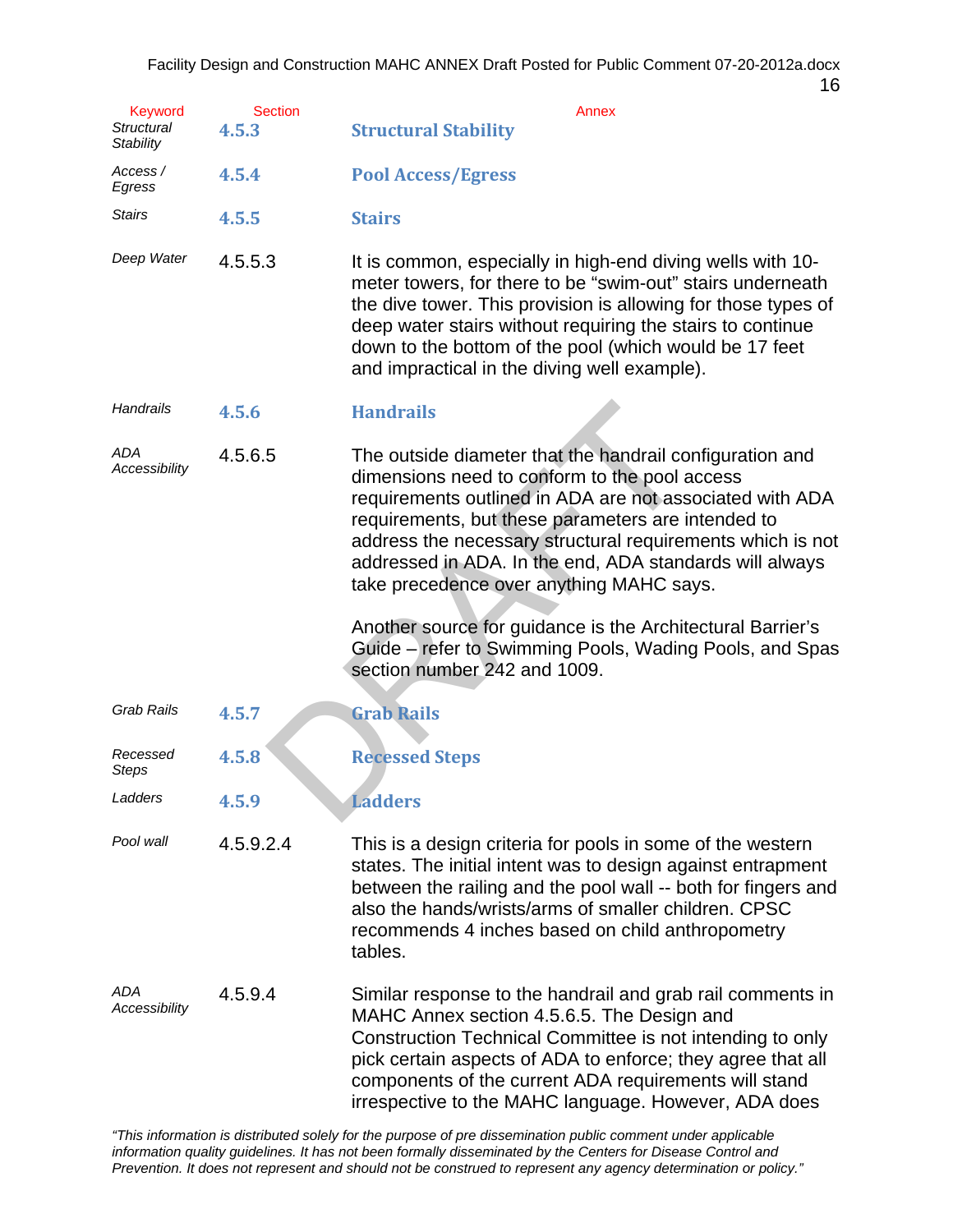| Keyword | Section | Annex |
|---|---|---|
| *Structural Stability* | **4.5.3** | **Structural Stability** |
| *Access / Egress* | **4.5.4** | **Pool Access/Egress** |
| *Stairs* | **4.5.5** | **Stairs** |
| *Deep Water* | 4.5.5.3 | It is common, especially in high-end diving wells with 10-meter towers, for there to be "swim-out" stairs underneath the dive tower. This provision is allowing for those types of deep water stairs without requiring the stairs to continue down to the bottom of the pool (which would be 17 feet and impractical in the diving well example). |
| *Handrails* | **4.5.6** | **Handrails** |
| *ADA Accessibility* | 4.5.6.5 | The outside diameter that the handrail configuration and dimensions need to conform to the pool access requirements outlined in ADA are not associated with ADA requirements, but these parameters are intended to address the necessary structural requirements which is not addressed in ADA. In the end, ADA standards will always take precedence over anything MAHC says.<br><br>Another source for guidance is the Architectural Barrier's Guide – refer to Swimming Pools, Wading Pools, and Spas section number 242 and 1009. |
| *Grab Rails* | **4.5.7** | **Grab Rails** |
| *Recessed Steps* | **4.5.8** | **Recessed Steps** |
| *Ladders* | **4.5.9** | **Ladders** |
| *Pool wall* | 4.5.9.2.4 | This is a design criteria for pools in some of the western states. The initial intent was to design against entrapment between the railing and the pool wall -- both for fingers and also the hands/wrists/arms of smaller children. CPSC recommends 4 inches based on child anthropometry tables. |
| *ADA Accessibility* | 4.5.9.4 | Similar response to the handrail and grab rail comments in MAHC Annex section 4.5.6.5. The Design and Construction Technical Committee is not intending to only pick certain aspects of ADA to enforce; they agree that all components of the current ADA requirements will stand irrespective to the MAHC language. However, ADA does |

*"This information is distributed solely for the purpose of pre dissemination public comment under applicable information quality guidelines. It has not been formally disseminated by the Centers for Disease Control and Prevention. It does not represent and should not be construed to represent any agency determination or policy."*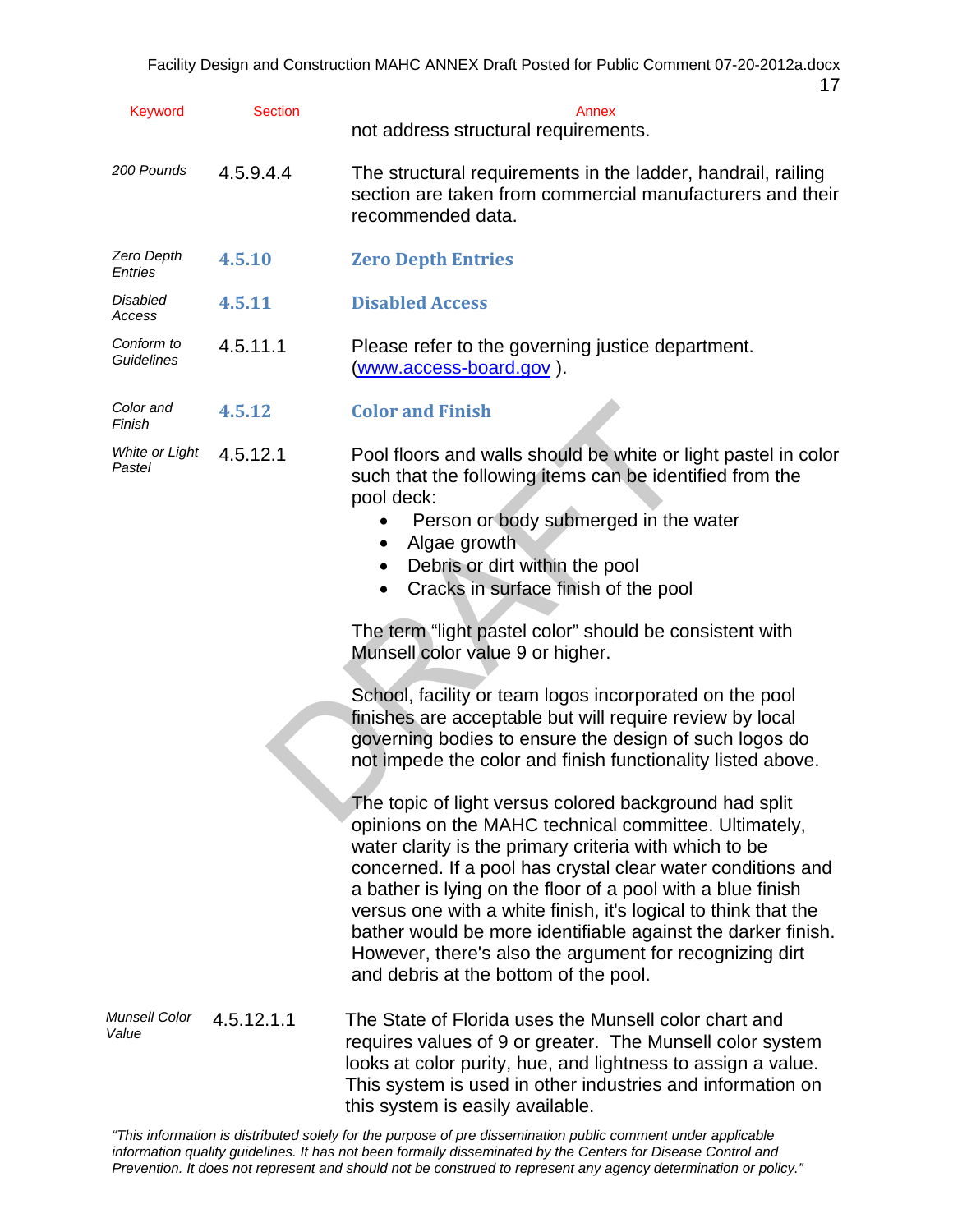| Keyword | Section | Annex |
|---|---|---|
| | | not address structural requirements. |
| *200 Pounds* | 4.5.9.4.4 | The structural requirements in the ladder, handrail, railing section are taken from commercial manufacturers and their recommended data. |
| *Zero Depth Entries* | **4.5.10** | **Zero Depth Entries** |
| *Disabled Access* | **4.5.11** | **Disabled Access** |
| *Conform to Guidelines* | 4.5.11.1 | Please refer to the governing justice department. (www.access-board.gov ). |
| *Color and Finish* | **4.5.12** | **Color and Finish** |
| *White or Light Pastel* | 4.5.12.1 | Pool floors and walls should be white or light pastel in color such that the following items can be identified from the pool deck:<br>• Person or body submerged in the water<br>• Algae growth<br>• Debris or dirt within the pool<br>• Cracks in surface finish of the pool<br><br>The term "light pastel color" should be consistent with Munsell color value 9 or higher.<br><br>School, facility or team logos incorporated on the pool finishes are acceptable but will require review by local governing bodies to ensure the design of such logos do not impede the color and finish functionality listed above.<br><br>The topic of light versus colored background had split opinions on the MAHC technical committee. Ultimately, water clarity is the primary criteria with which to be concerned. If a pool has crystal clear water conditions and a bather is lying on the floor of a pool with a blue finish versus one with a white finish, it's logical to think that the bather would be more identifiable against the darker finish. However, there's also the argument for recognizing dirt and debris at the bottom of the pool. |
| *Munsell Color Value* | 4.5.12.1.1 | The State of Florida uses the Munsell color chart and requires values of 9 or greater. The Munsell color system looks at color purity, hue, and lightness to assign a value. This system is used in other industries and information on this system is easily available. |

*"This information is distributed solely for the purpose of pre dissemination public comment under applicable information quality guidelines. It has not been formally disseminated by the Centers for Disease Control and Prevention. It does not represent and should not be construed to represent any agency determination or policy."*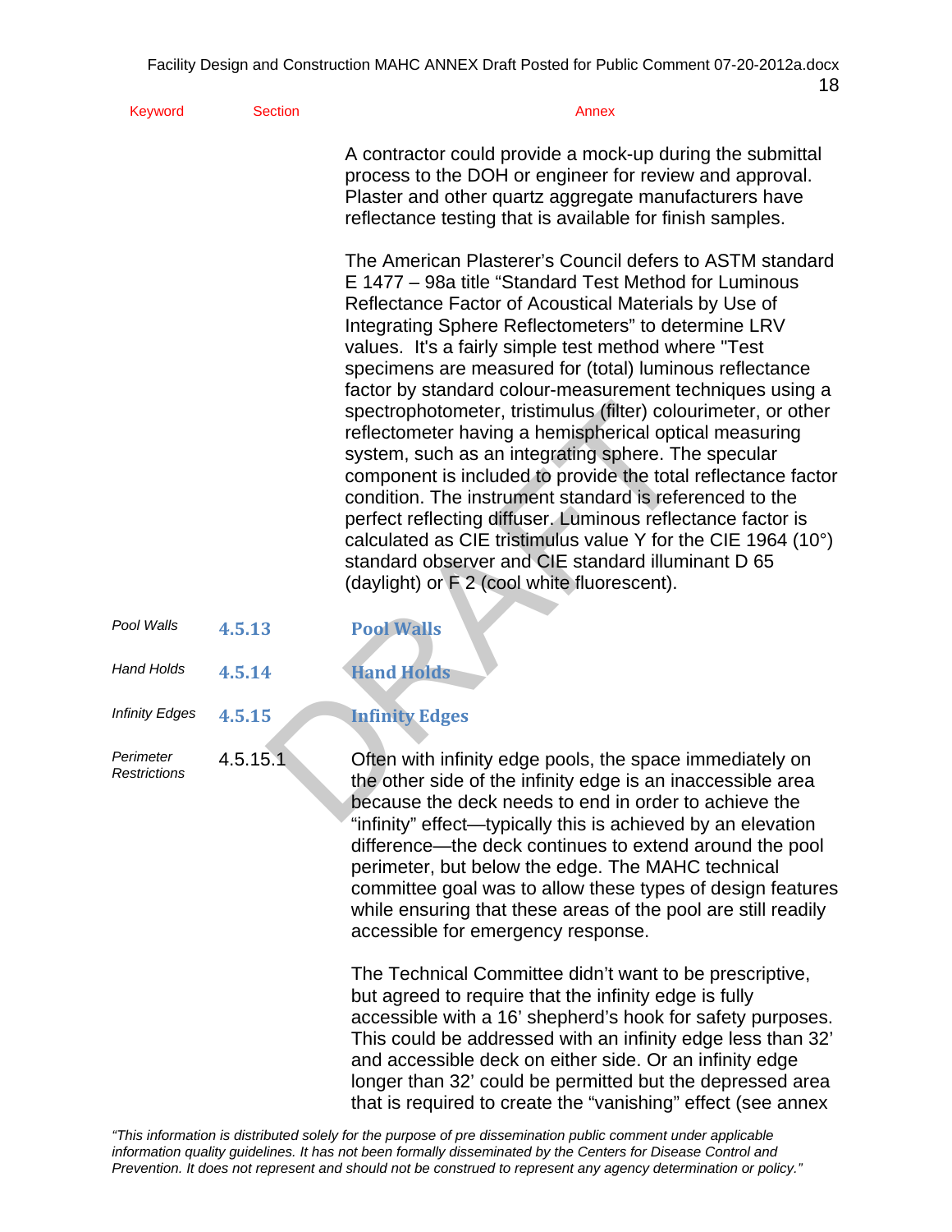| Keyword | Section | Annex |
|---|---|---|
| | | A contractor could provide a mock-up during the submittal process to the DOH or engineer for review and approval. Plaster and other quartz aggregate manufacturers have reflectance testing that is available for finish samples. |
| | | The American Plasterer's Council defers to ASTM standard E 1477 – 98a title "Standard Test Method for Luminous Reflectance Factor of Acoustical Materials by Use of Integrating Sphere Reflectometers" to determine LRV values. It's a fairly simple test method where "Test specimens are measured for (total) luminous reflectance factor by standard colour-measurement techniques using a spectrophotometer, tristimulus (filter) colourimeter, or other reflectometer having a hemispherical optical measuring system, such as an integrating sphere. The specular component is included to provide the total reflectance factor condition. The instrument standard is referenced to the perfect reflecting diffuser. Luminous reflectance factor is calculated as CIE tristimulus value Y for the CIE 1964 (10°) standard observer and CIE standard illuminant D 65 (daylight) or F 2 (cool white fluorescent). |
| *Pool Walls* | **4.5.13** | **Pool Walls** |
| *Hand Holds* | **4.5.14** | **Hand Holds** |
| *Infinity Edges* | **4.5.15** | **Infinity Edges** |
| *Perimeter Restrictions* | 4.5.15.1 | Often with infinity edge pools, the space immediately on the other side of the infinity edge is an inaccessible area because the deck needs to end in order to achieve the "infinity" effect—typically this is achieved by an elevation difference—the deck continues to extend around the pool perimeter, but below the edge. The MAHC technical committee goal was to allow these types of design features while ensuring that these areas of the pool are still readily accessible for emergency response. |
| | | The Technical Committee didn't want to be prescriptive, but agreed to require that the infinity edge is fully accessible with a 16' shepherd's hook for safety purposes. This could be addressed with an infinity edge less than 32' and accessible deck on either side. Or an infinity edge longer than 32' could be permitted but the depressed area that is required to create the "vanishing" effect (see annex |

*"This information is distributed solely for the purpose of pre dissemination public comment under applicable information quality guidelines. It has not been formally disseminated by the Centers for Disease Control and Prevention. It does not represent and should not be construed to represent any agency determination or policy."*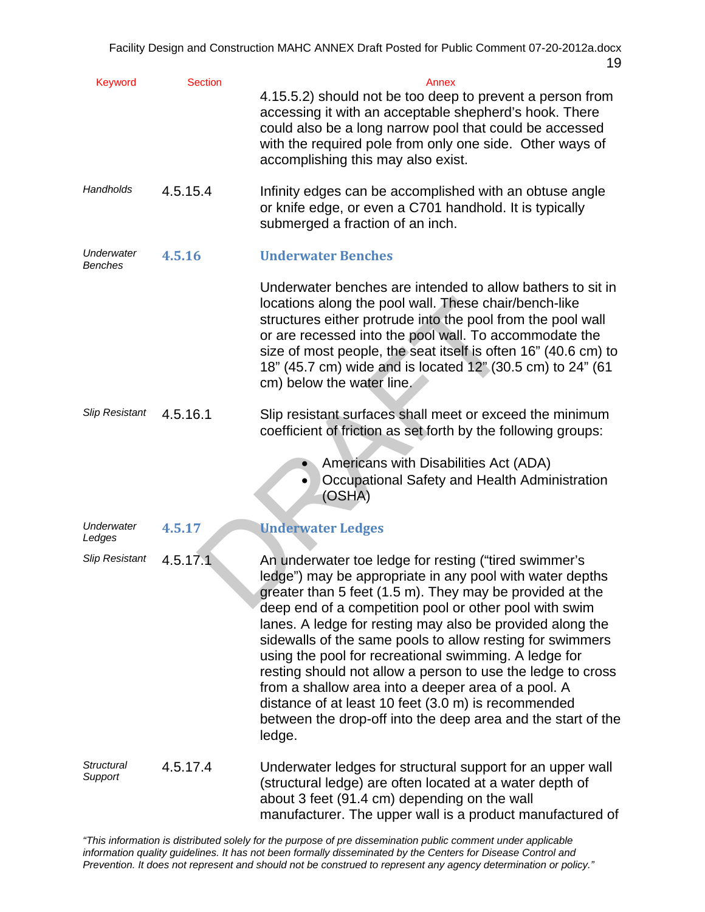| Keyword | Section | Annex |
|---|---|---|
| | | 4.15.5.2) should not be too deep to prevent a person from accessing it with an acceptable shepherd's hook. There could also be a long narrow pool that could be accessed with the required pole from only one side. Other ways of accomplishing this may also exist. |
| *Handholds* | 4.5.15.4 | Infinity edges can be accomplished with an obtuse angle or knife edge, or even a C701 handhold. It is typically submerged a fraction of an inch. |
| *Underwater Benches* | **4.5.16** | **Underwater Benches** |
| | | Underwater benches are intended to allow bathers to sit in locations along the pool wall. These chair/bench-like structures either protrude into the pool from the pool wall or are recessed into the pool wall. To accommodate the size of most people, the seat itself is often 16" (40.6 cm) to 18" (45.7 cm) wide and is located 12" (30.5 cm) to 24" (61 cm) below the water line. |
| *Slip Resistant* | 4.5.16.1 | Slip resistant surfaces shall meet or exceed the minimum coefficient of friction as set forth by the following groups: • Americans with Disabilities Act (ADA) • Occupational Safety and Health Administration (OSHA) |
| *Underwater Ledges* | **4.5.17** | **Underwater Ledges** |
| *Slip Resistant* | 4.5.17.1 | An underwater toe ledge for resting ("tired swimmer's ledge") may be appropriate in any pool with water depths greater than 5 feet (1.5 m). They may be provided at the deep end of a competition pool or other pool with swim lanes. A ledge for resting may also be provided along the sidewalls of the same pools to allow resting for swimmers using the pool for recreational swimming. A ledge for resting should not allow a person to use the ledge to cross from a shallow area into a deeper area of a pool. A distance of at least 10 feet (3.0 m) is recommended between the drop-off into the deep area and the start of the ledge. |
| *Structural Support* | 4.5.17.4 | Underwater ledges for structural support for an upper wall (structural ledge) are often located at a water depth of about 3 feet (91.4 cm) depending on the wall manufacturer. The upper wall is a product manufactured of |

*"This information is distributed solely for the purpose of pre dissemination public comment under applicable information quality guidelines. It has not been formally disseminated by the Centers for Disease Control and Prevention. It does not represent and should not be construed to represent any agency determination or policy."*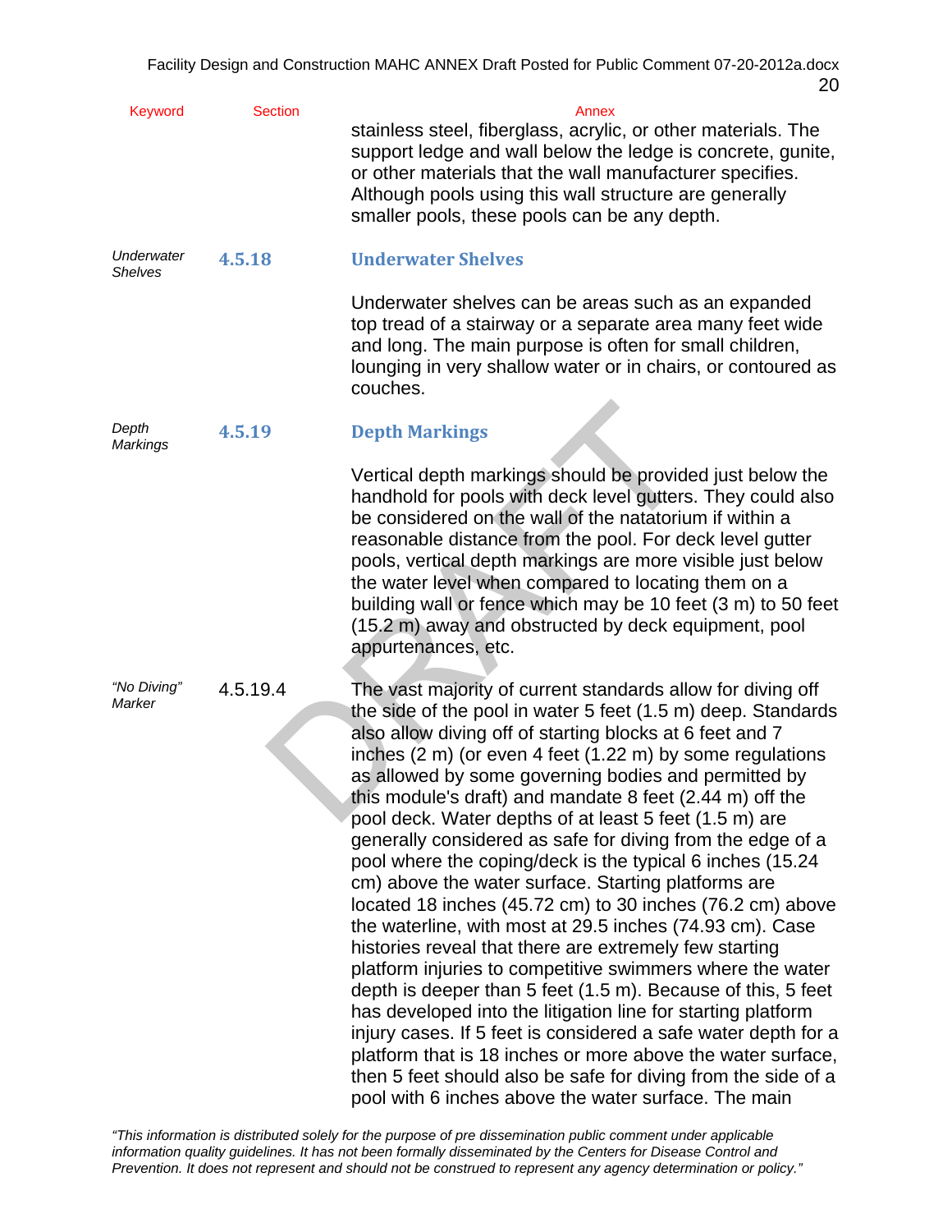| Keyword | Section | Annex |
|---|---|---|
| | | stainless steel, fiberglass, acrylic, or other materials. The support ledge and wall below the ledge is concrete, gunite, or other materials that the wall manufacturer specifies. Although pools using this wall structure are generally smaller pools, these pools can be any depth. |
| *Underwater Shelves* | **4.5.18** | **Underwater Shelves** |
| | | Underwater shelves can be areas such as an expanded top tread of a stairway or a separate area many feet wide and long. The main purpose is often for small children, lounging in very shallow water or in chairs, or contoured as couches. |
| *Depth Markings* | **4.5.19** | **Depth Markings** |
| | | Vertical depth markings should be provided just below the handhold for pools with deck level gutters. They could also be considered on the wall of the natatorium if within a reasonable distance from the pool. For deck level gutter pools, vertical depth markings are more visible just below the water level when compared to locating them on a building wall or fence which may be 10 feet (3 m) to 50 feet (15.2 m) away and obstructed by deck equipment, pool appurtenances, etc. |
| *"No Diving" Marker* | 4.5.19.4 | The vast majority of current standards allow for diving off the side of the pool in water 5 feet (1.5 m) deep. Standards also allow diving off of starting blocks at 6 feet and 7 inches (2 m) (or even 4 feet (1.22 m) by some regulations as allowed by some governing bodies and permitted by this module's draft) and mandate 8 feet (2.44 m) off the pool deck. Water depths of at least 5 feet (1.5 m) are generally considered as safe for diving from the edge of a pool where the coping/deck is the typical 6 inches (15.24 cm) above the water surface. Starting platforms are located 18 inches (45.72 cm) to 30 inches (76.2 cm) above the waterline, with most at 29.5 inches (74.93 cm). Case histories reveal that there are extremely few starting platform injuries to competitive swimmers where the water depth is deeper than 5 feet (1.5 m). Because of this, 5 feet has developed into the litigation line for starting platform injury cases. If 5 feet is considered a safe water depth for a platform that is 18 inches or more above the water surface, then 5 feet should also be safe for diving from the side of a pool with 6 inches above the water surface. The main |

*"This information is distributed solely for the purpose of pre dissemination public comment under applicable information quality guidelines. It has not been formally disseminated by the Centers for Disease Control and Prevention. It does not represent and should not be construed to represent any agency determination or policy."*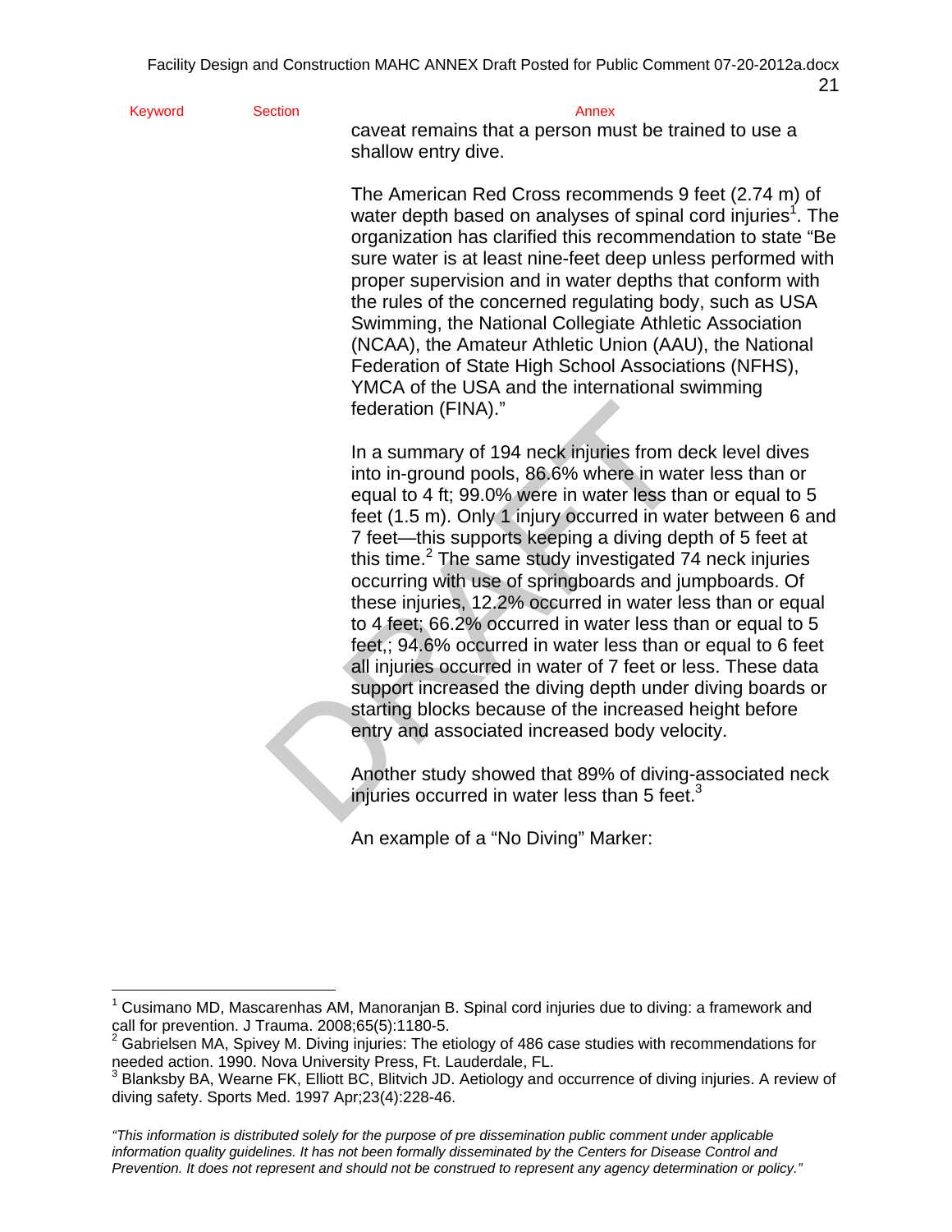caveat remains that a person must be trained to use a shallow entry dive.

The American Red Cross recommends 9 feet (2.74 m) of water depth based on analyses of spinal cord injuries[1]. The organization has clarified this recommendation to state "Be sure water is at least nine-feet deep unless performed with proper supervision and in water depths that conform with the rules of the concerned regulating body, such as USA Swimming, the National Collegiate Athletic Association (NCAA), the Amateur Athletic Union (AAU), the National Federation of State High School Associations (NFHS), YMCA of the USA and the international swimming federation (FINA)."

In a summary of 194 neck injuries from deck level dives into in-ground pools, 86.6% where in water less than or equal to 4 ft; 99.0% were in water less than or equal to 5 feet (1.5 m). Only 1 injury occurred in water between 6 and 7 feet—this supports keeping a diving depth of 5 feet at this time.[2] The same study investigated 74 neck injuries occurring with use of springboards and jumpboards. Of these injuries, 12.2% occurred in water less than or equal to 4 feet; 66.2% occurred in water less than or equal to 5 feet,; 94.6% occurred in water less than or equal to 6 feet all injuries occurred in water of 7 feet or less. These data support increased the diving depth under diving boards or starting blocks because of the increased height before entry and associated increased body velocity.

Another study showed that 89% of diving-associated neck injuries occurred in water less than 5 feet.[3]

An example of a "No Diving" Marker:

---

[1] Cusimano MD, Mascarenhas AM, Manoranjan B. Spinal cord injuries due to diving: a framework and call for prevention. J Trauma. 2008;65(5):1180-5.

[2] Gabrielsen MA, Spivey M. Diving injuries: The etiology of 486 case studies with recommendations for needed action. 1990. Nova University Press, Ft. Lauderdale, FL.

[3] Blanksby BA, Wearne FK, Elliott BC, Blitvich JD. Aetiology and occurrence of diving injuries. A review of diving safety. Sports Med. 1997 Apr;23(4):228-46.

*"This information is distributed solely for the purpose of pre dissemination public comment under applicable information quality guidelines. It has not been formally disseminated by the Centers for Disease Control and Prevention. It does not represent and should not be construed to represent any agency determination or policy."*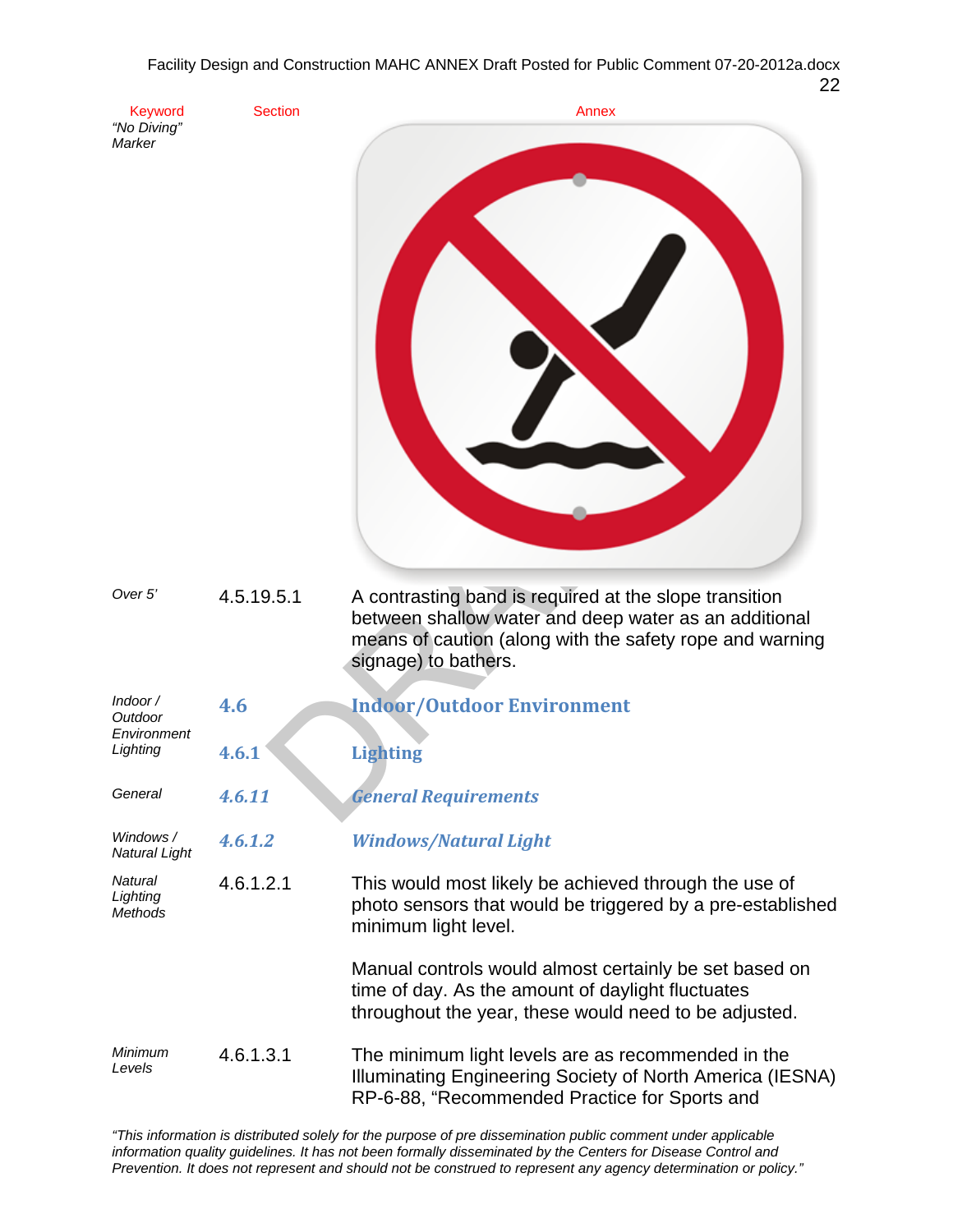| Keyword | Section | Annex |
|---|---|---|
| *"No Diving" Marker* | | |
| *Over 5'* | 4.5.19.5.1 | A contrasting band is required at the slope transition between shallow water and deep water as an additional means of caution (along with the safety rope and warning signage) to bathers. |
| *Indoor / Outdoor Environment* | **4.6** | **Indoor/Outdoor Environment** |
| *Lighting* | **4.6.1** | **Lighting** |
| *General* | ***4.6.11*** | ***General Requirements*** |
| *Windows / Natural Light* | ***4.6.1.2*** | ***Windows/Natural Light*** |
| *Natural Lighting Methods* | 4.6.1.2.1 | This would most likely be achieved through the use of photo sensors that would be triggered by a pre-established minimum light level.<br><br>Manual controls would almost certainly be set based on time of day. As the amount of daylight fluctuates throughout the year, these would need to be adjusted. |
| *Minimum Levels* | 4.6.1.3.1 | The minimum light levels are as recommended in the Illuminating Engineering Society of North America (IESNA) RP-6-88, "Recommended Practice for Sports and |

*"This information is distributed solely for the purpose of pre dissemination public comment under applicable information quality guidelines. It has not been formally disseminated by the Centers for Disease Control and Prevention. It does not represent and should not be construed to represent any agency determination or policy."*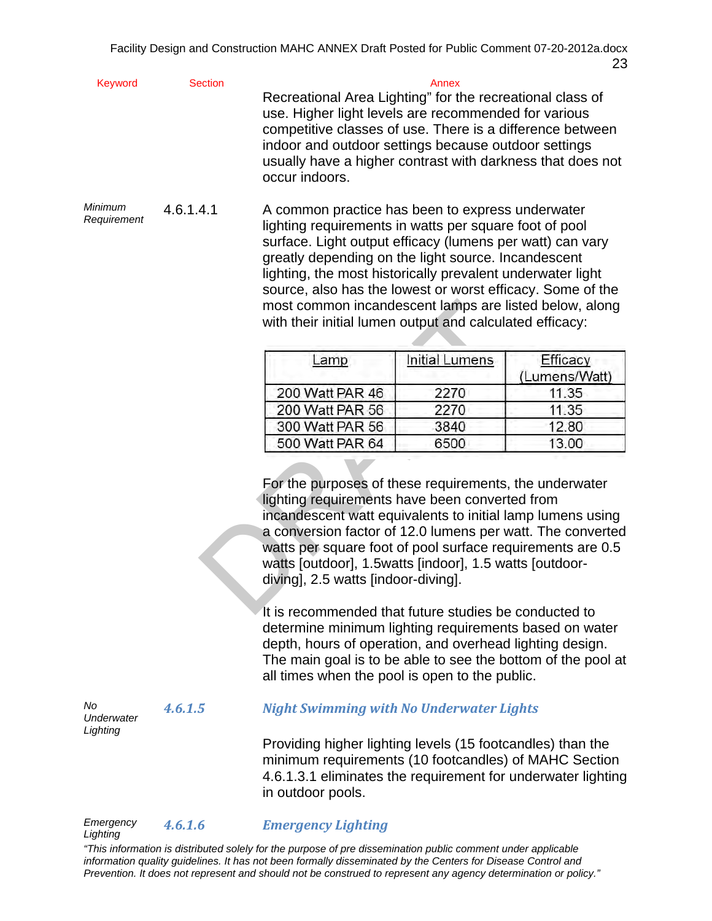| Keyword | Section | Annex |
|---|---|---|

Recreational Area Lighting" for the recreational class of use. Higher light levels are recommended for various competitive classes of use. There is a difference between indoor and outdoor settings because outdoor settings usually have a higher contrast with darkness that does not occur indoors.

*Minimum Requirement* **4.6.1.4.1**

A common practice has been to express underwater lighting requirements in watts per square foot of pool surface. Light output efficacy (lumens per watt) can vary greatly depending on the light source. Incandescent lighting, the most historically prevalent underwater light source, also has the lowest or worst efficacy. Some of the most common incandescent lamps are listed below, along with their initial lumen output and calculated efficacy:

| Lamp | Initial Lumens | Efficacy (Lumens/Watt) |
|---|---|---|
| 200 Watt PAR 46 | 2270 | 11.35 |
| 200 Watt PAR 56 | 2270 | 11.35 |
| 300 Watt PAR 56 | 3840 | 12.80 |
| 500 Watt PAR 64 | 6500 | 13.00 |

For the purposes of these requirements, the underwater lighting requirements have been converted from incandescent watt equivalents to initial lamp lumens using a conversion factor of 12.0 lumens per watt. The converted watts per square foot of pool surface requirements are 0.5 watts [outdoor], 1.5watts [indoor], 1.5 watts [outdoor-diving], 2.5 watts [indoor-diving].

It is recommended that future studies be conducted to determine minimum lighting requirements based on water depth, hours of operation, and overhead lighting design. The main goal is to be able to see the bottom of the pool at all times when the pool is open to the public.

*No Underwater Lighting*

### 4.6.1.5 Night Swimming with No Underwater Lights

Providing higher lighting levels (15 footcandles) than the minimum requirements (10 footcandles) of MAHC Section 4.6.1.3.1 eliminates the requirement for underwater lighting in outdoor pools.

*Emergency Lighting*

### 4.6.1.6 Emergency Lighting

*"This information is distributed solely for the purpose of pre dissemination public comment under applicable information quality guidelines. It has not been formally disseminated by the Centers for Disease Control and Prevention. It does not represent and should not be construed to represent any agency determination or policy."*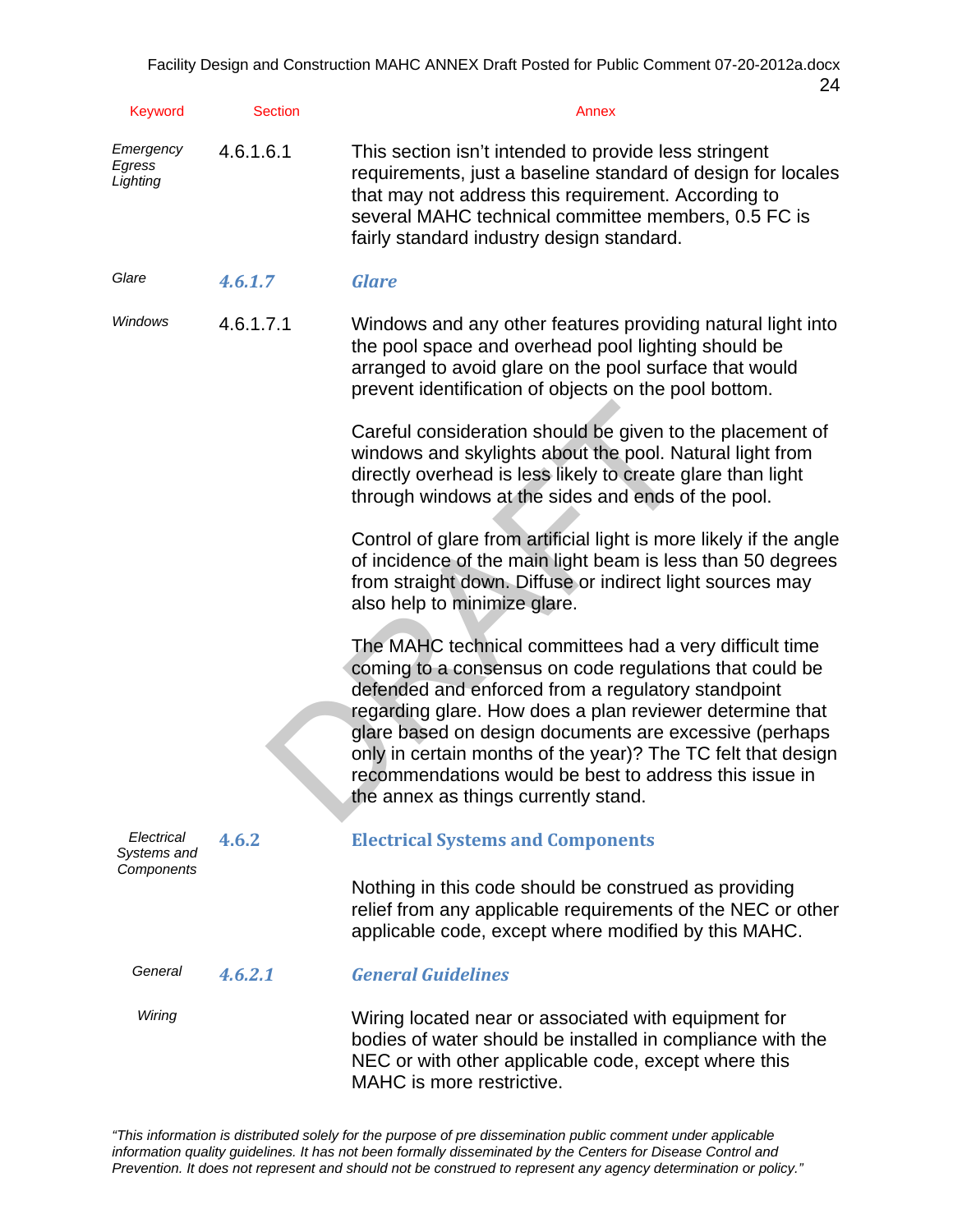| Keyword | Section | Annex |
|---|---|---|
| *Emergency Egress Lighting* | 4.6.1.6.1 | This section isn't intended to provide less stringent requirements, just a baseline standard of design for locales that may not address this requirement. According to several MAHC technical committee members, 0.5 FC is fairly standard industry design standard. |
| *Glare* | ***4.6.1.7*** | ***Glare*** |
| *Windows* | 4.6.1.7.1 | Windows and any other features providing natural light into the pool space and overhead pool lighting should be arranged to avoid glare on the pool surface that would prevent identification of objects on the pool bottom.<br><br>Careful consideration should be given to the placement of windows and skylights about the pool. Natural light from directly overhead is less likely to create glare than light through windows at the sides and ends of the pool.<br><br>Control of glare from artificial light is more likely if the angle of incidence of the main light beam is less than 50 degrees from straight down. Diffuse or indirect light sources may also help to minimize glare.<br><br>The MAHC technical committees had a very difficult time coming to a consensus on code regulations that could be defended and enforced from a regulatory standpoint regarding glare. How does a plan reviewer determine that glare based on design documents are excessive (perhaps only in certain months of the year)? The TC felt that design recommendations would be best to address this issue in the annex as things currently stand. |
| *Electrical Systems and Components* | **4.6.2** | **Electrical Systems and Components**<br><br>Nothing in this code should be construed as providing relief from any applicable requirements of the NEC or other applicable code, except where modified by this MAHC. |
| *General* | ***4.6.2.1*** | ***General Guidelines*** |
| *Wiring* | | Wiring located near or associated with equipment for bodies of water should be installed in compliance with the NEC or with other applicable code, except where this MAHC is more restrictive. |

*"This information is distributed solely for the purpose of pre dissemination public comment under applicable information quality guidelines. It has not been formally disseminated by the Centers for Disease Control and Prevention. It does not represent and should not be construed to represent any agency determination or policy."*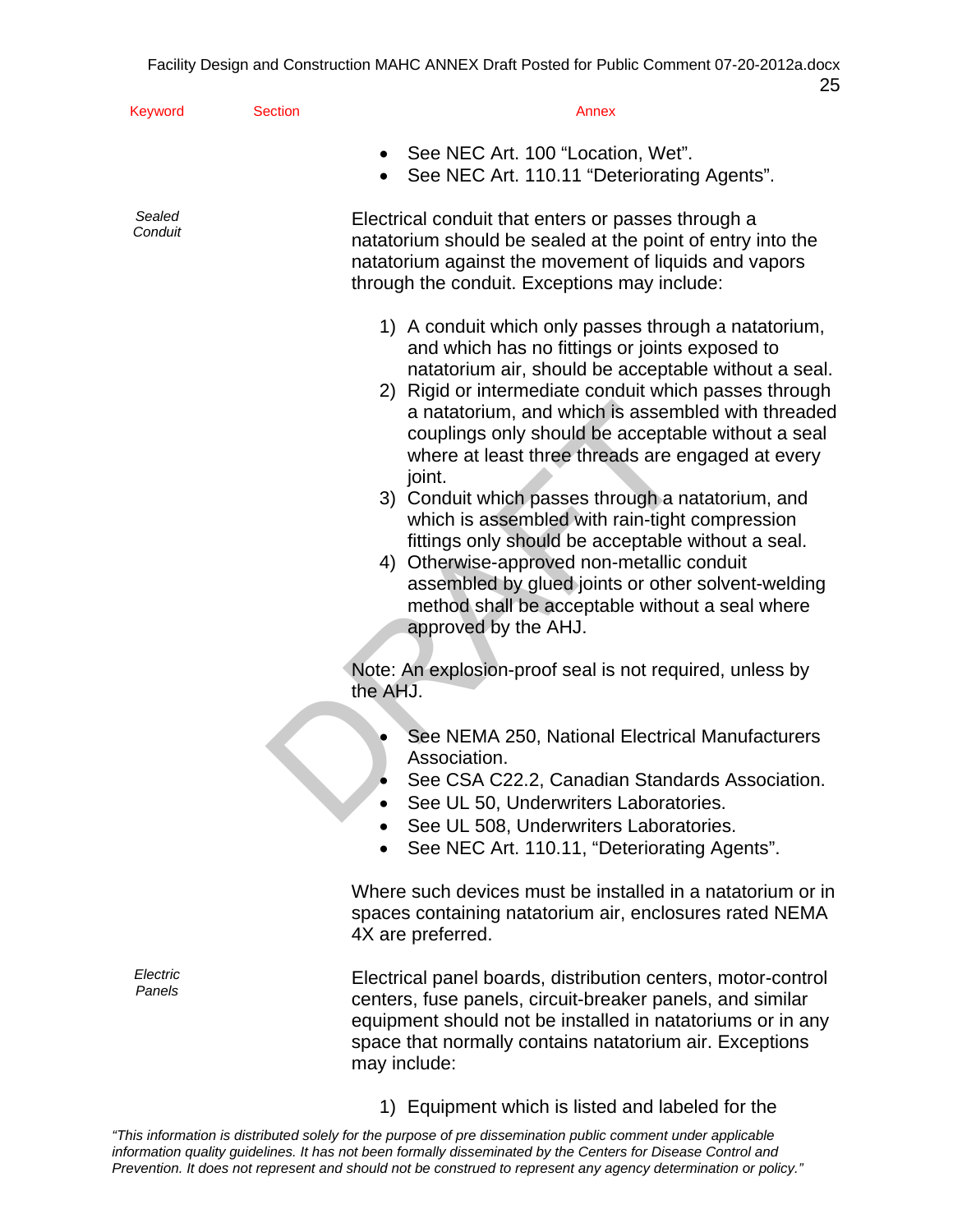- See NEC Art. 100 "Location, Wet".
- See NEC Art. 110.11 "Deteriorating Agents".

*Sealed Conduit*

Electrical conduit that enters or passes through a natatorium should be sealed at the point of entry into the natatorium against the movement of liquids and vapors through the conduit. Exceptions may include:

1) A conduit which only passes through a natatorium, and which has no fittings or joints exposed to natatorium air, should be acceptable without a seal.
2) Rigid or intermediate conduit which passes through a natatorium, and which is assembled with threaded couplings only should be acceptable without a seal where at least three threads are engaged at every joint.
3) Conduit which passes through a natatorium, and which is assembled with rain-tight compression fittings only should be acceptable without a seal.
4) Otherwise-approved non-metallic conduit assembled by glued joints or other solvent-welding method shall be acceptable without a seal where approved by the AHJ.

Note: An explosion-proof seal is not required, unless by the AHJ.

- See NEMA 250, National Electrical Manufacturers Association.
- See CSA C22.2, Canadian Standards Association.
- See UL 50, Underwriters Laboratories.
- See UL 508, Underwriters Laboratories.
- See NEC Art. 110.11, "Deteriorating Agents".

Where such devices must be installed in a natatorium or in spaces containing natatorium air, enclosures rated NEMA 4X are preferred.

*Electric Panels*

Electrical panel boards, distribution centers, motor-control centers, fuse panels, circuit-breaker panels, and similar equipment should not be installed in natatoriums or in any space that normally contains natatorium air. Exceptions may include:

1) Equipment which is listed and labeled for the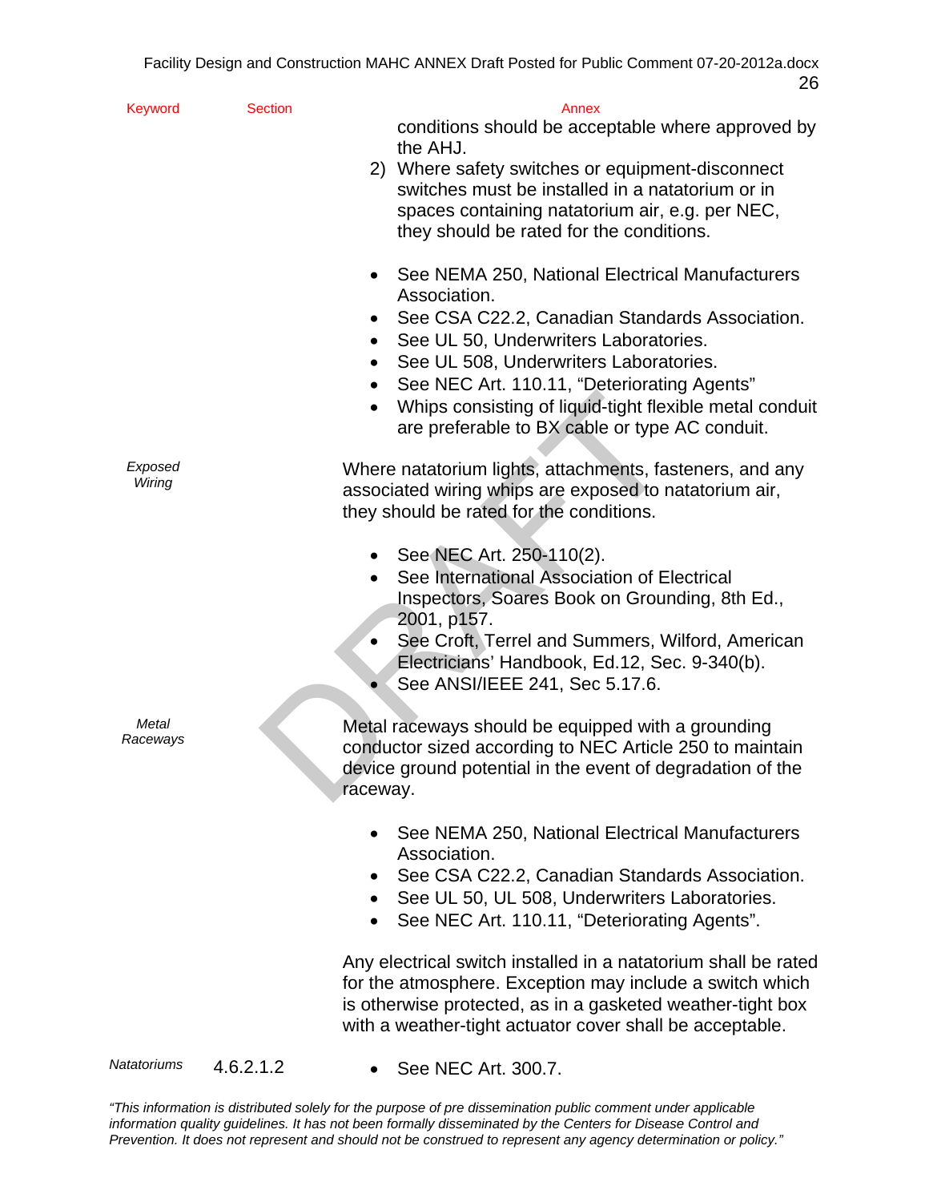| Keyword | Section | Annex |
|---|---|---|
| | | conditions should be acceptable where approved by the AHJ.<br>2) Where safety switches or equipment-disconnect switches must be installed in a natatorium or in spaces containing natatorium air, e.g. per NEC, they should be rated for the conditions.<br><br>• See NEMA 250, National Electrical Manufacturers Association.<br>• See CSA C22.2, Canadian Standards Association.<br>• See UL 50, Underwriters Laboratories.<br>• See UL 508, Underwriters Laboratories.<br>• See NEC Art. 110.11, "Deteriorating Agents"<br>• Whips consisting of liquid-tight flexible metal conduit are preferable to BX cable or type AC conduit. |
| *Exposed Wiring* | | Where natatorium lights, attachments, fasteners, and any associated wiring whips are exposed to natatorium air, they should be rated for the conditions.<br><br>• See NEC Art. 250-110(2).<br>• See International Association of Electrical Inspectors, Soares Book on Grounding, 8th Ed., 2001, p157.<br>• See Croft, Terrel and Summers, Wilford, American Electricians' Handbook, Ed.12, Sec. 9-340(b).<br>• See ANSI/IEEE 241, Sec 5.17.6. |
| *Metal Raceways* | | Metal raceways should be equipped with a grounding conductor sized according to NEC Article 250 to maintain device ground potential in the event of degradation of the raceway.<br><br>• See NEMA 250, National Electrical Manufacturers Association.<br>• See CSA C22.2, Canadian Standards Association.<br>• See UL 50, UL 508, Underwriters Laboratories.<br>• See NEC Art. 110.11, "Deteriorating Agents".<br><br>Any electrical switch installed in a natatorium shall be rated for the atmosphere. Exception may include a switch which is otherwise protected, as in a gasketed weather-tight box with a weather-tight actuator cover shall be acceptable. |
| *Natatoriums* | 4.6.2.1.2 | • See NEC Art. 300.7. |

*"This information is distributed solely for the purpose of pre dissemination public comment under applicable information quality guidelines. It has not been formally disseminated by the Centers for Disease Control and Prevention. It does not represent and should not be construed to represent any agency determination or policy."*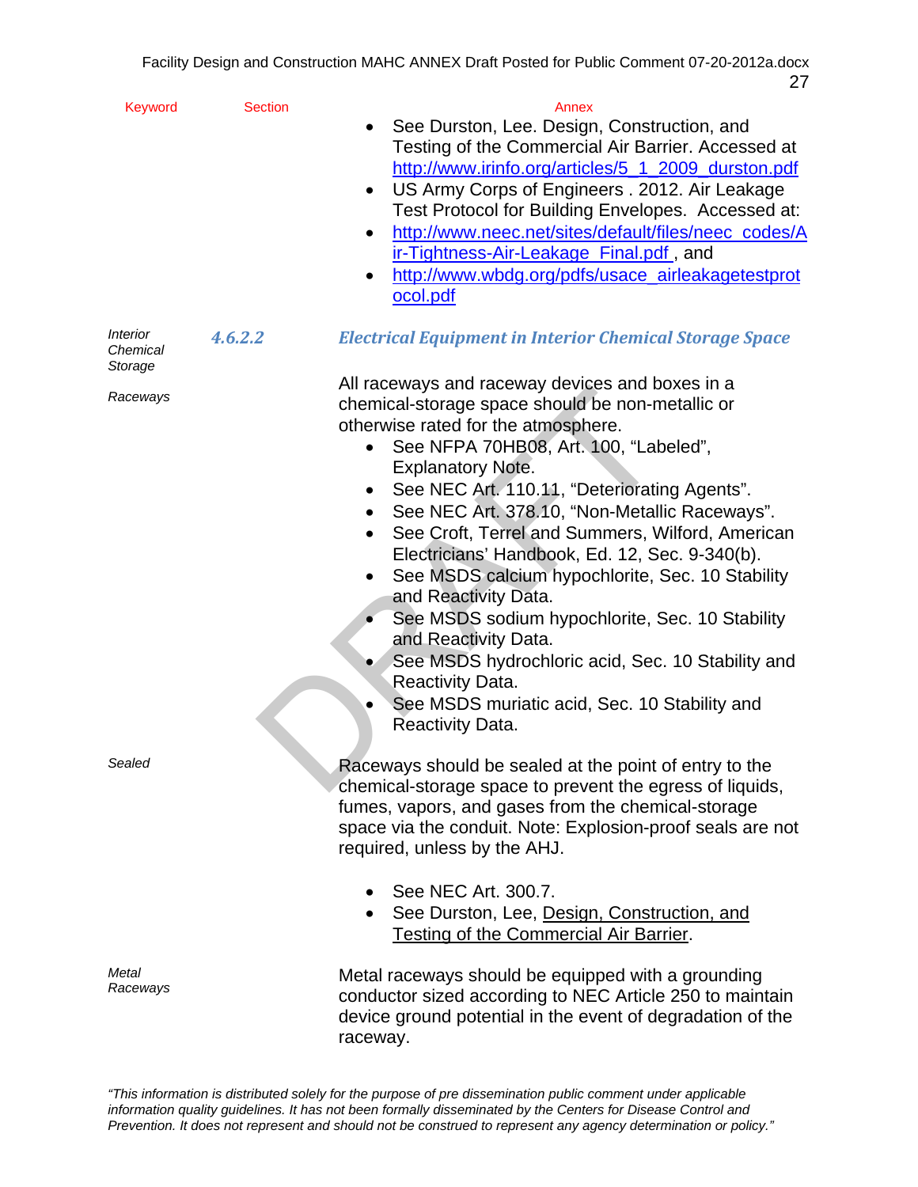| Keyword | Section | Annex |
|---|---|---|
| | | - See Durston, Lee. Design, Construction, and Testing of the Commercial Air Barrier. Accessed at http://www.irinfo.org/articles/5_1_2009_durston.pdf<br>- US Army Corps of Engineers . 2012. Air Leakage Test Protocol for Building Envelopes. Accessed at:<br>- http://www.neec.net/sites/default/files/neec_codes/Air-Tightness-Air-Leakage_Final.pdf , and<br>- http://www.wbdg.org/pdfs/usace_airleakagetestprotocol.pdf |
| *Interior Chemical Storage* | ***4.6.2.2*** | ***Electrical Equipment in Interior Chemical Storage Space*** |
| *Raceways* | | All raceways and raceway devices and boxes in a chemical-storage space should be non-metallic or otherwise rated for the atmosphere.<br>- See NFPA 70HB08, Art. 100, "Labeled", Explanatory Note.<br>- See NEC Art. 110.11, "Deteriorating Agents".<br>- See NEC Art. 378.10, "Non-Metallic Raceways".<br>- See Croft, Terrel and Summers, Wilford, American Electricians' Handbook, Ed. 12, Sec. 9-340(b).<br>- See MSDS calcium hypochlorite, Sec. 10 Stability and Reactivity Data.<br>- See MSDS sodium hypochlorite, Sec. 10 Stability and Reactivity Data.<br>- See MSDS hydrochloric acid, Sec. 10 Stability and Reactivity Data.<br>- See MSDS muriatic acid, Sec. 10 Stability and Reactivity Data. |
| *Sealed* | | Raceways should be sealed at the point of entry to the chemical-storage space to prevent the egress of liquids, fumes, vapors, and gases from the chemical-storage space via the conduit. Note: Explosion-proof seals are not required, unless by the AHJ.<br>- See NEC Art. 300.7.<br>- See Durston, Lee, Design, Construction, and Testing of the Commercial Air Barrier. |
| *Metal Raceways* | | Metal raceways should be equipped with a grounding conductor sized according to NEC Article 250 to maintain device ground potential in the event of degradation of the raceway. |

*"This information is distributed solely for the purpose of pre dissemination public comment under applicable information quality guidelines. It has not been formally disseminated by the Centers for Disease Control and Prevention. It does not represent and should not be construed to represent any agency determination or policy."*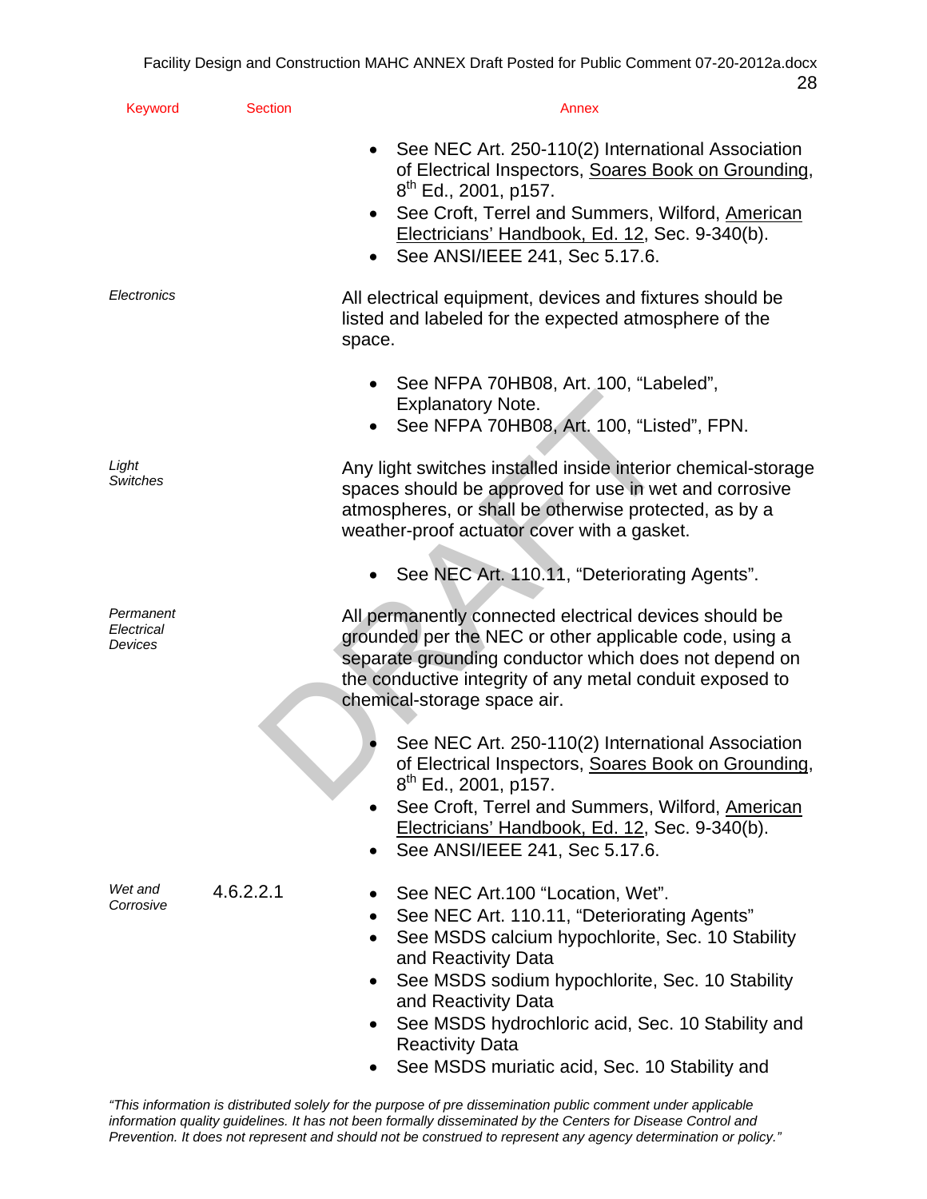| Keyword | Section | Annex |
|---|---|---|
| | | • See NEC Art. 250-110(2) International Association of Electrical Inspectors, Soares Book on Grounding, 8th Ed., 2001, p157.<br>• See Croft, Terrel and Summers, Wilford, American Electricians' Handbook, Ed. 12, Sec. 9-340(b).<br>• See ANSI/IEEE 241, Sec 5.17.6. |
| *Electronics* | | All electrical equipment, devices and fixtures should be listed and labeled for the expected atmosphere of the space.<br><br>• See NFPA 70HB08, Art. 100, "Labeled", Explanatory Note.<br>• See NFPA 70HB08, Art. 100, "Listed", FPN. |
| *Light Switches* | | Any light switches installed inside interior chemical-storage spaces should be approved for use in wet and corrosive atmospheres, or shall be otherwise protected, as by a weather-proof actuator cover with a gasket.<br><br>• See NEC Art. 110.11, "Deteriorating Agents". |
| *Permanent Electrical Devices* | | All permanently connected electrical devices should be grounded per the NEC or other applicable code, using a separate grounding conductor which does not depend on the conductive integrity of any metal conduit exposed to chemical-storage space air.<br><br>• See NEC Art. 250-110(2) International Association of Electrical Inspectors, Soares Book on Grounding, 8th Ed., 2001, p157.<br>• See Croft, Terrel and Summers, Wilford, American Electricians' Handbook, Ed. 12, Sec. 9-340(b).<br>• See ANSI/IEEE 241, Sec 5.17.6. |
| *Wet and Corrosive* | 4.6.2.2.1 | • See NEC Art.100 "Location, Wet".<br>• See NEC Art. 110.11, "Deteriorating Agents"<br>• See MSDS calcium hypochlorite, Sec. 10 Stability and Reactivity Data<br>• See MSDS sodium hypochlorite, Sec. 10 Stability and Reactivity Data<br>• See MSDS hydrochloric acid, Sec. 10 Stability and Reactivity Data<br>• See MSDS muriatic acid, Sec. 10 Stability and |

*"This information is distributed solely for the purpose of pre dissemination public comment under applicable information quality guidelines. It has not been formally disseminated by the Centers for Disease Control and Prevention. It does not represent and should not be construed to represent any agency determination or policy."*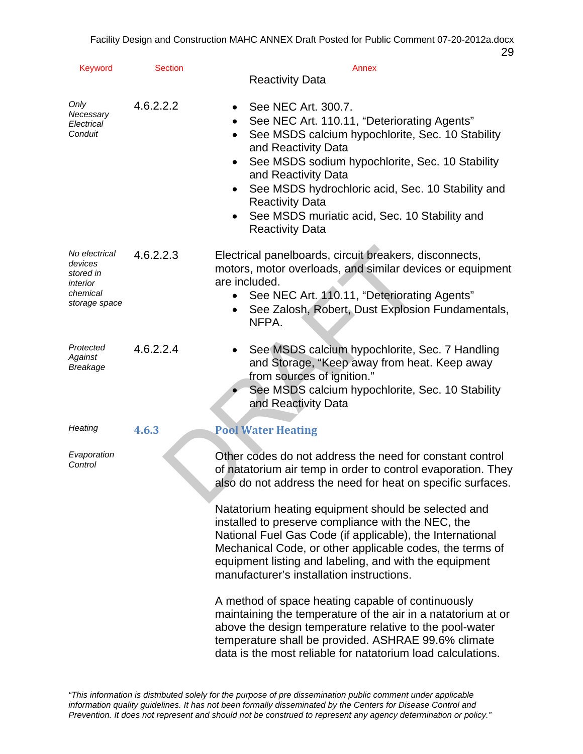| Keyword | Section | Annex |
|---|---|---|
| | | Reactivity Data |
| *Only Necessary Electrical Conduit* | 4.6.2.2.2 | • See NEC Art. 300.7.<br>• See NEC Art. 110.11, "Deteriorating Agents"<br>• See MSDS calcium hypochlorite, Sec. 10 Stability and Reactivity Data<br>• See MSDS sodium hypochlorite, Sec. 10 Stability and Reactivity Data<br>• See MSDS hydrochloric acid, Sec. 10 Stability and Reactivity Data<br>• See MSDS muriatic acid, Sec. 10 Stability and Reactivity Data |
| *No electrical devices stored in interior chemical storage space* | 4.6.2.2.3 | Electrical panelboards, circuit breakers, disconnects, motors, motor overloads, and similar devices or equipment are included.<br>• See NEC Art. 110.11, "Deteriorating Agents"<br>• See Zalosh, Robert, Dust Explosion Fundamentals, NFPA. |
| *Protected Against Breakage* | 4.6.2.2.4 | • See MSDS calcium hypochlorite, Sec. 7 Handling and Storage, "Keep away from heat. Keep away from sources of ignition."<br>• See MSDS calcium hypochlorite, Sec. 10 Stability and Reactivity Data |
| *Heating* | **4.6.3** | **Pool Water Heating** |
| *Evaporation Control* | | Other codes do not address the need for constant control of natatorium air temp in order to control evaporation. They also do not address the need for heat on specific surfaces.<br><br>Natatorium heating equipment should be selected and installed to preserve compliance with the NEC, the National Fuel Gas Code (if applicable), the International Mechanical Code, or other applicable codes, the terms of equipment listing and labeling, and with the equipment manufacturer's installation instructions.<br><br>A method of space heating capable of continuously maintaining the temperature of the air in a natatorium at or above the design temperature relative to the pool-water temperature shall be provided. ASHRAE 99.6% climate data is the most reliable for natatorium load calculations. |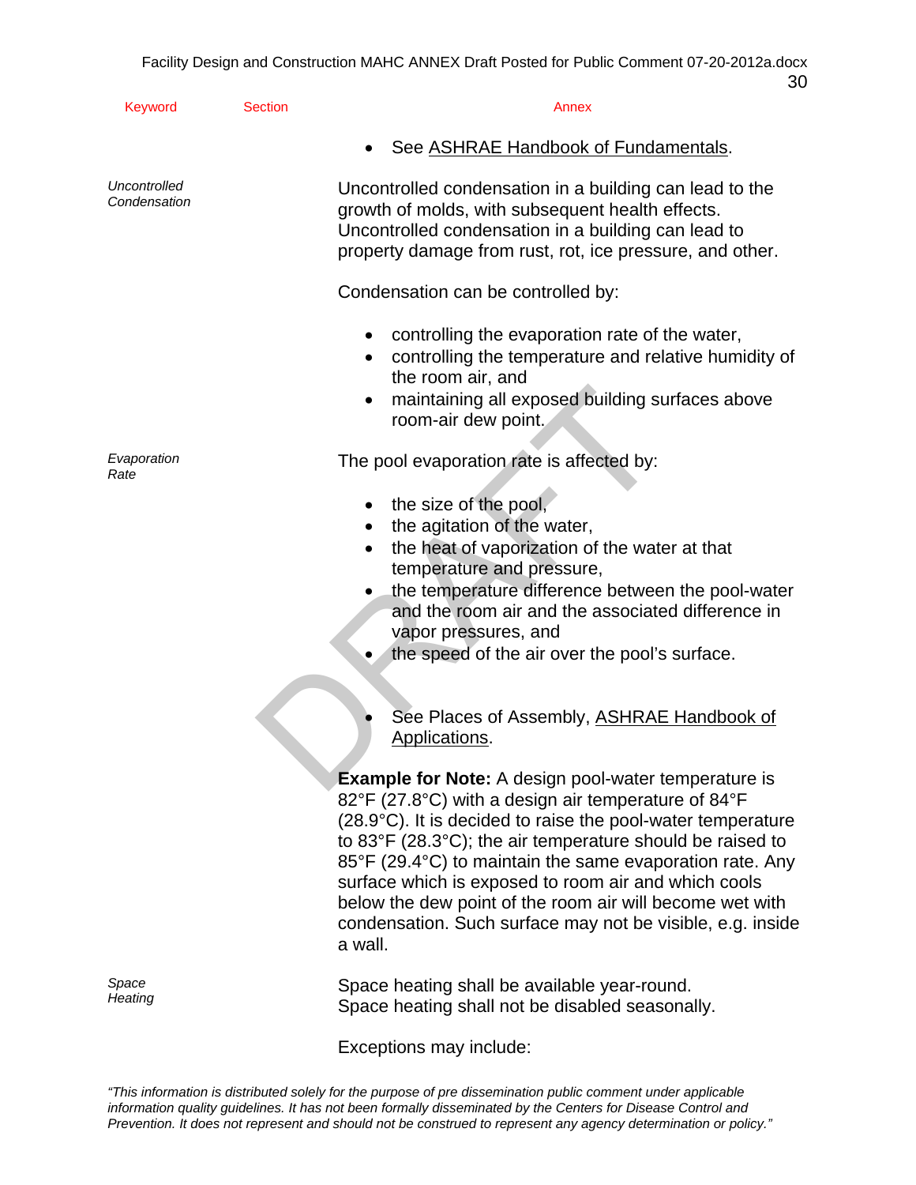- See ASHRAE Handbook of Fundamentals.

*Uncontrolled Condensation*

Uncontrolled condensation in a building can lead to the growth of molds, with subsequent health effects. Uncontrolled condensation in a building can lead to property damage from rust, rot, ice pressure, and other.

Condensation can be controlled by:

- controlling the evaporation rate of the water,
- controlling the temperature and relative humidity of the room air, and
- maintaining all exposed building surfaces above room-air dew point.

*Evaporation Rate*

The pool evaporation rate is affected by:

- the size of the pool,
- the agitation of the water,
- the heat of vaporization of the water at that temperature and pressure,
- the temperature difference between the pool-water and the room air and the associated difference in vapor pressures, and
- the speed of the air over the pool's surface.

- See Places of Assembly, ASHRAE Handbook of Applications.

**Example for Note:** A design pool-water temperature is 82°F (27.8°C) with a design air temperature of 84°F (28.9°C). It is decided to raise the pool-water temperature to 83°F (28.3°C); the air temperature should be raised to 85°F (29.4°C) to maintain the same evaporation rate. Any surface which is exposed to room air and which cools below the dew point of the room air will become wet with condensation. Such surface may not be visible, e.g. inside a wall.

*Space Heating*

Space heating shall be available year-round.
Space heating shall not be disabled seasonally.

Exceptions may include:

"This information is distributed solely for the purpose of pre dissemination public comment under applicable information quality guidelines. It has not been formally disseminated by the Centers for Disease Control and Prevention. It does not represent and should not be construed to represent any agency determination or policy."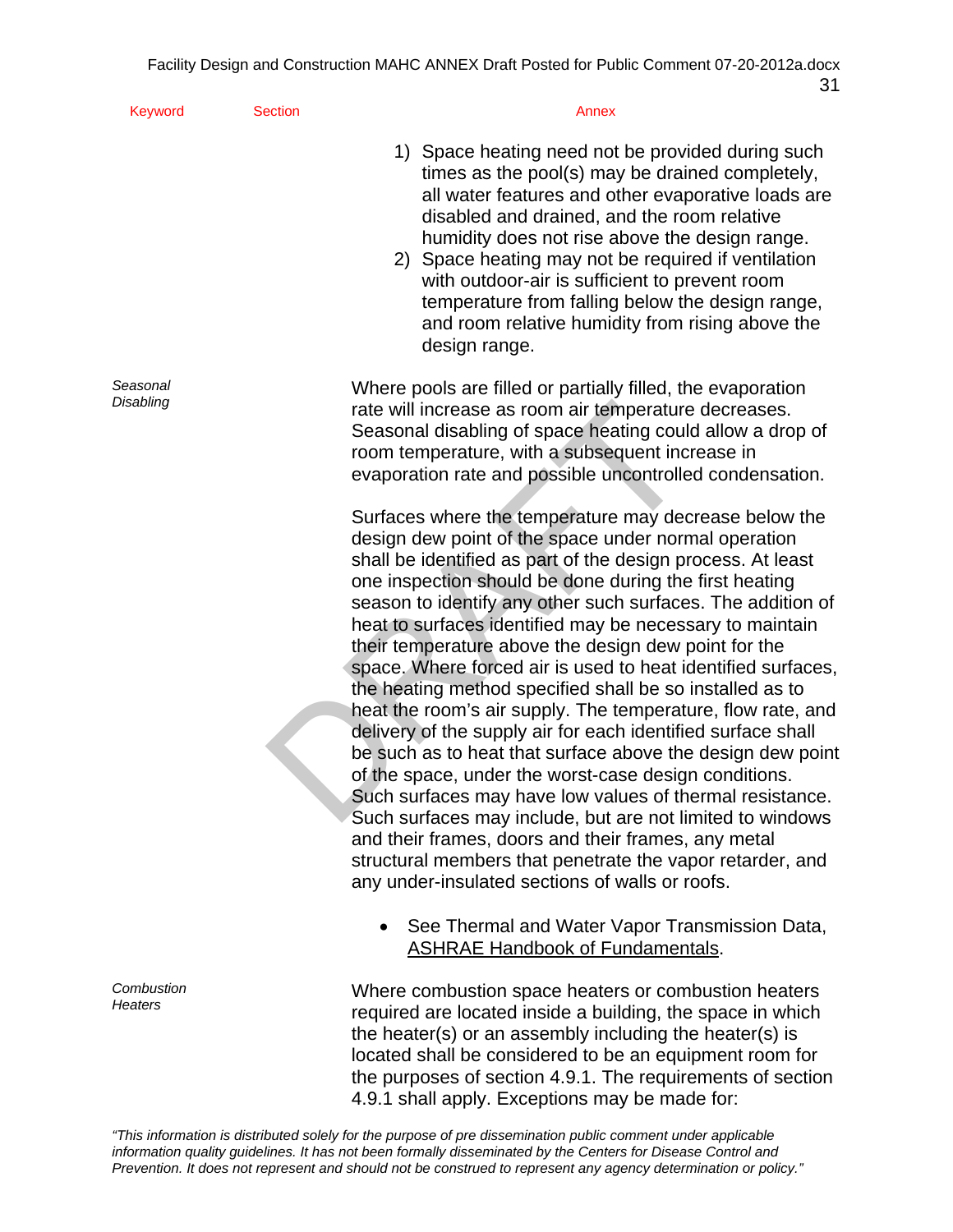| Keyword | Section | Annex |
|---|---|---|

1) Space heating need not be provided during such times as the pool(s) may be drained completely, all water features and other evaporative loads are disabled and drained, and the room relative humidity does not rise above the design range.
2) Space heating may not be required if ventilation with outdoor-air is sufficient to prevent room temperature from falling below the design range, and room relative humidity from rising above the design range.

*Seasonal Disabling*

Where pools are filled or partially filled, the evaporation rate will increase as room air temperature decreases. Seasonal disabling of space heating could allow a drop of room temperature, with a subsequent increase in evaporation rate and possible uncontrolled condensation.

Surfaces where the temperature may decrease below the design dew point of the space under normal operation shall be identified as part of the design process. At least one inspection should be done during the first heating season to identify any other such surfaces. The addition of heat to surfaces identified may be necessary to maintain their temperature above the design dew point for the space. Where forced air is used to heat identified surfaces, the heating method specified shall be so installed as to heat the room's air supply. The temperature, flow rate, and delivery of the supply air for each identified surface shall be such as to heat that surface above the design dew point of the space, under the worst-case design conditions. Such surfaces may have low values of thermal resistance. Such surfaces may include, but are not limited to windows and their frames, doors and their frames, any metal structural members that penetrate the vapor retarder, and any under-insulated sections of walls or roofs.

- See Thermal and Water Vapor Transmission Data, ASHRAE Handbook of Fundamentals.

*Combustion Heaters*

Where combustion space heaters or combustion heaters required are located inside a building, the space in which the heater(s) or an assembly including the heater(s) is located shall be considered to be an equipment room for the purposes of section 4.9.1. The requirements of section 4.9.1 shall apply. Exceptions may be made for:

*"This information is distributed solely for the purpose of pre dissemination public comment under applicable information quality guidelines. It has not been formally disseminated by the Centers for Disease Control and Prevention. It does not represent and should not be construed to represent any agency determination or policy."*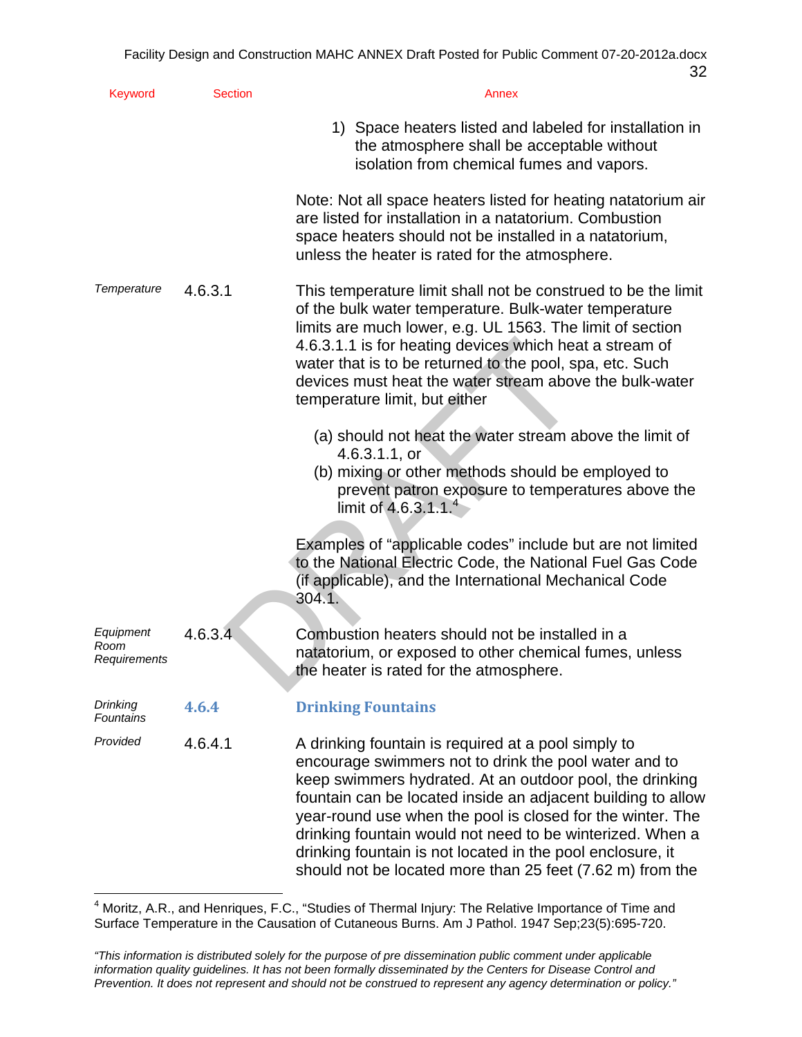| Keyword | Section | Annex |
|---|---|---|
| | | 1) Space heaters listed and labeled for installation in the atmosphere shall be acceptable without isolation from chemical fumes and vapors. |
| | | Note: Not all space heaters listed for heating natatorium air are listed for installation in a natatorium. Combustion space heaters should not be installed in a natatorium, unless the heater is rated for the atmosphere. |
| *Temperature* | 4.6.3.1 | This temperature limit shall not be construed to be the limit of the bulk water temperature. Bulk-water temperature limits are much lower, e.g. UL 1563. The limit of section 4.6.3.1.1 is for heating devices which heat a stream of water that is to be returned to the pool, spa, etc. Such devices must heat the water stream above the bulk-water temperature limit, but either (a) should not heat the water stream above the limit of 4.6.3.1.1, or (b) mixing or other methods should be employed to prevent patron exposure to temperatures above the limit of 4.6.3.1.1.[4] |
| | | Examples of "applicable codes" include but are not limited to the National Electric Code, the National Fuel Gas Code (if applicable), and the International Mechanical Code 304.1. |
| *Equipment Room Requirements* | 4.6.3.4 | Combustion heaters should not be installed in a natatorium, or exposed to other chemical fumes, unless the heater is rated for the atmosphere. |
| *Drinking Fountains* | **4.6.4** | **Drinking Fountains** |
| *Provided* | 4.6.4.1 | A drinking fountain is required at a pool simply to encourage swimmers not to drink the pool water and to keep swimmers hydrated. At an outdoor pool, the drinking fountain can be located inside an adjacent building to allow year-round use when the pool is closed for the winter. The drinking fountain would not need to be winterized. When a drinking fountain is not located in the pool enclosure, it should not be located more than 25 feet (7.62 m) from the |

[4] Moritz, A.R., and Henriques, F.C., "Studies of Thermal Injury: The Relative Importance of Time and Surface Temperature in the Causation of Cutaneous Burns. Am J Pathol. 1947 Sep;23(5):695-720.

*"This information is distributed solely for the purpose of pre dissemination public comment under applicable information quality guidelines. It has not been formally disseminated by the Centers for Disease Control and Prevention. It does not represent and should not be construed to represent any agency determination or policy."*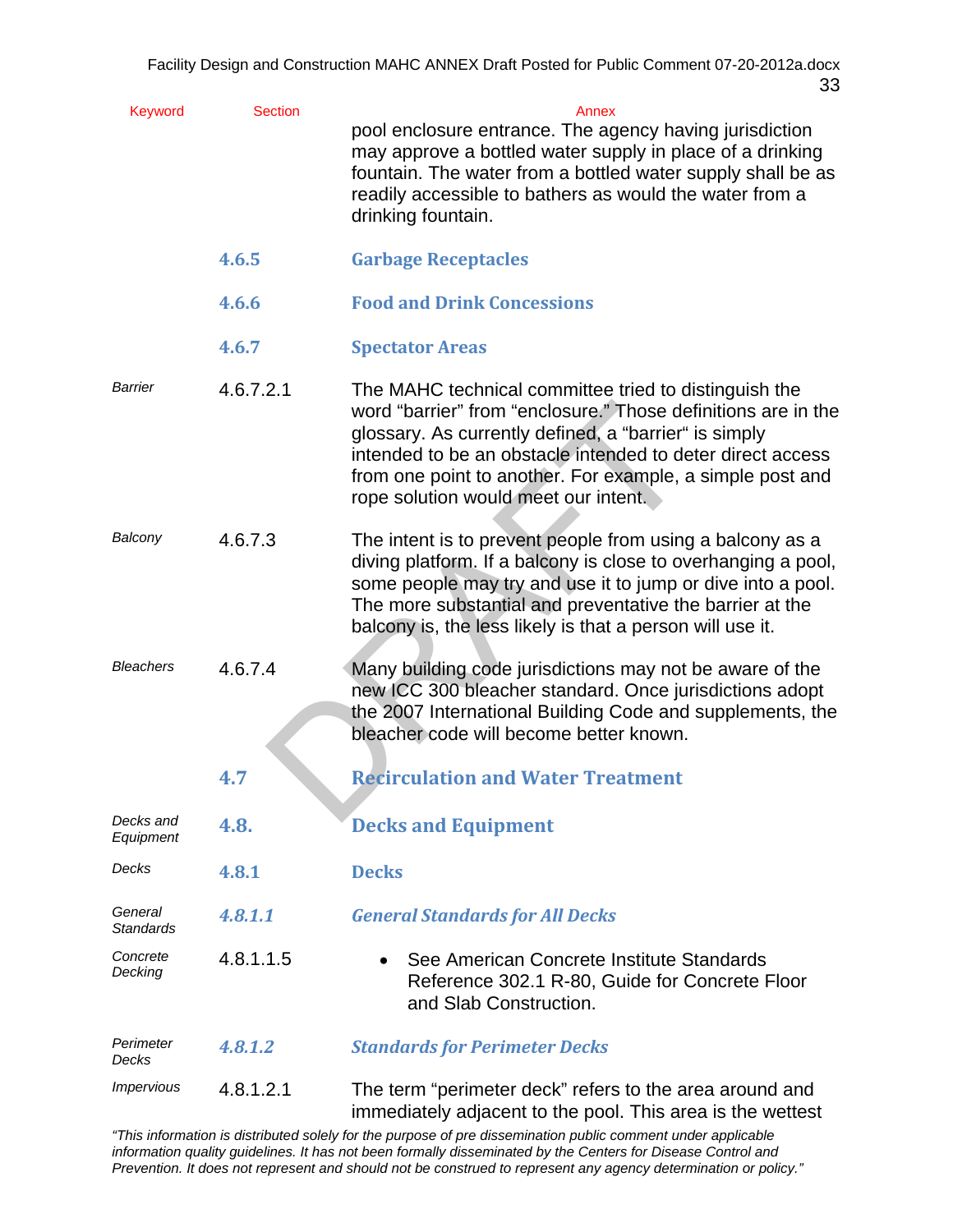| Keyword | Section | Annex |
|---|---|---|
| | | pool enclosure entrance. The agency having jurisdiction may approve a bottled water supply in place of a drinking fountain. The water from a bottled water supply shall be as readily accessible to bathers as would the water from a drinking fountain. |
| | **4.6.5** | **Garbage Receptacles** |
| | **4.6.6** | **Food and Drink Concessions** |
| | **4.6.7** | **Spectator Areas** |
| *Barrier* | 4.6.7.2.1 | The MAHC technical committee tried to distinguish the word “barrier” from “enclosure.” Those definitions are in the glossary. As currently defined, a “barrier“ is simply intended to be an obstacle intended to deter direct access from one point to another. For example, a simple post and rope solution would meet our intent. |
| *Balcony* | 4.6.7.3 | The intent is to prevent people from using a balcony as a diving platform. If a balcony is close to overhanging a pool, some people may try and use it to jump or dive into a pool. The more substantial and preventative the barrier at the balcony is, the less likely is that a person will use it. |
| *Bleachers* | 4.6.7.4 | Many building code jurisdictions may not be aware of the new ICC 300 bleacher standard. Once jurisdictions adopt the 2007 International Building Code and supplements, the bleacher code will become better known. |
| | **4.7** | **Recirculation and Water Treatment** |
| *Decks and Equipment* | **4.8.** | **Decks and Equipment** |
| *Decks* | **4.8.1** | **Decks** |
| *General Standards* | ***4.8.1.1*** | ***General Standards for All Decks*** |
| *Concrete Decking* | 4.8.1.1.5 | • See American Concrete Institute Standards Reference 302.1 R-80, Guide for Concrete Floor and Slab Construction. |
| *Perimeter Decks* | ***4.8.1.2*** | ***Standards for Perimeter Decks*** |
| *Impervious* | 4.8.1.2.1 | The term “perimeter deck” refers to the area around and immediately adjacent to the pool. This area is the wettest |

*“This information is distributed solely for the purpose of pre dissemination public comment under applicable information quality guidelines. It has not been formally disseminated by the Centers for Disease Control and Prevention. It does not represent and should not be construed to represent any agency determination or policy.”*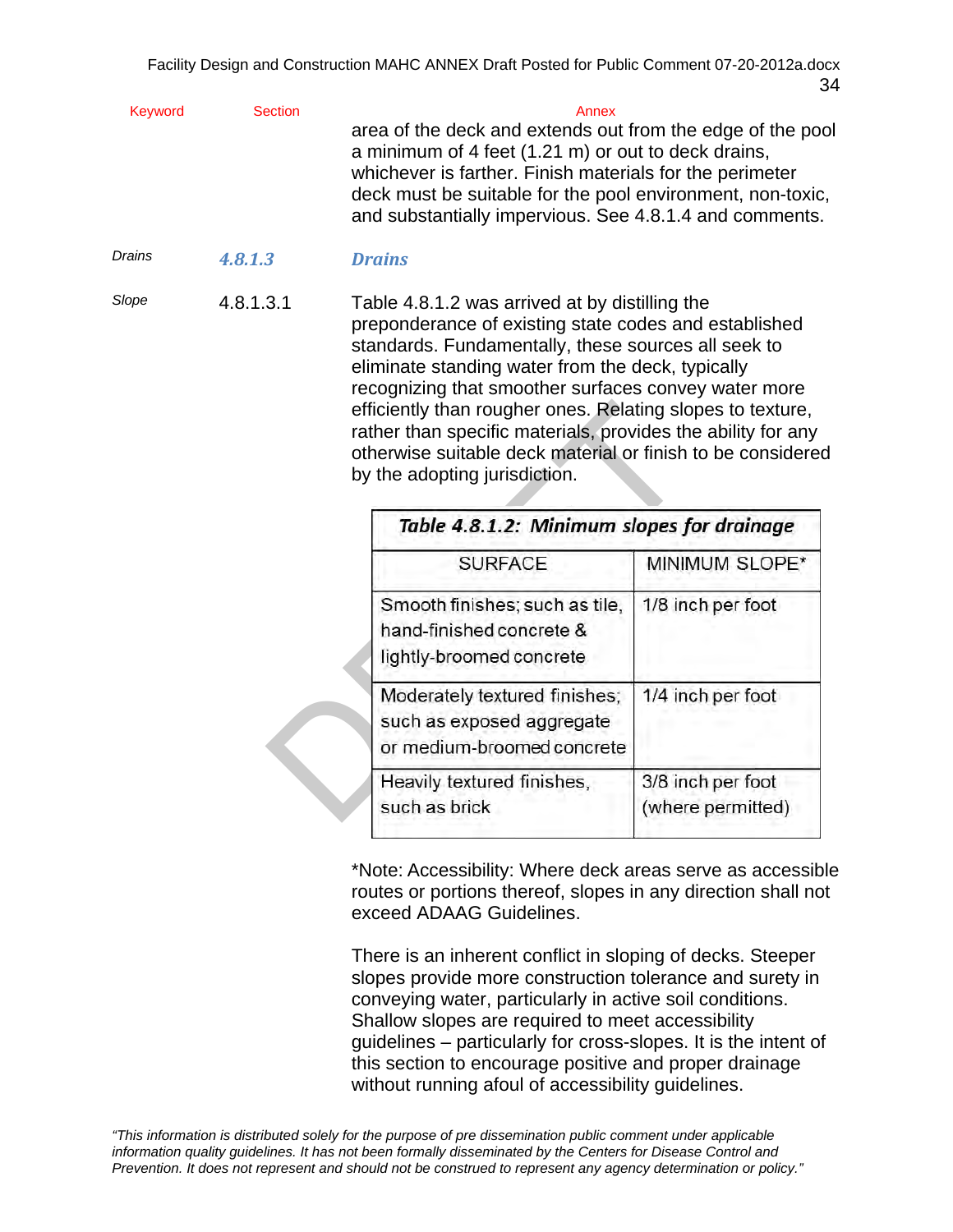| Keyword | Section | Annex |
|---|---|---|
| | | area of the deck and extends out from the edge of the pool a minimum of 4 feet (1.21 m) or out to deck drains, whichever is farther. Finish materials for the perimeter deck must be suitable for the pool environment, non-toxic, and substantially impervious. See 4.8.1.4 and comments. |
| *Drains* | ***4.8.1.3*** | ***Drains*** |
| *Slope* | 4.8.1.3.1 | Table 4.8.1.2 was arrived at by distilling the preponderance of existing state codes and established standards. Fundamentally, these sources all seek to eliminate standing water from the deck, typically recognizing that smoother surfaces convey water more efficiently than rougher ones. Relating slopes to texture, rather than specific materials, provides the ability for any otherwise suitable deck material or finish to be considered by the adopting jurisdiction. |

***Table 4.8.1.2: Minimum slopes for drainage***

| SURFACE | MINIMUM SLOPE* |
|---|---|
| Smooth finishes; such as tile, hand-finished concrete & lightly-broomed concrete | 1/8 inch per foot |
| Moderately textured finishes; such as exposed aggregate or medium-broomed concrete | 1/4 inch per foot |
| Heavily textured finishes, such as brick | 3/8 inch per foot (where permitted) |

*Note: Accessibility: Where deck areas serve as accessible routes or portions thereof, slopes in any direction shall not exceed ADAAG Guidelines.

There is an inherent conflict in sloping of decks. Steeper slopes provide more construction tolerance and surety in conveying water, particularly in active soil conditions. Shallow slopes are required to meet accessibility guidelines – particularly for cross-slopes. It is the intent of this section to encourage positive and proper drainage without running afoul of accessibility guidelines.

*"This information is distributed solely for the purpose of pre dissemination public comment under applicable information quality guidelines. It has not been formally disseminated by the Centers for Disease Control and Prevention. It does not represent and should not be construed to represent any agency determination or policy."*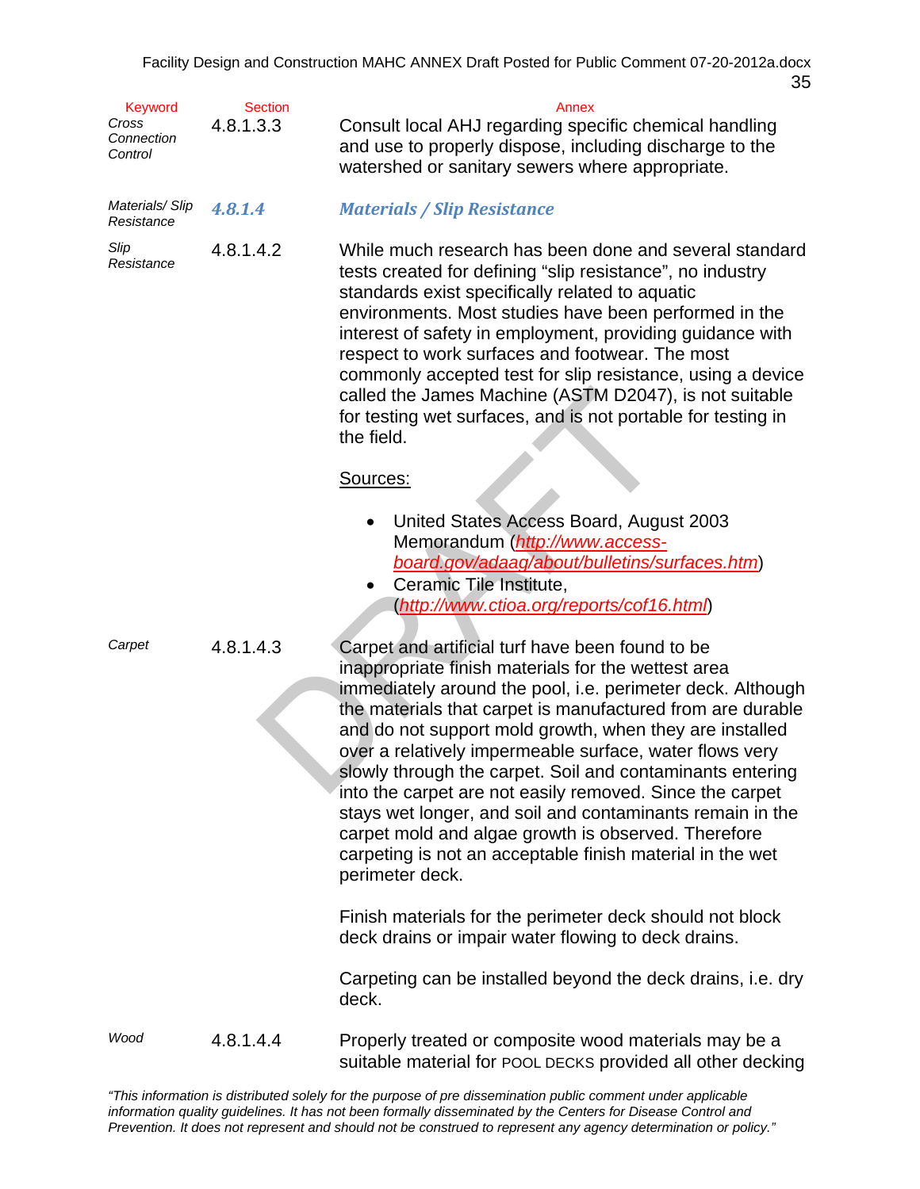| Keyword | Section | Annex |
| --- | --- | --- |
| *Cross Connection Control* | 4.8.1.3.3 | Consult local AHJ regarding specific chemical handling and use to properly dispose, including discharge to the watershed or sanitary sewers where appropriate. |
| *Materials/ Slip Resistance* | ***4.8.1.4*** | ***Materials / Slip Resistance*** |
| *Slip Resistance* | 4.8.1.4.2 | While much research has been done and several standard tests created for defining "slip resistance", no industry standards exist specifically related to aquatic environments. Most studies have been performed in the interest of safety in employment, providing guidance with respect to work surfaces and footwear. The most commonly accepted test for slip resistance, using a device called the James Machine (ASTM D2047), is not suitable for testing wet surfaces, and is not portable for testing in the field.<br><br>Sources:<br><br>• United States Access Board, August 2003 Memorandum (*http://www.access-board.gov/adaag/about/bulletins/surfaces.htm*)<br>• Ceramic Tile Institute, (*http://www.ctioa.org/reports/cof16.html*) |
| *Carpet* | 4.8.1.4.3 | Carpet and artificial turf have been found to be inappropriate finish materials for the wettest area immediately around the pool, i.e. perimeter deck. Although the materials that carpet is manufactured from are durable and do not support mold growth, when they are installed over a relatively impermeable surface, water flows very slowly through the carpet. Soil and contaminants entering into the carpet are not easily removed. Since the carpet stays wet longer, and soil and contaminants remain in the carpet mold and algae growth is observed. Therefore carpeting is not an acceptable finish material in the wet perimeter deck.<br><br>Finish materials for the perimeter deck should not block deck drains or impair water flowing to deck drains.<br><br>Carpeting can be installed beyond the deck drains, i.e. dry deck. |
| *Wood* | 4.8.1.4.4 | Properly treated or composite wood materials may be a suitable material for POOL DECKS provided all other decking |

*"This information is distributed solely for the purpose of pre dissemination public comment under applicable information quality guidelines. It has not been formally disseminated by the Centers for Disease Control and Prevention. It does not represent and should not be construed to represent any agency determination or policy."*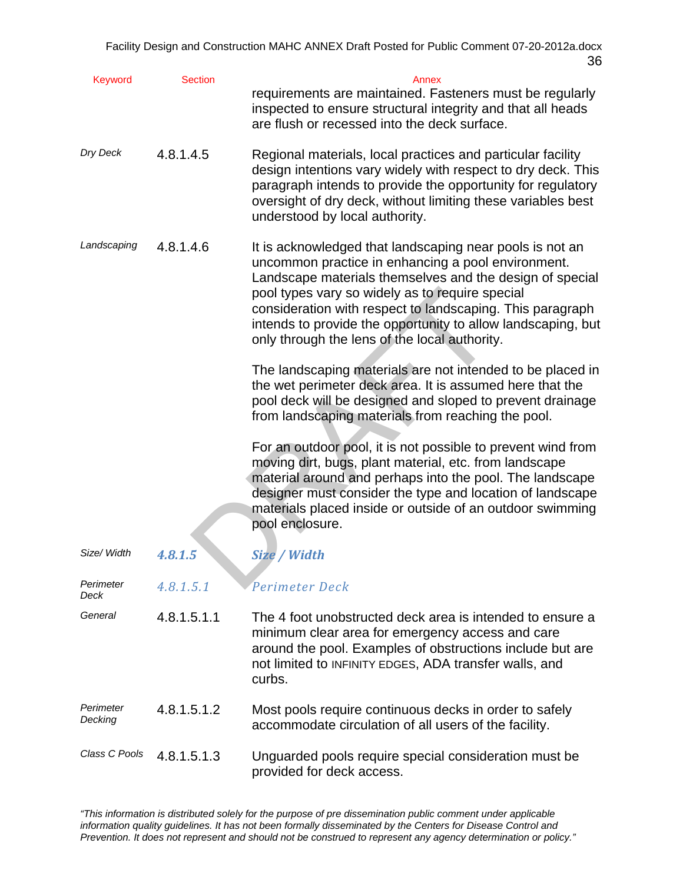| Keyword | Section | Annex |
|---|---|---|
| | | requirements are maintained. Fasteners must be regularly inspected to ensure structural integrity and that all heads are flush or recessed into the deck surface. |
| *Dry Deck* | 4.8.1.4.5 | Regional materials, local practices and particular facility design intentions vary widely with respect to dry deck. This paragraph intends to provide the opportunity for regulatory oversight of dry deck, without limiting these variables best understood by local authority. |
| *Landscaping* | 4.8.1.4.6 | It is acknowledged that landscaping near pools is not an uncommon practice in enhancing a pool environment. Landscape materials themselves and the design of special pool types vary so widely as to require special consideration with respect to landscaping. This paragraph intends to provide the opportunity to allow landscaping, but only through the lens of the local authority.<br><br>The landscaping materials are not intended to be placed in the wet perimeter deck area. It is assumed here that the pool deck will be designed and sloped to prevent drainage from landscaping materials from reaching the pool.<br><br>For an outdoor pool, it is not possible to prevent wind from moving dirt, bugs, plant material, etc. from landscape material around and perhaps into the pool. The landscape designer must consider the type and location of landscape materials placed inside or outside of an outdoor swimming pool enclosure. |
| *Size/ Width* | ***4.8.1.5*** | ***Size / Width*** |
| *Perimeter Deck* | *4.8.1.5.1* | *Perimeter Deck* |
| *General* | 4.8.1.5.1.1 | The 4 foot unobstructed deck area is intended to ensure a minimum clear area for emergency access and care around the pool. Examples of obstructions include but are not limited to INFINITY EDGES, ADA transfer walls, and curbs. |
| *Perimeter Decking* | 4.8.1.5.1.2 | Most pools require continuous decks in order to safely accommodate circulation of all users of the facility. |
| *Class C Pools* | 4.8.1.5.1.3 | Unguarded pools require special consideration must be provided for deck access. |

*"This information is distributed solely for the purpose of pre dissemination public comment under applicable information quality guidelines. It has not been formally disseminated by the Centers for Disease Control and Prevention. It does not represent and should not be construed to represent any agency determination or policy."*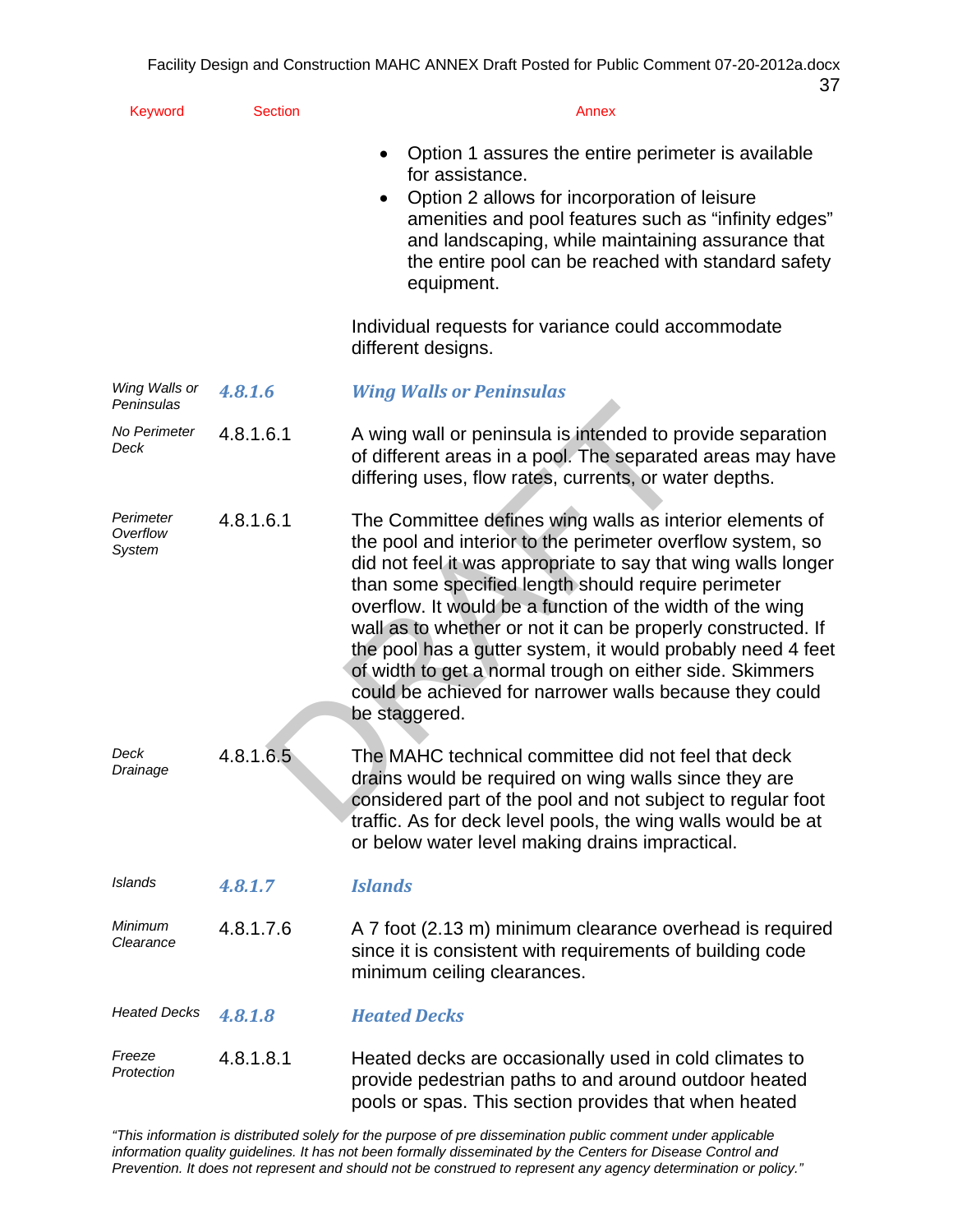| Keyword | Section | Annex |
|---|---|---|
| | | • Option 1 assures the entire perimeter is available for assistance.<br>• Option 2 allows for incorporation of leisure amenities and pool features such as "infinity edges" and landscaping, while maintaining assurance that the entire pool can be reached with standard safety equipment.<br><br>Individual requests for variance could accommodate different designs. |
| *Wing Walls or Peninsulas* | ***4.8.1.6*** | ***Wing Walls or Peninsulas*** |
| *No Perimeter Deck* | 4.8.1.6.1 | A wing wall or peninsula is intended to provide separation of different areas in a pool. The separated areas may have differing uses, flow rates, currents, or water depths. |
| *Perimeter Overflow System* | 4.8.1.6.1 | The Committee defines wing walls as interior elements of the pool and interior to the perimeter overflow system, so did not feel it was appropriate to say that wing walls longer than some specified length should require perimeter overflow. It would be a function of the width of the wing wall as to whether or not it can be properly constructed. If the pool has a gutter system, it would probably need 4 feet of width to get a normal trough on either side. Skimmers could be achieved for narrower walls because they could be staggered. |
| *Deck Drainage* | 4.8.1.6.5 | The MAHC technical committee did not feel that deck drains would be required on wing walls since they are considered part of the pool and not subject to regular foot traffic. As for deck level pools, the wing walls would be at or below water level making drains impractical. |
| *Islands* | ***4.8.1.7*** | ***Islands*** |
| *Minimum Clearance* | 4.8.1.7.6 | A 7 foot (2.13 m) minimum clearance overhead is required since it is consistent with requirements of building code minimum ceiling clearances. |
| *Heated Decks* | ***4.8.1.8*** | ***Heated Decks*** |
| *Freeze Protection* | 4.8.1.8.1 | Heated decks are occasionally used in cold climates to provide pedestrian paths to and around outdoor heated pools or spas. This section provides that when heated |

*"This information is distributed solely for the purpose of pre dissemination public comment under applicable information quality guidelines. It has not been formally disseminated by the Centers for Disease Control and Prevention. It does not represent and should not be construed to represent any agency determination or policy."*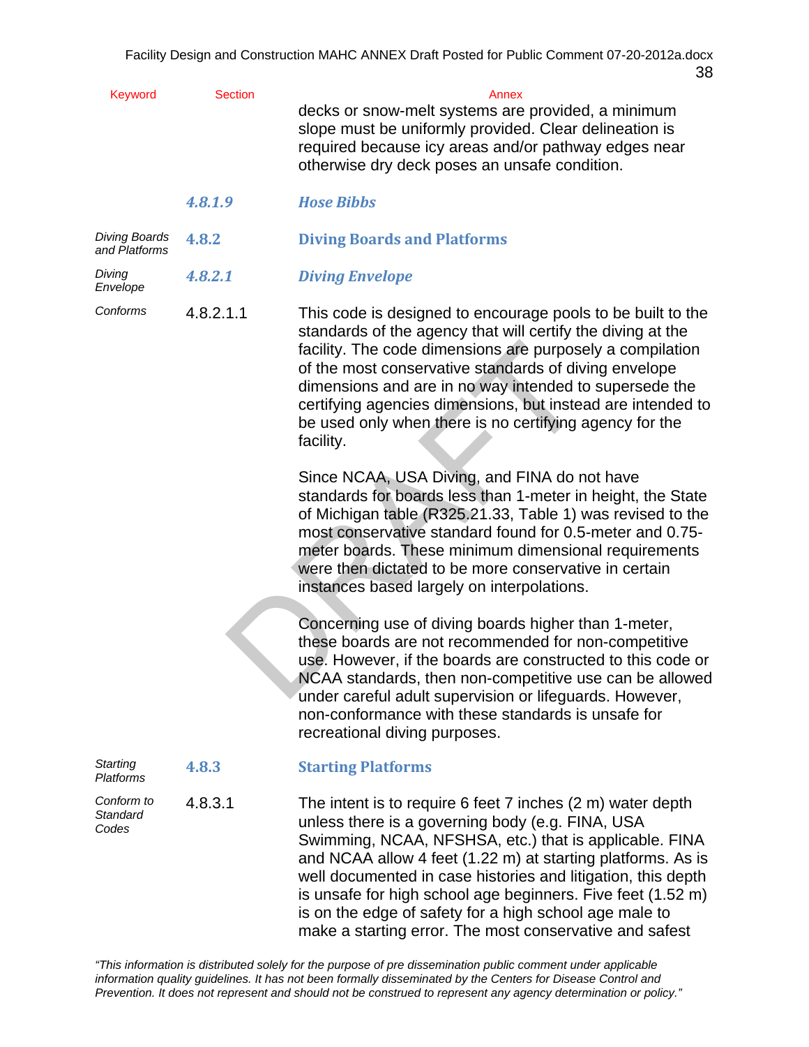| Keyword | Section | Annex |
|---|---|---|
| | | decks or snow-melt systems are provided, a minimum slope must be uniformly provided. Clear delineation is required because icy areas and/or pathway edges near otherwise dry deck poses an unsafe condition. |
| | ***4.8.1.9*** | ***Hose Bibbs*** |
| *Diving Boards and Platforms* | **4.8.2** | **Diving Boards and Platforms** |
| *Diving Envelope* | ***4.8.2.1*** | ***Diving Envelope*** |
| *Conforms* | 4.8.2.1.1 | This code is designed to encourage pools to be built to the standards of the agency that will certify the diving at the facility. The code dimensions are purposely a compilation of the most conservative standards of diving envelope dimensions and are in no way intended to supersede the certifying agencies dimensions, but instead are intended to be used only when there is no certifying agency for the facility. |
| | | Since NCAA, USA Diving, and FINA do not have standards for boards less than 1-meter in height, the State of Michigan table (R325.21.33, Table 1) was revised to the most conservative standard found for 0.5-meter and 0.75-meter boards. These minimum dimensional requirements were then dictated to be more conservative in certain instances based largely on interpolations. |
| | | Concerning use of diving boards higher than 1-meter, these boards are not recommended for non-competitive use. However, if the boards are constructed to this code or NCAA standards, then non-competitive use can be allowed under careful adult supervision or lifeguards. However, non-conformance with these standards is unsafe for recreational diving purposes. |
| *Starting Platforms* | **4.8.3** | **Starting Platforms** |
| *Conform to Standard Codes* | 4.8.3.1 | The intent is to require 6 feet 7 inches (2 m) water depth unless there is a governing body (e.g. FINA, USA Swimming, NCAA, NFSHSA, etc.) that is applicable. FINA and NCAA allow 4 feet (1.22 m) at starting platforms. As is well documented in case histories and litigation, this depth is unsafe for high school age beginners. Five feet (1.52 m) is on the edge of safety for a high school age male to make a starting error. The most conservative and safest |

*"This information is distributed solely for the purpose of pre dissemination public comment under applicable information quality guidelines. It has not been formally disseminated by the Centers for Disease Control and Prevention. It does not represent and should not be construed to represent any agency determination or policy."*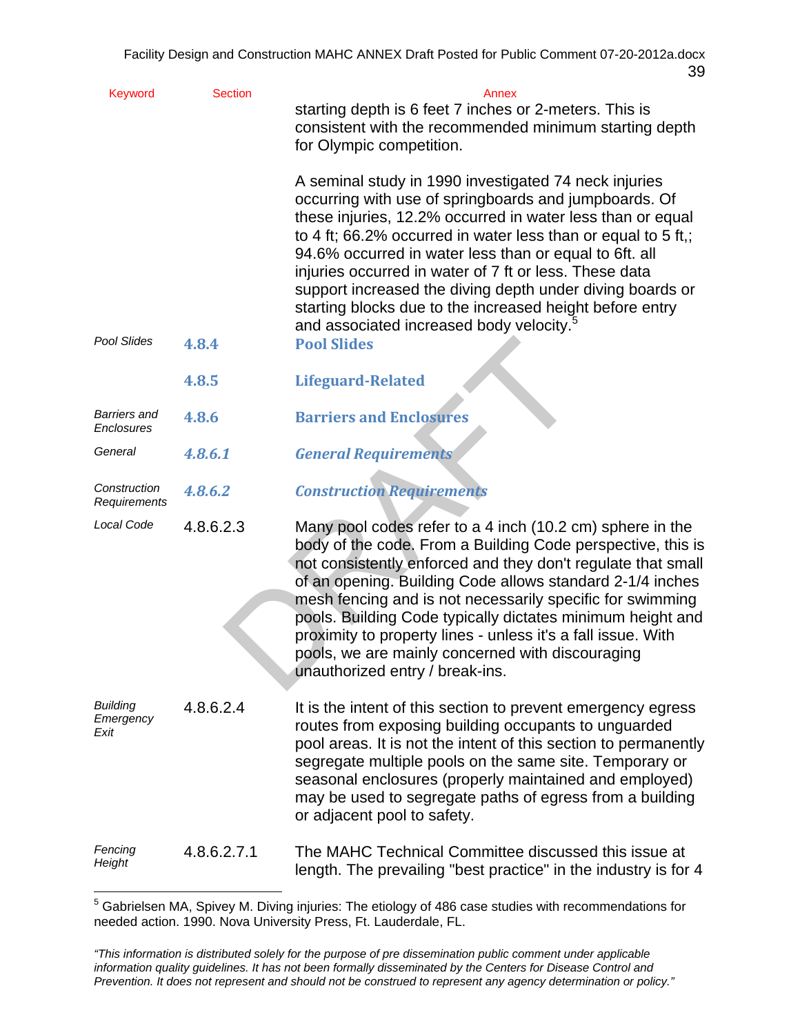| Keyword | Section | Annex |
|---|---|---|
| | | starting depth is 6 feet 7 inches or 2-meters. This is consistent with the recommended minimum starting depth for Olympic competition.<br><br>A seminal study in 1990 investigated 74 neck injuries occurring with use of springboards and jumpboards. Of these injuries, 12.2% occurred in water less than or equal to 4 ft; 66.2% occurred in water less than or equal to 5 ft,; 94.6% occurred in water less than or equal to 6ft. all injuries occurred in water of 7 ft or less. These data support increased the diving depth under diving boards or starting blocks due to the increased height before entry and associated increased body velocity.[5] |
| *Pool Slides* | **4.8.4** | **Pool Slides** |
| | **4.8.5** | **Lifeguard-Related** |
| *Barriers and Enclosures* | **4.8.6** | **Barriers and Enclosures** |
| *General* | ***4.8.6.1*** | ***General Requirements*** |
| *Construction Requirements* | ***4.8.6.2*** | ***Construction Requirements*** |
| *Local Code* | 4.8.6.2.3 | Many pool codes refer to a 4 inch (10.2 cm) sphere in the body of the code. From a Building Code perspective, this is not consistently enforced and they don't regulate that small of an opening. Building Code allows standard 2-1/4 inches mesh fencing and is not necessarily specific for swimming pools. Building Code typically dictates minimum height and proximity to property lines - unless it's a fall issue. With pools, we are mainly concerned with discouraging unauthorized entry / break-ins. |
| *Building Emergency Exit* | 4.8.6.2.4 | It is the intent of this section to prevent emergency egress routes from exposing building occupants to unguarded pool areas. It is not the intent of this section to permanently segregate multiple pools on the same site. Temporary or seasonal enclosures (properly maintained and employed) may be used to segregate paths of egress from a building or adjacent pool to safety. |
| *Fencing Height* | 4.8.6.2.7.1 | The MAHC Technical Committee discussed this issue at length. The prevailing "best practice" in the industry is for 4 |

[5] Gabrielsen MA, Spivey M. Diving injuries: The etiology of 486 case studies with recommendations for needed action. 1990. Nova University Press, Ft. Lauderdale, FL.

*"This information is distributed solely for the purpose of pre dissemination public comment under applicable information quality guidelines. It has not been formally disseminated by the Centers for Disease Control and Prevention. It does not represent and should not be construed to represent any agency determination or policy."*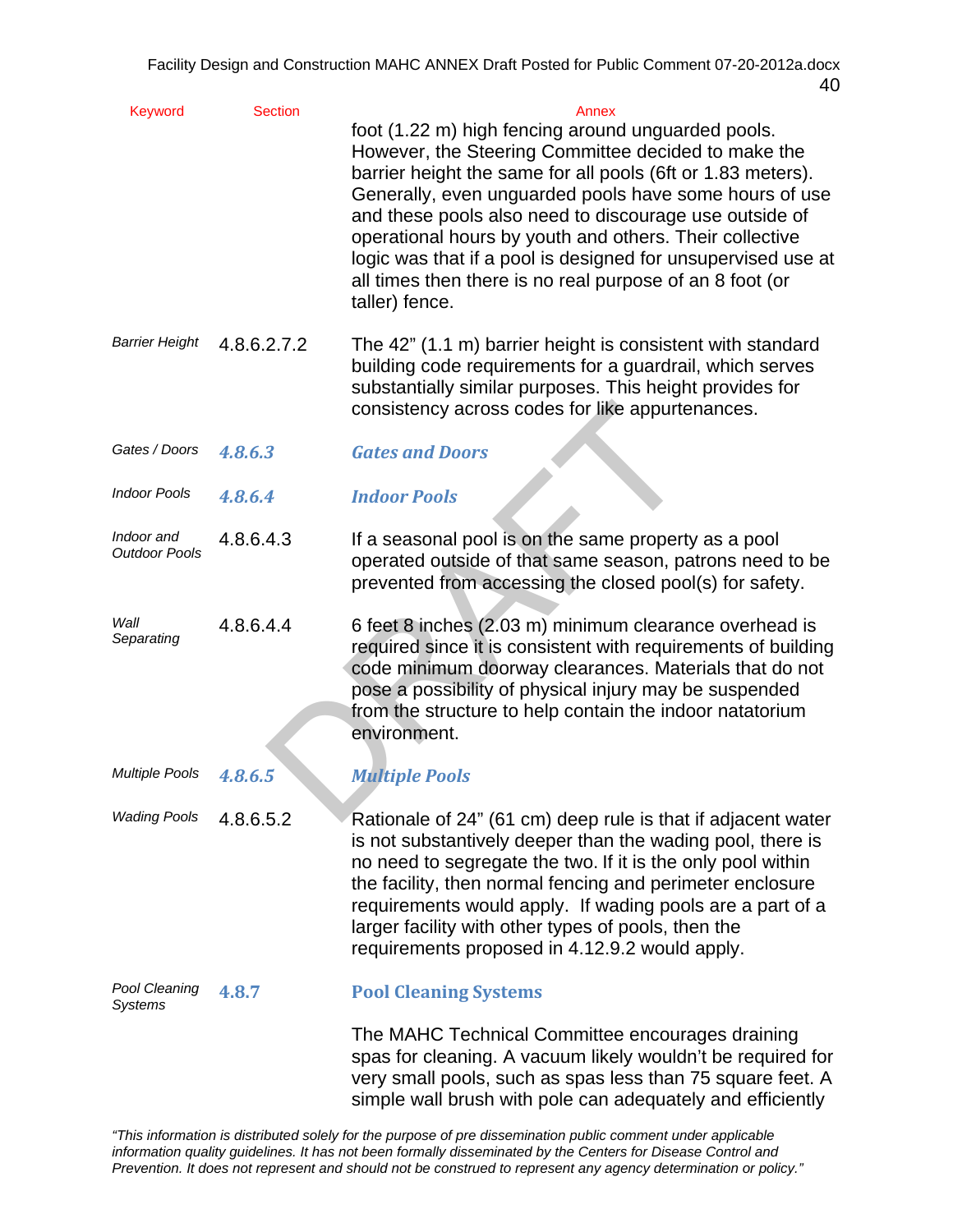| Keyword | Section | Annex |
|---|---|---|
| | | foot (1.22 m) high fencing around unguarded pools. However, the Steering Committee decided to make the barrier height the same for all pools (6ft or 1.83 meters). Generally, even unguarded pools have some hours of use and these pools also need to discourage use outside of operational hours by youth and others. Their collective logic was that if a pool is designed for unsupervised use at all times then there is no real purpose of an 8 foot (or taller) fence. |
| *Barrier Height* | 4.8.6.2.7.2 | The 42" (1.1 m) barrier height is consistent with standard building code requirements for a guardrail, which serves substantially similar purposes. This height provides for consistency across codes for like appurtenances. |
| *Gates / Doors* | ***4.8.6.3*** | ***Gates and Doors*** |
| *Indoor Pools* | ***4.8.6.4*** | ***Indoor Pools*** |
| *Indoor and Outdoor Pools* | 4.8.6.4.3 | If a seasonal pool is on the same property as a pool operated outside of that same season, patrons need to be prevented from accessing the closed pool(s) for safety. |
| *Wall Separating* | 4.8.6.4.4 | 6 feet 8 inches (2.03 m) minimum clearance overhead is required since it is consistent with requirements of building code minimum doorway clearances. Materials that do not pose a possibility of physical injury may be suspended from the structure to help contain the indoor natatorium environment. |
| *Multiple Pools* | ***4.8.6.5*** | ***Multiple Pools*** |
| *Wading Pools* | 4.8.6.5.2 | Rationale of 24" (61 cm) deep rule is that if adjacent water is not substantively deeper than the wading pool, there is no need to segregate the two. If it is the only pool within the facility, then normal fencing and perimeter enclosure requirements would apply. If wading pools are a part of a larger facility with other types of pools, then the requirements proposed in 4.12.9.2 would apply. |
| *Pool Cleaning Systems* | **4.8.7** | **Pool Cleaning Systems** |
| | | The MAHC Technical Committee encourages draining spas for cleaning. A vacuum likely wouldn't be required for very small pools, such as spas less than 75 square feet. A simple wall brush with pole can adequately and efficiently |

*"This information is distributed solely for the purpose of pre dissemination public comment under applicable information quality guidelines. It has not been formally disseminated by the Centers for Disease Control and Prevention. It does not represent and should not be construed to represent any agency determination or policy."*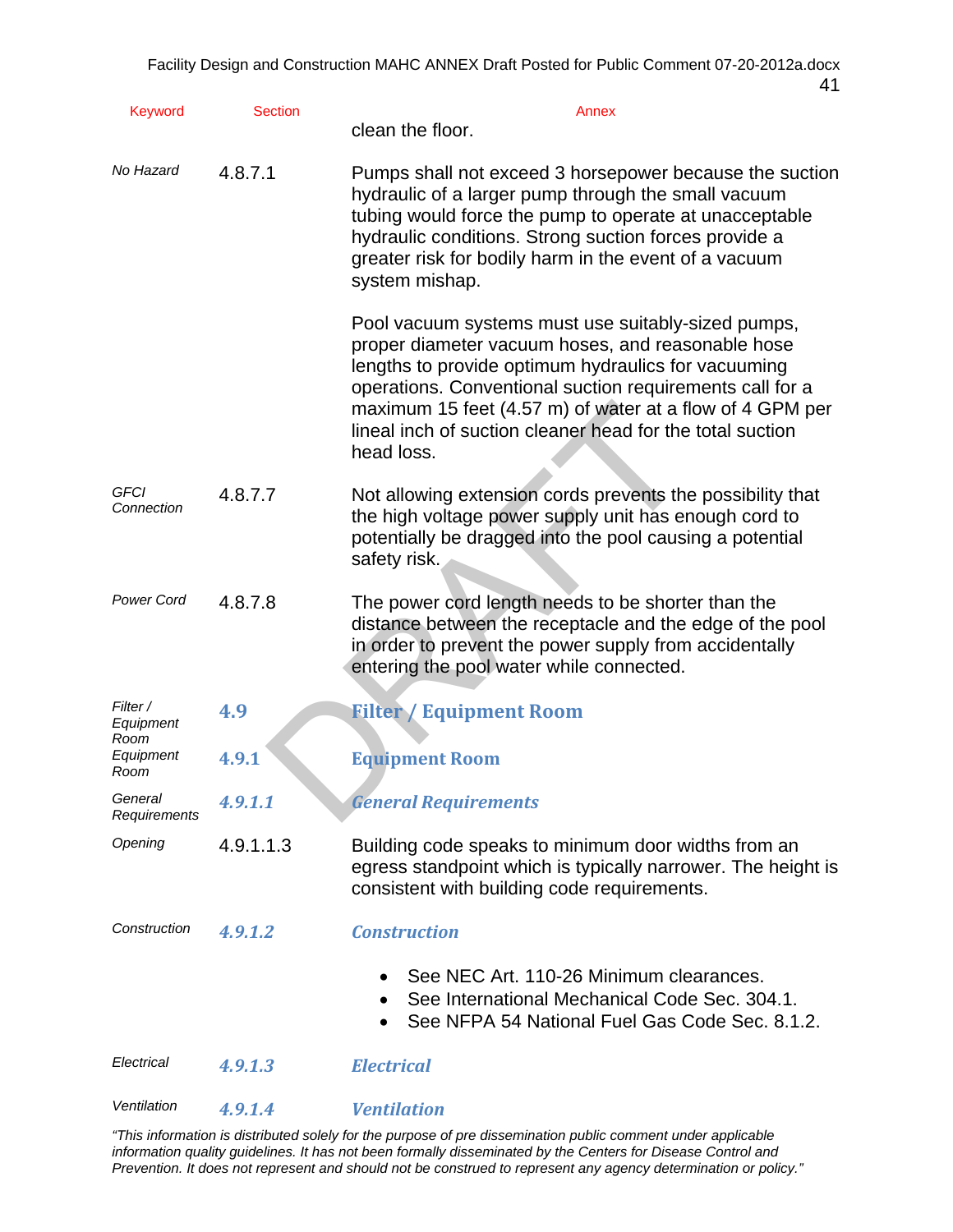| Keyword | Section | Annex |
|---|---|---|
| | | clean the floor. |
| *No Hazard* | 4.8.7.1 | Pumps shall not exceed 3 horsepower because the suction hydraulic of a larger pump through the small vacuum tubing would force the pump to operate at unacceptable hydraulic conditions. Strong suction forces provide a greater risk for bodily harm in the event of a vacuum system mishap. |
| | | Pool vacuum systems must use suitably-sized pumps, proper diameter vacuum hoses, and reasonable hose lengths to provide optimum hydraulics for vacuuming operations. Conventional suction requirements call for a maximum 15 feet (4.57 m) of water at a flow of 4 GPM per lineal inch of suction cleaner head for the total suction head loss. |
| *GFCI Connection* | 4.8.7.7 | Not allowing extension cords prevents the possibility that the high voltage power supply unit has enough cord to potentially be dragged into the pool causing a potential safety risk. |
| *Power Cord* | 4.8.7.8 | The power cord length needs to be shorter than the distance between the receptacle and the edge of the pool in order to prevent the power supply from accidentally entering the pool water while connected. |
| *Filter / Equipment Room* | **4.9** | **Filter / Equipment Room** |
| *Equipment Room* | **4.9.1** | **Equipment Room** |
| *General Requirements* | ***4.9.1.1*** | ***General Requirements*** |
| *Opening* | 4.9.1.1.3 | Building code speaks to minimum door widths from an egress standpoint which is typically narrower. The height is consistent with building code requirements. |
| *Construction* | ***4.9.1.2*** | ***Construction*** |
| | | • See NEC Art. 110-26 Minimum clearances.<br>• See International Mechanical Code Sec. 304.1.<br>• See NFPA 54 National Fuel Gas Code Sec. 8.1.2. |
| *Electrical* | ***4.9.1.3*** | ***Electrical*** |
| *Ventilation* | ***4.9.1.4*** | ***Ventilation*** |

*"This information is distributed solely for the purpose of pre dissemination public comment under applicable information quality guidelines. It has not been formally disseminated by the Centers for Disease Control and Prevention. It does not represent and should not be construed to represent any agency determination or policy."*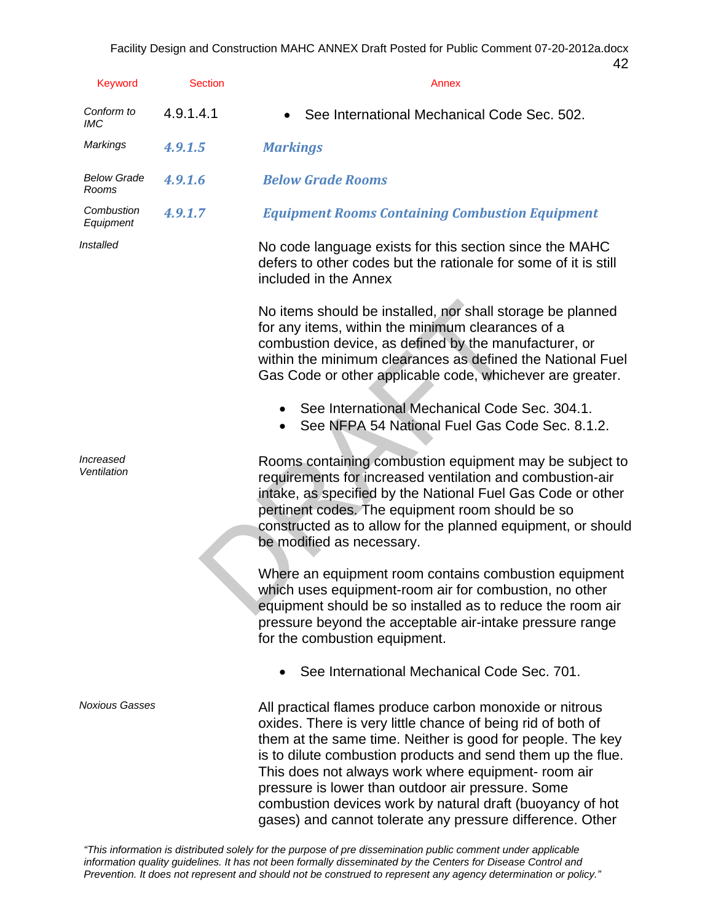| Keyword | Section | Annex |
|---|---|---|
| *Conform to IMC* | 4.9.1.4.1 | • See International Mechanical Code Sec. 502. |
| *Markings* | ***4.9.1.5*** | ***Markings*** |
| *Below Grade Rooms* | ***4.9.1.6*** | ***Below Grade Rooms*** |
| *Combustion Equipment* | ***4.9.1.7*** | ***Equipment Rooms Containing Combustion Equipment*** |

*Installed*

No code language exists for this section since the MAHC defers to other codes but the rationale for some of it is still included in the Annex

No items should be installed, nor shall storage be planned for any items, within the minimum clearances of a combustion device, as defined by the manufacturer, or within the minimum clearances as defined the National Fuel Gas Code or other applicable code, whichever are greater.

- See International Mechanical Code Sec. 304.1.
- See NFPA 54 National Fuel Gas Code Sec. 8.1.2.

*Increased Ventilation*

Rooms containing combustion equipment may be subject to requirements for increased ventilation and combustion-air intake, as specified by the National Fuel Gas Code or other pertinent codes. The equipment room should be so constructed as to allow for the planned equipment, or should be modified as necessary.

Where an equipment room contains combustion equipment which uses equipment-room air for combustion, no other equipment should be so installed as to reduce the room air pressure beyond the acceptable air-intake pressure range for the combustion equipment.

- See International Mechanical Code Sec. 701.

*Noxious Gasses*

All practical flames produce carbon monoxide or nitrous oxides. There is very little chance of being rid of both of them at the same time. Neither is good for people. The key is to dilute combustion products and send them up the flue. This does not always work where equipment- room air pressure is lower than outdoor air pressure. Some combustion devices work by natural draft (buoyancy of hot gases) and cannot tolerate any pressure difference. Other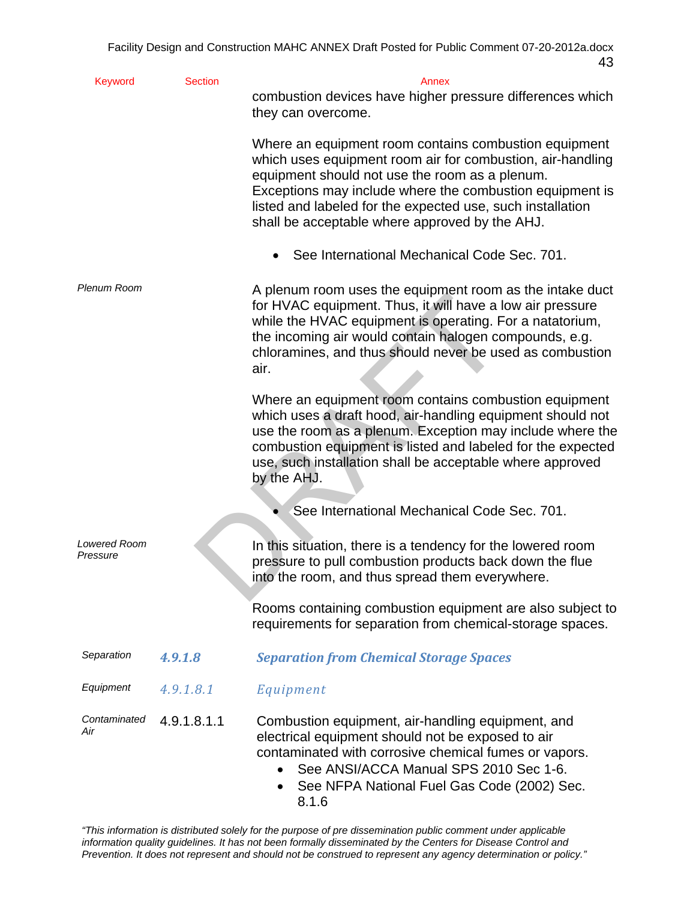| Keyword | Section | Annex |
|---|---|---|
| | | combustion devices have higher pressure differences which they can overcome. |
| | | Where an equipment room contains combustion equipment which uses equipment room air for combustion, air-handling equipment should not use the room as a plenum. Exceptions may include where the combustion equipment is listed and labeled for the expected use, such installation shall be acceptable where approved by the AHJ. |
| | | • See International Mechanical Code Sec. 701. |
| *Plenum Room* | | A plenum room uses the equipment room as the intake duct for HVAC equipment. Thus, it will have a low air pressure while the HVAC equipment is operating. For a natatorium, the incoming air would contain halogen compounds, e.g. chloramines, and thus should never be used as combustion air. |
| | | Where an equipment room contains combustion equipment which uses a draft hood, air-handling equipment should not use the room as a plenum. Exception may include where the combustion equipment is listed and labeled for the expected use, such installation shall be acceptable where approved by the AHJ. |
| | | • See International Mechanical Code Sec. 701. |
| *Lowered Room Pressure* | | In this situation, there is a tendency for the lowered room pressure to pull combustion products back down the flue into the room, and thus spread them everywhere. |
| | | Rooms containing combustion equipment are also subject to requirements for separation from chemical-storage spaces. |
| *Separation* | ***4.9.1.8*** | ***Separation from Chemical Storage Spaces*** |
| *Equipment* | *4.9.1.8.1* | *Equipment* |
| *Contaminated Air* | 4.9.1.8.1.1 | Combustion equipment, air-handling equipment, and electrical equipment should not be exposed to air contaminated with corrosive chemical fumes or vapors. <br>• See ANSI/ACCA Manual SPS 2010 Sec 1-6. <br>• See NFPA National Fuel Gas Code (2002) Sec. 8.1.6 |

*"This information is distributed solely for the purpose of pre dissemination public comment under applicable information quality guidelines. It has not been formally disseminated by the Centers for Disease Control and Prevention. It does not represent and should not be construed to represent any agency determination or policy."*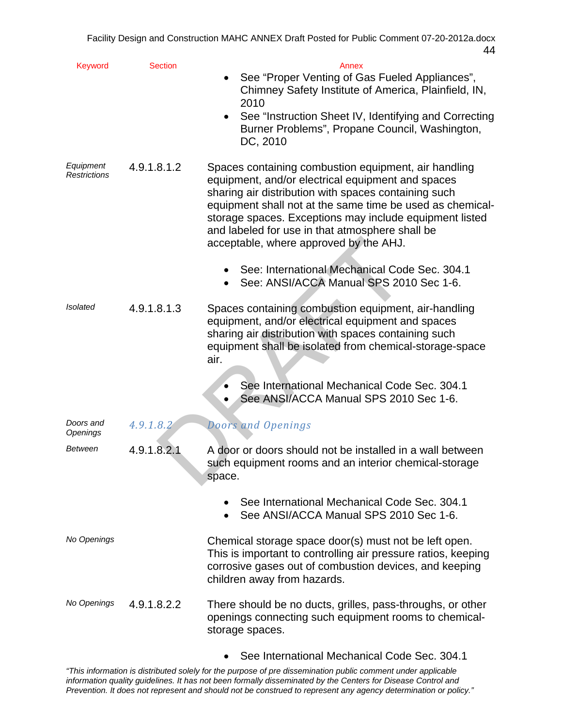| Keyword | Section | Annex |
|---|---|---|
| | | • See "Proper Venting of Gas Fueled Appliances", Chimney Safety Institute of America, Plainfield, IN, 2010<br>• See "Instruction Sheet IV, Identifying and Correcting Burner Problems", Propane Council, Washington, DC, 2010 |
| *Equipment Restrictions* | 4.9.1.8.1.2 | Spaces containing combustion equipment, air handling equipment, and/or electrical equipment and spaces sharing air distribution with spaces containing such equipment shall not at the same time be used as chemical-storage spaces. Exceptions may include equipment listed and labeled for use in that atmosphere shall be acceptable, where approved by the AHJ.<br><br>• See: International Mechanical Code Sec. 304.1<br>• See: ANSI/ACCA Manual SPS 2010 Sec 1-6. |
| *Isolated* | 4.9.1.8.1.3 | Spaces containing combustion equipment, air-handling equipment, and/or electrical equipment and spaces sharing air distribution with spaces containing such equipment shall be isolated from chemical-storage-space air.<br><br>• See International Mechanical Code Sec. 304.1<br>• See ANSI/ACCA Manual SPS 2010 Sec 1-6. |
| *Doors and Openings* | *4.9.1.8.2* | *Doors and Openings* |
| *Between* | 4.9.1.8.2.1 | A door or doors should not be installed in a wall between such equipment rooms and an interior chemical-storage space.<br><br>• See International Mechanical Code Sec. 304.1<br>• See ANSI/ACCA Manual SPS 2010 Sec 1-6. |
| *No Openings* | | Chemical storage space door(s) must not be left open. This is important to controlling air pressure ratios, keeping corrosive gases out of combustion devices, and keeping children away from hazards. |
| *No Openings* | 4.9.1.8.2.2 | There should be no ducts, grilles, pass-throughs, or other openings connecting such equipment rooms to chemical-storage spaces.<br><br>• See International Mechanical Code Sec. 304.1 |

*"This information is distributed solely for the purpose of pre dissemination public comment under applicable information quality guidelines. It has not been formally disseminated by the Centers for Disease Control and Prevention. It does not represent and should not be construed to represent any agency determination or policy."*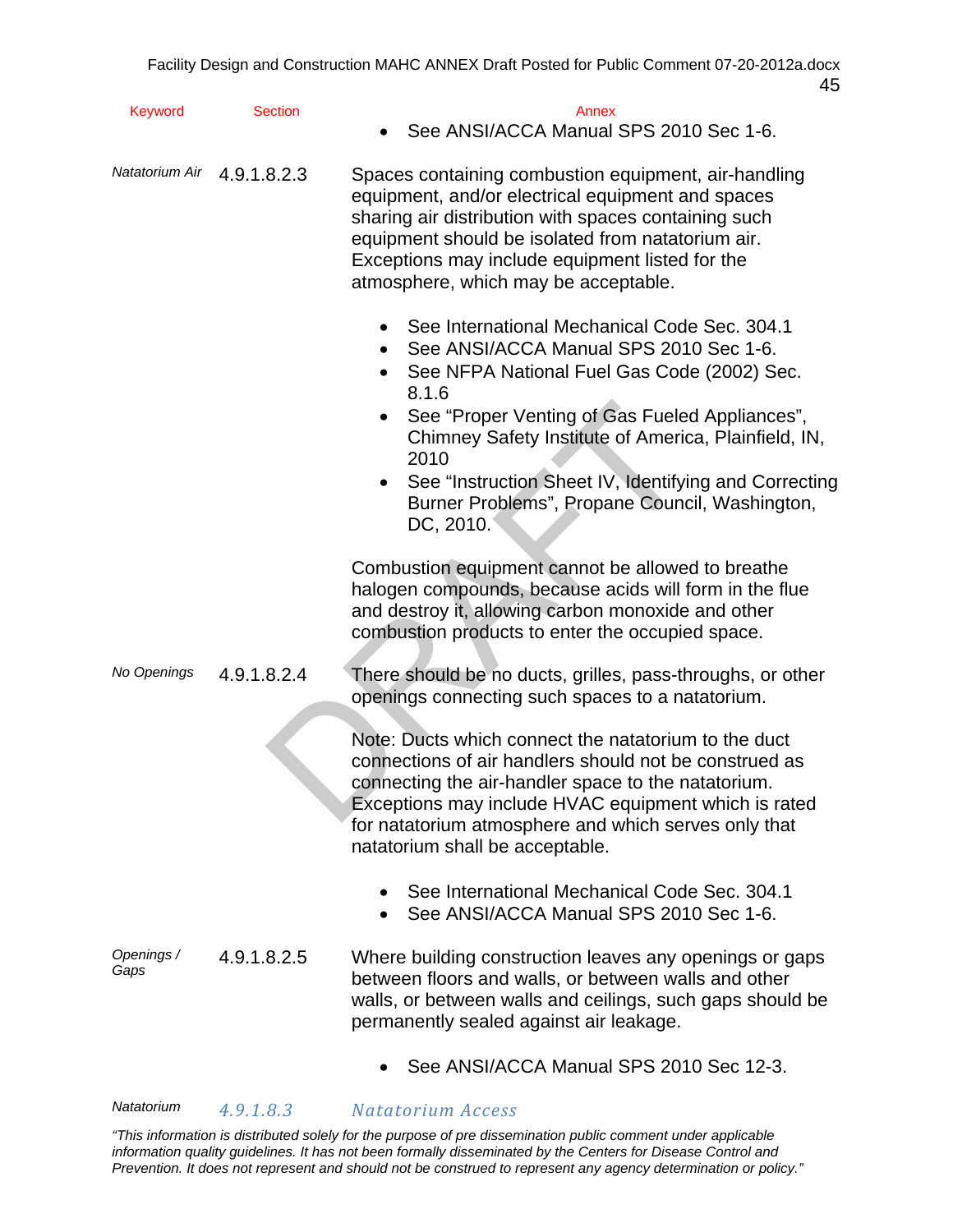| Keyword | Section | Annex |
|---|---|---|
| | | • See ANSI/ACCA Manual SPS 2010 Sec 1-6. |
| *Natatorium Air* | 4.9.1.8.2.3 | Spaces containing combustion equipment, air-handling equipment, and/or electrical equipment and spaces sharing air distribution with spaces containing such equipment should be isolated from natatorium air. Exceptions may include equipment listed for the atmosphere, which may be acceptable.<br><br>• See International Mechanical Code Sec. 304.1<br>• See ANSI/ACCA Manual SPS 2010 Sec 1-6.<br>• See NFPA National Fuel Gas Code (2002) Sec. 8.1.6<br>• See "Proper Venting of Gas Fueled Appliances", Chimney Safety Institute of America, Plainfield, IN, 2010<br>• See "Instruction Sheet IV, Identifying and Correcting Burner Problems", Propane Council, Washington, DC, 2010.<br><br>Combustion equipment cannot be allowed to breathe halogen compounds, because acids will form in the flue and destroy it, allowing carbon monoxide and other combustion products to enter the occupied space. |
| *No Openings* | 4.9.1.8.2.4 | There should be no ducts, grilles, pass-throughs, or other openings connecting such spaces to a natatorium.<br><br>Note: Ducts which connect the natatorium to the duct connections of air handlers should not be construed as connecting the air-handler space to the natatorium. Exceptions may include HVAC equipment which is rated for natatorium atmosphere and which serves only that natatorium shall be acceptable.<br><br>• See International Mechanical Code Sec. 304.1<br>• See ANSI/ACCA Manual SPS 2010 Sec 1-6. |
| *Openings / Gaps* | 4.9.1.8.2.5 | Where building construction leaves any openings or gaps between floors and walls, or between walls and other walls, or between walls and ceilings, such gaps should be permanently sealed against air leakage.<br><br>• See ANSI/ACCA Manual SPS 2010 Sec 12-3. |
| *Natatorium* | *4.9.1.8.3* | *Natatorium Access* |

*"This information is distributed solely for the purpose of pre dissemination public comment under applicable information quality guidelines. It has not been formally disseminated by the Centers for Disease Control and Prevention. It does not represent and should not be construed to represent any agency determination or policy."*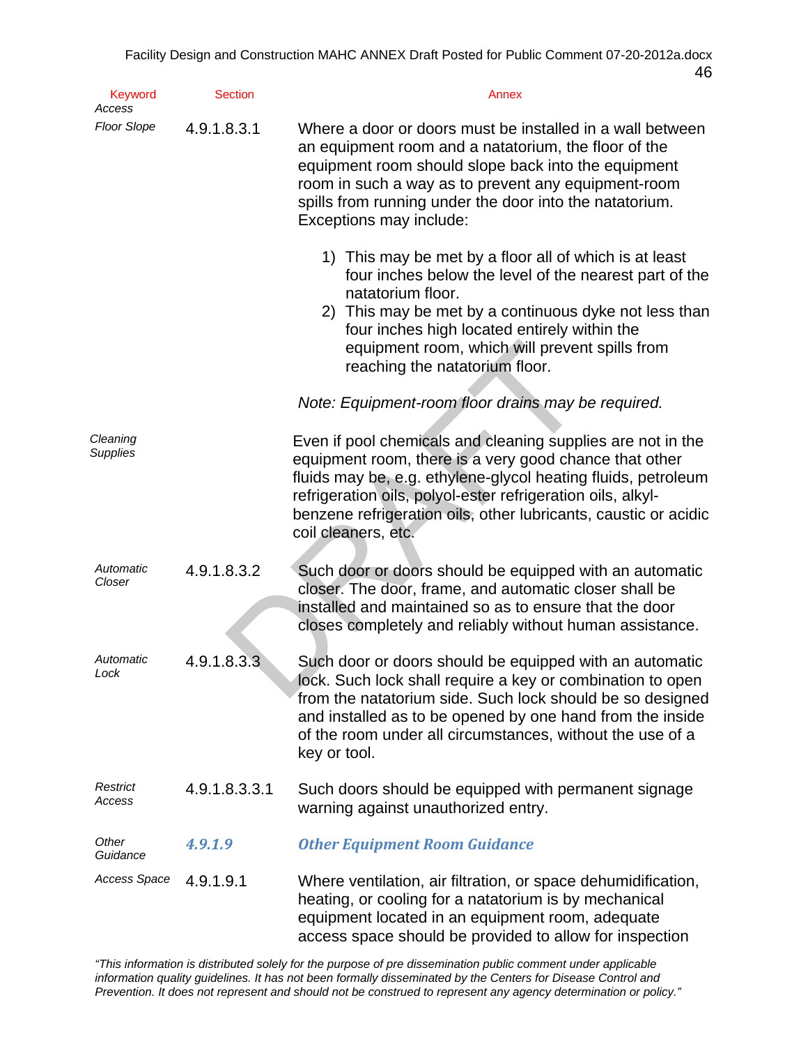| Keyword | Section | Annex |
|---|---|---|
| *Access* | | |
| *Floor Slope* | 4.9.1.8.3.1 | Where a door or doors must be installed in a wall between an equipment room and a natatorium, the floor of the equipment room should slope back into the equipment room in such a way as to prevent any equipment-room spills from running under the door into the natatorium. Exceptions may include:<br><br>1) This may be met by a floor all of which is at least four inches below the level of the nearest part of the natatorium floor.<br>2) This may be met by a continuous dyke not less than four inches high located entirely within the equipment room, which will prevent spills from reaching the natatorium floor.<br><br>*Note: Equipment-room floor drains may be required.* |
| *Cleaning Supplies* | | Even if pool chemicals and cleaning supplies are not in the equipment room, there is a very good chance that other fluids may be, e.g. ethylene-glycol heating fluids, petroleum refrigeration oils, polyol-ester refrigeration oils, alkyl-benzene refrigeration oils, other lubricants, caustic or acidic coil cleaners, etc. |
| *Automatic Closer* | 4.9.1.8.3.2 | Such door or doors should be equipped with an automatic closer. The door, frame, and automatic closer shall be installed and maintained so as to ensure that the door closes completely and reliably without human assistance. |
| *Automatic Lock* | 4.9.1.8.3.3 | Such door or doors should be equipped with an automatic lock. Such lock shall require a key or combination to open from the natatorium side. Such lock should be so designed and installed as to be opened by one hand from the inside of the room under all circumstances, without the use of a key or tool. |
| *Restrict Access* | 4.9.1.8.3.3.1 | Such doors should be equipped with permanent signage warning against unauthorized entry. |
| *Other Guidance* | ***4.9.1.9*** | ***Other Equipment Room Guidance*** |
| *Access Space* | 4.9.1.9.1 | Where ventilation, air filtration, or space dehumidification, heating, or cooling for a natatorium is by mechanical equipment located in an equipment room, adequate access space should be provided to allow for inspection |

*"This information is distributed solely for the purpose of pre dissemination public comment under applicable information quality guidelines. It has not been formally disseminated by the Centers for Disease Control and Prevention. It does not represent and should not be construed to represent any agency determination or policy."*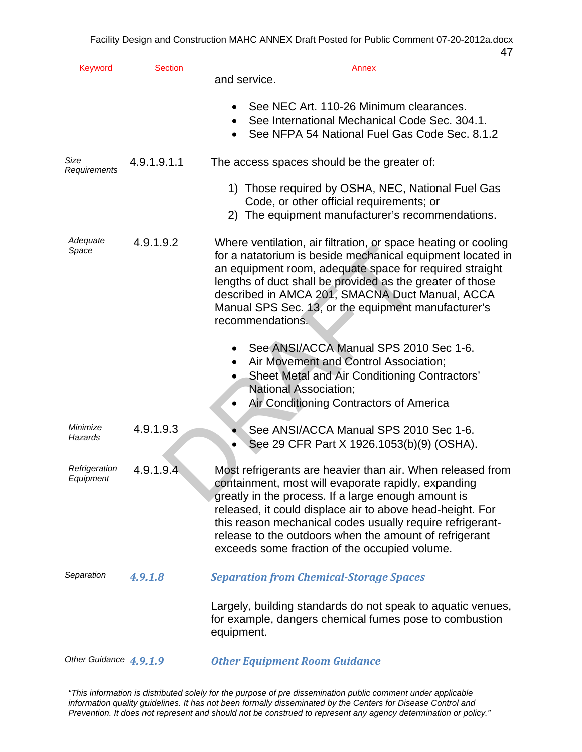| Keyword | Section | Annex |
|---|---|---|
| | | and service.<br><br>• See NEC Art. 110-26 Minimum clearances.<br>• See International Mechanical Code Sec. 304.1.<br>• See NFPA 54 National Fuel Gas Code Sec. 8.1.2 |
| *Size Requirements* | 4.9.1.9.1.1 | The access spaces should be the greater of:<br><br>1) Those required by OSHA, NEC, National Fuel Gas Code, or other official requirements; or<br>2) The equipment manufacturer's recommendations. |
| *Adequate Space* | 4.9.1.9.2 | Where ventilation, air filtration, or space heating or cooling for a natatorium is beside mechanical equipment located in an equipment room, adequate space for required straight lengths of duct shall be provided as the greater of those described in AMCA 201, SMACNA Duct Manual, ACCA Manual SPS Sec. 13, or the equipment manufacturer's recommendations.<br><br>• See ANSI/ACCA Manual SPS 2010 Sec 1-6.<br>• Air Movement and Control Association;<br>• Sheet Metal and Air Conditioning Contractors' National Association;<br>• Air Conditioning Contractors of America |
| *Minimize Hazards* | 4.9.1.9.3 | • See ANSI/ACCA Manual SPS 2010 Sec 1-6.<br>• See 29 CFR Part X 1926.1053(b)(9) (OSHA). |
| *Refrigeration Equipment* | 4.9.1.9.4 | Most refrigerants are heavier than air. When released from containment, most will evaporate rapidly, expanding greatly in the process. If a large enough amount is released, it could displace air to above head-height. For this reason mechanical codes usually require refrigerant-release to the outdoors when the amount of refrigerant exceeds some fraction of the occupied volume. |
| *Separation* | ***4.9.1.8*** | ***Separation from Chemical-Storage Spaces***<br><br>Largely, building standards do not speak to aquatic venues, for example, dangers chemical fumes pose to combustion equipment. |
| *Other Guidance* | ***4.9.1.9*** | ***Other Equipment Room Guidance*** |

*"This information is distributed solely for the purpose of pre dissemination public comment under applicable information quality guidelines. It has not been formally disseminated by the Centers for Disease Control and Prevention. It does not represent and should not be construed to represent any agency determination or policy."*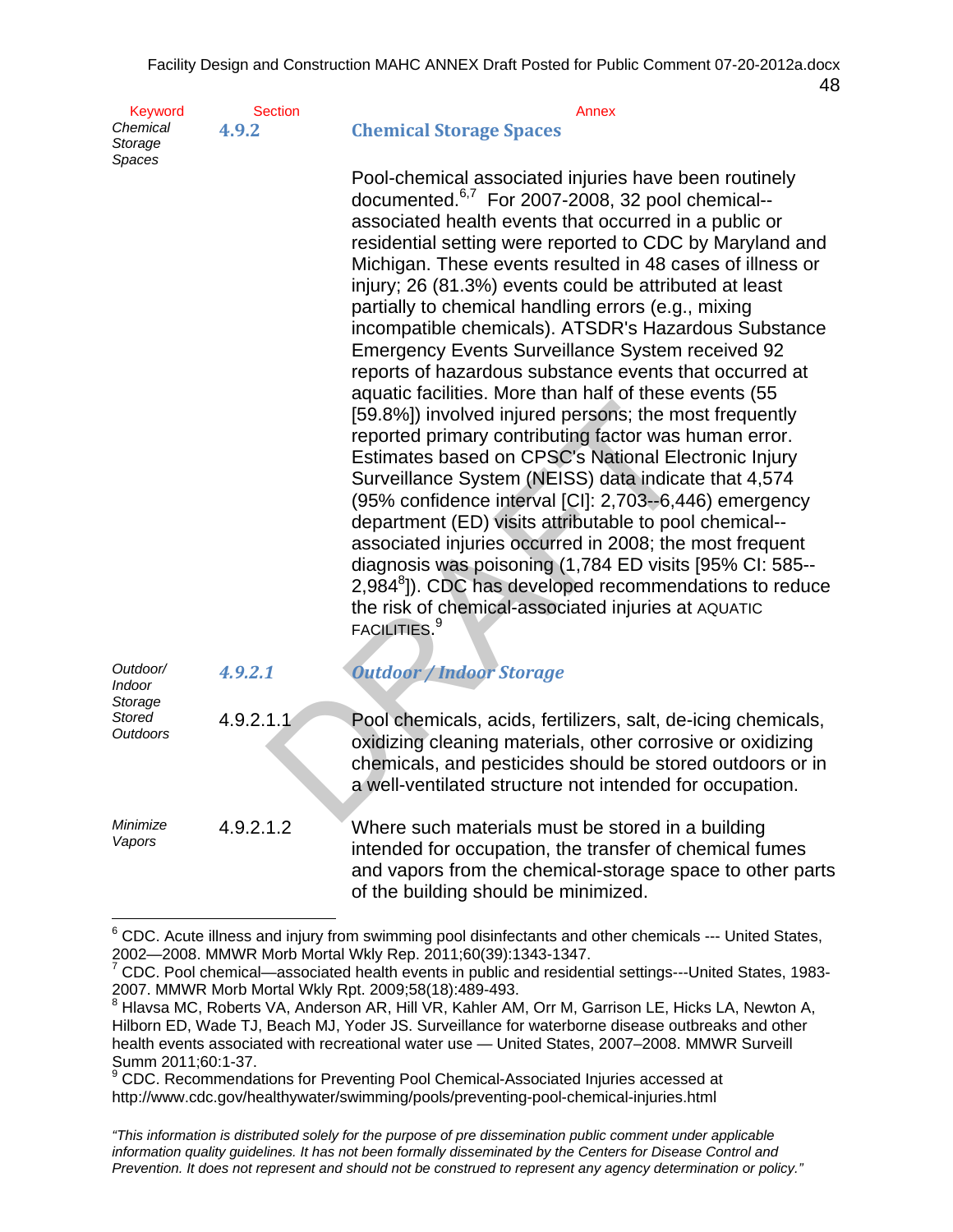| Keyword | Section | Annex |
|---|---|---|
| *Chemical Storage Spaces* | **4.9.2** | **Chemical Storage Spaces** |
| | | Pool-chemical associated injuries have been routinely documented.[6,7] For 2007-2008, 32 pool chemical--associated health events that occurred in a public or residential setting were reported to CDC by Maryland and Michigan. These events resulted in 48 cases of illness or injury; 26 (81.3%) events could be attributed at least partially to chemical handling errors (e.g., mixing incompatible chemicals). ATSDR's Hazardous Substance Emergency Events Surveillance System received 92 reports of hazardous substance events that occurred at aquatic facilities. More than half of these events (55 [59.8%]) involved injured persons; the most frequently reported primary contributing factor was human error. Estimates based on CPSC's National Electronic Injury Surveillance System (NEISS) data indicate that 4,574 (95% confidence interval [CI]: 2,703--6,446) emergency department (ED) visits attributable to pool chemical--associated injuries occurred in 2008; the most frequent diagnosis was poisoning (1,784 ED visits [95% CI: 585--2,984[8]]). CDC has developed recommendations to reduce the risk of chemical-associated injuries at AQUATIC FACILITIES.[9] |
| *Outdoor/ Indoor Storage* | ***4.9.2.1*** | ***Outdoor / Indoor Storage*** |
| *Stored Outdoors* | 4.9.2.1.1 | Pool chemicals, acids, fertilizers, salt, de-icing chemicals, oxidizing cleaning materials, other corrosive or oxidizing chemicals, and pesticides should be stored outdoors or in a well-ventilated structure not intended for occupation. |
| *Minimize Vapors* | 4.9.2.1.2 | Where such materials must be stored in a building intended for occupation, the transfer of chemical fumes and vapors from the chemical-storage space to other parts of the building should be minimized. |

---

[6] CDC. Acute illness and injury from swimming pool disinfectants and other chemicals --- United States, 2002—2008. MMWR Morb Mortal Wkly Rep. 2011;60(39):1343-1347.

[7] CDC. Pool chemical—associated health events in public and residential settings---United States, 1983-2007. MMWR Morb Mortal Wkly Rpt. 2009;58(18):489-493.

[8] Hlavsa MC, Roberts VA, Anderson AR, Hill VR, Kahler AM, Orr M, Garrison LE, Hicks LA, Newton A, Hilborn ED, Wade TJ, Beach MJ, Yoder JS. Surveillance for waterborne disease outbreaks and other health events associated with recreational water use — United States, 2007–2008. MMWR Surveill Summ 2011;60:1-37.

[9] CDC. Recommendations for Preventing Pool Chemical-Associated Injuries accessed at http://www.cdc.gov/healthywater/swimming/pools/preventing-pool-chemical-injuries.html

*"This information is distributed solely for the purpose of pre dissemination public comment under applicable information quality guidelines. It has not been formally disseminated by the Centers for Disease Control and Prevention. It does not represent and should not be construed to represent any agency determination or policy."*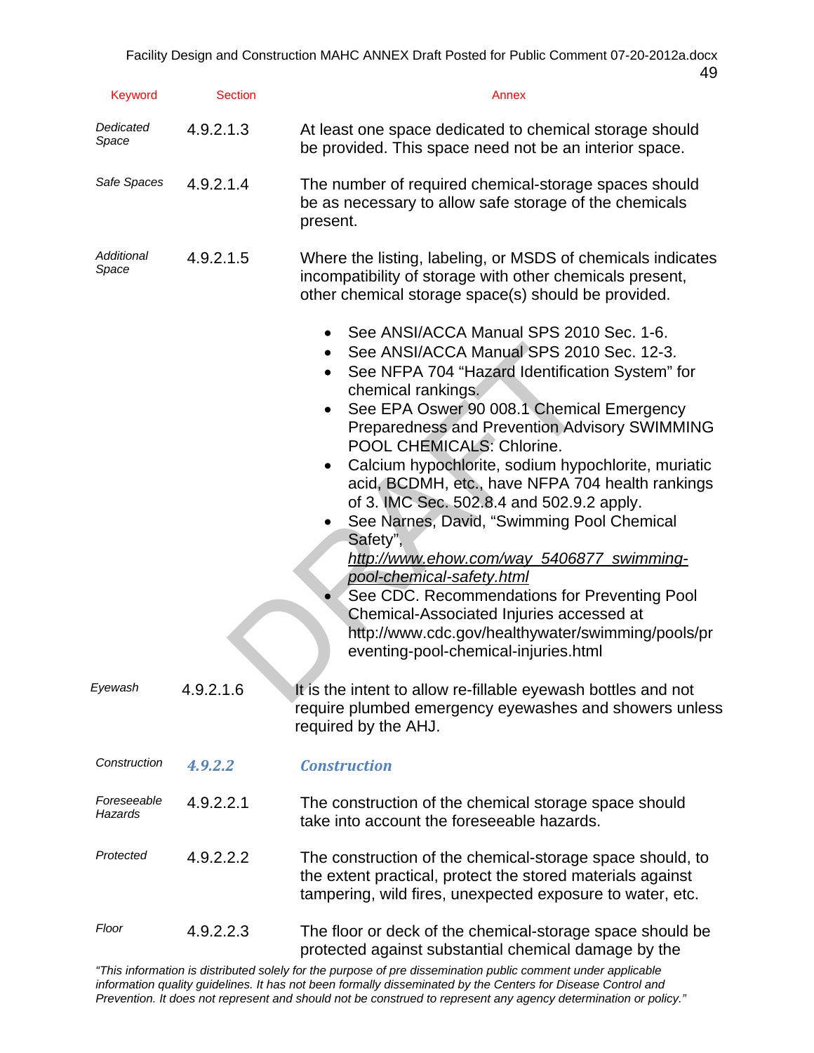| Keyword | Section | Annex |
|---|---|---|
| *Dedicated Space* | 4.9.2.1.3 | At least one space dedicated to chemical storage should be provided. This space need not be an interior space. |
| *Safe Spaces* | 4.9.2.1.4 | The number of required chemical-storage spaces should be as necessary to allow safe storage of the chemicals present. |
| *Additional Space* | 4.9.2.1.5 | Where the listing, labeling, or MSDS of chemicals indicates incompatibility of storage with other chemicals present, other chemical storage space(s) should be provided. |

- See ANSI/ACCA Manual SPS 2010 Sec. 1-6.
- See ANSI/ACCA Manual SPS 2010 Sec. 12-3.
- See NFPA 704 "Hazard Identification System" for chemical rankings.
- See EPA Oswer 90 008.1 Chemical Emergency Preparedness and Prevention Advisory SWIMMING POOL CHEMICALS: Chlorine.
- Calcium hypochlorite, sodium hypochlorite, muriatic acid, BCDMH, etc., have NFPA 704 health rankings of 3. IMC Sec. 502.8.4 and 502.9.2 apply.
- See Narnes, David, "Swimming Pool Chemical Safety", *http://www.ehow.com/way_5406877_swimming-pool-chemical-safety.html*
- See CDC. Recommendations for Preventing Pool Chemical-Associated Injuries accessed at http://www.cdc.gov/healthywater/swimming/pools/preventing-pool-chemical-injuries.html

| Keyword | Section | Annex |
|---|---|---|
| *Eyewash* | 4.9.2.1.6 | It is the intent to allow re-fillable eyewash bottles and not require plumbed emergency eyewashes and showers unless required by the AHJ. |
| *Construction* | ***4.9.2.2*** | ***Construction*** |
| *Foreseeable Hazards* | 4.9.2.2.1 | The construction of the chemical storage space should take into account the foreseeable hazards. |
| *Protected* | 4.9.2.2.2 | The construction of the chemical-storage space should, to the extent practical, protect the stored materials against tampering, wild fires, unexpected exposure to water, etc. |
| *Floor* | 4.9.2.2.3 | The floor or deck of the chemical-storage space should be protected against substantial chemical damage by the |

*"This information is distributed solely for the purpose of pre dissemination public comment under applicable information quality guidelines. It has not been formally disseminated by the Centers for Disease Control and Prevention. It does not represent and should not be construed to represent any agency determination or policy."*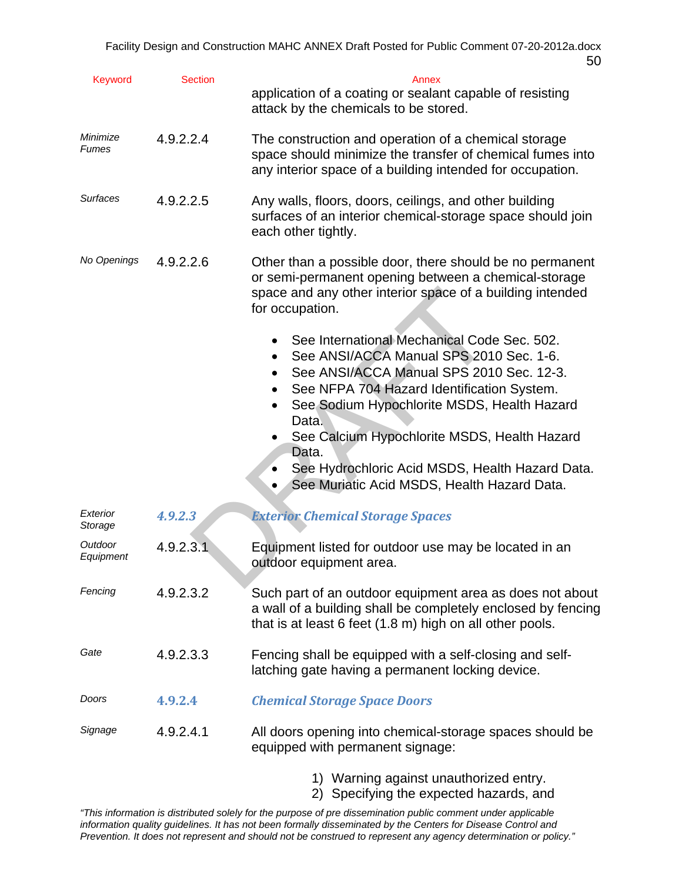| Keyword | Section | Annex |
|---|---|---|
| | | application of a coating or sealant capable of resisting attack by the chemicals to be stored. |
| *Minimize Fumes* | 4.9.2.2.4 | The construction and operation of a chemical storage space should minimize the transfer of chemical fumes into any interior space of a building intended for occupation. |
| *Surfaces* | 4.9.2.2.5 | Any walls, floors, doors, ceilings, and other building surfaces of an interior chemical-storage space should join each other tightly. |
| *No Openings* | 4.9.2.2.6 | Other than a possible door, there should be no permanent or semi-permanent opening between a chemical-storage space and any other interior space of a building intended for occupation.<br><br>• See International Mechanical Code Sec. 502.<br>• See ANSI/ACCA Manual SPS 2010 Sec. 1-6.<br>• See ANSI/ACCA Manual SPS 2010 Sec. 12-3.<br>• See NFPA 704 Hazard Identification System.<br>• See Sodium Hypochlorite MSDS, Health Hazard Data.<br>• See Calcium Hypochlorite MSDS, Health Hazard Data.<br>• See Hydrochloric Acid MSDS, Health Hazard Data.<br>• See Muriatic Acid MSDS, Health Hazard Data. |
| *Exterior Storage* | ***4.9.2.3*** | ***Exterior Chemical Storage Spaces*** |
| *Outdoor Equipment* | 4.9.2.3.1 | Equipment listed for outdoor use may be located in an outdoor equipment area. |
| *Fencing* | 4.9.2.3.2 | Such part of an outdoor equipment area as does not about a wall of a building shall be completely enclosed by fencing that is at least 6 feet (1.8 m) high on all other pools. |
| *Gate* | 4.9.2.3.3 | Fencing shall be equipped with a self-closing and self-latching gate having a permanent locking device. |
| *Doors* | ***4.9.2.4*** | ***Chemical Storage Space Doors*** |
| *Signage* | 4.9.2.4.1 | All doors opening into chemical-storage spaces should be equipped with permanent signage:<br><br>1) Warning against unauthorized entry.<br>2) Specifying the expected hazards, and |

*"This information is distributed solely for the purpose of pre dissemination public comment under applicable information quality guidelines. It has not been formally disseminated by the Centers for Disease Control and Prevention. It does not represent and should not be construed to represent any agency determination or policy."*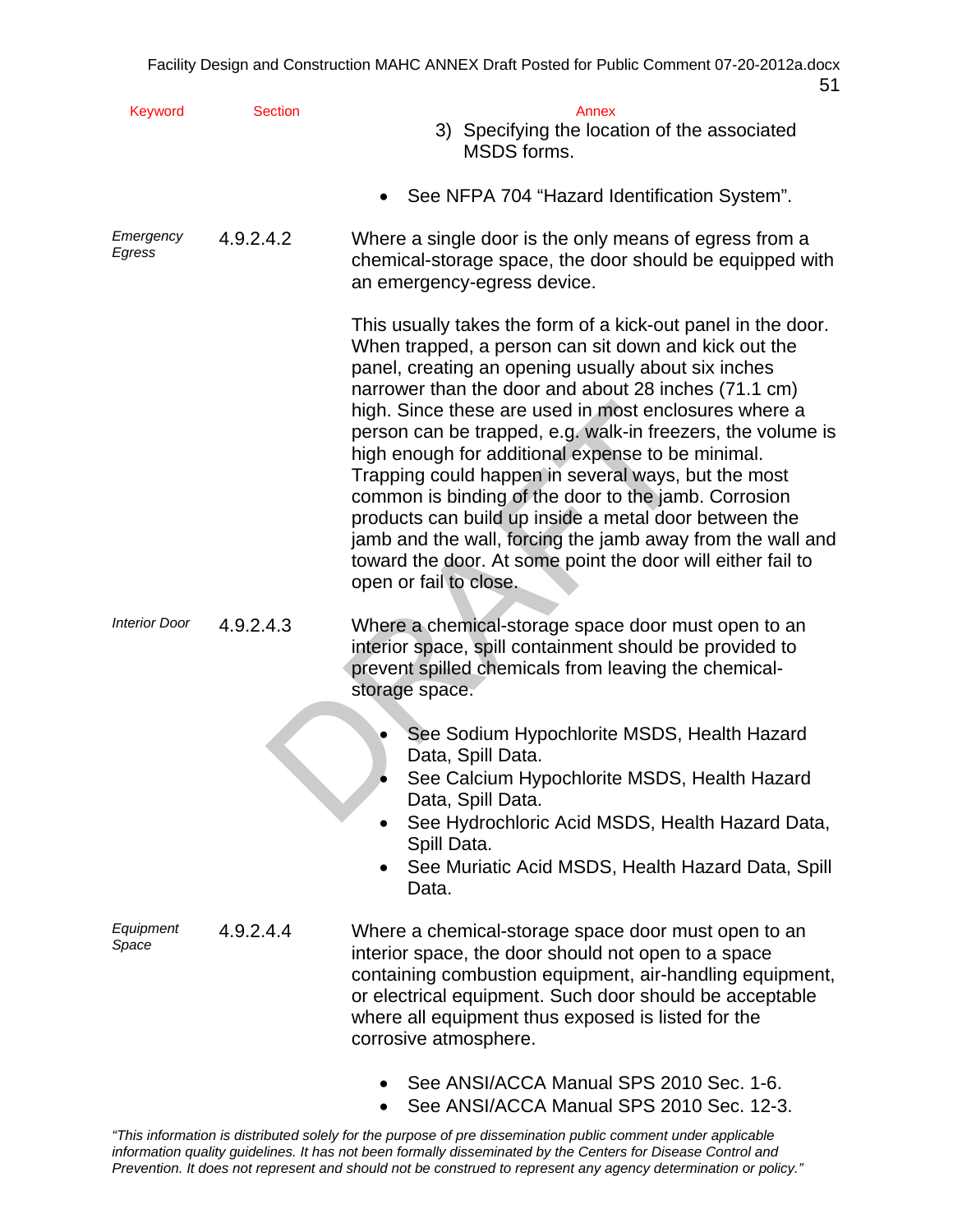| Keyword | Section | Annex |
|---|---|---|
| | | 3) Specifying the location of the associated MSDS forms.<br><br>• See NFPA 704 "Hazard Identification System". |
| *Emergency Egress* | 4.9.2.4.2 | Where a single door is the only means of egress from a chemical-storage space, the door should be equipped with an emergency-egress device.<br><br>This usually takes the form of a kick-out panel in the door. When trapped, a person can sit down and kick out the panel, creating an opening usually about six inches narrower than the door and about 28 inches (71.1 cm) high. Since these are used in most enclosures where a person can be trapped, e.g. walk-in freezers, the volume is high enough for additional expense to be minimal. Trapping could happen in several ways, but the most common is binding of the door to the jamb. Corrosion products can build up inside a metal door between the jamb and the wall, forcing the jamb away from the wall and toward the door. At some point the door will either fail to open or fail to close. |
| *Interior Door* | 4.9.2.4.3 | Where a chemical-storage space door must open to an interior space, spill containment should be provided to prevent spilled chemicals from leaving the chemical-storage space.<br><br>• See Sodium Hypochlorite MSDS, Health Hazard Data, Spill Data.<br>• See Calcium Hypochlorite MSDS, Health Hazard Data, Spill Data.<br>• See Hydrochloric Acid MSDS, Health Hazard Data, Spill Data.<br>• See Muriatic Acid MSDS, Health Hazard Data, Spill Data. |
| *Equipment Space* | 4.9.2.4.4 | Where a chemical-storage space door must open to an interior space, the door should not open to a space containing combustion equipment, air-handling equipment, or electrical equipment. Such door should be acceptable where all equipment thus exposed is listed for the corrosive atmosphere.<br><br>• See ANSI/ACCA Manual SPS 2010 Sec. 1-6.<br>• See ANSI/ACCA Manual SPS 2010 Sec. 12-3. |

*"This information is distributed solely for the purpose of pre dissemination public comment under applicable information quality guidelines. It has not been formally disseminated by the Centers for Disease Control and Prevention. It does not represent and should not be construed to represent any agency determination or policy."*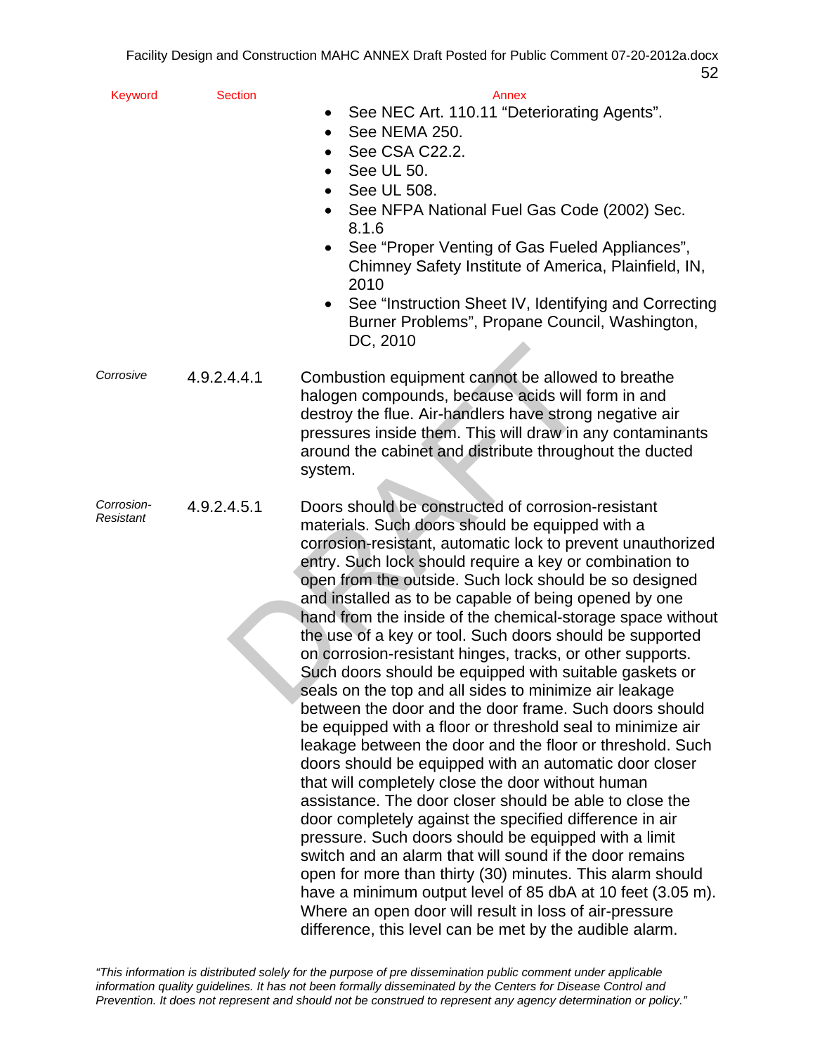| Keyword | Section | Annex |
|---|---|---|
| | | • See NEC Art. 110.11 “Deteriorating Agents”.<br>• See NEMA 250.<br>• See CSA C22.2.<br>• See UL 50.<br>• See UL 508.<br>• See NFPA National Fuel Gas Code (2002) Sec. 8.1.6<br>• See “Proper Venting of Gas Fueled Appliances”, Chimney Safety Institute of America, Plainfield, IN, 2010<br>• See “Instruction Sheet IV, Identifying and Correcting Burner Problems”, Propane Council, Washington, DC, 2010 |
| *Corrosive* | 4.9.2.4.4.1 | Combustion equipment cannot be allowed to breathe halogen compounds, because acids will form in and destroy the flue. Air-handlers have strong negative air pressures inside them. This will draw in any contaminants around the cabinet and distribute throughout the ducted system. |
| *Corrosion-Resistant* | 4.9.2.4.5.1 | Doors should be constructed of corrosion-resistant materials. Such doors should be equipped with a corrosion-resistant, automatic lock to prevent unauthorized entry. Such lock should require a key or combination to open from the outside. Such lock should be so designed and installed as to be capable of being opened by one hand from the inside of the chemical-storage space without the use of a key or tool. Such doors should be supported on corrosion-resistant hinges, tracks, or other supports. Such doors should be equipped with suitable gaskets or seals on the top and all sides to minimize air leakage between the door and the door frame. Such doors should be equipped with a floor or threshold seal to minimize air leakage between the door and the floor or threshold. Such doors should be equipped with an automatic door closer that will completely close the door without human assistance. The door closer should be able to close the door completely against the specified difference in air pressure. Such doors should be equipped with a limit switch and an alarm that will sound if the door remains open for more than thirty (30) minutes. This alarm should have a minimum output level of 85 dbA at 10 feet (3.05 m). Where an open door will result in loss of air-pressure difference, this level can be met by the audible alarm. |

*“This information is distributed solely for the purpose of pre dissemination public comment under applicable information quality guidelines. It has not been formally disseminated by the Centers for Disease Control and Prevention. It does not represent and should not be construed to represent any agency determination or policy.”*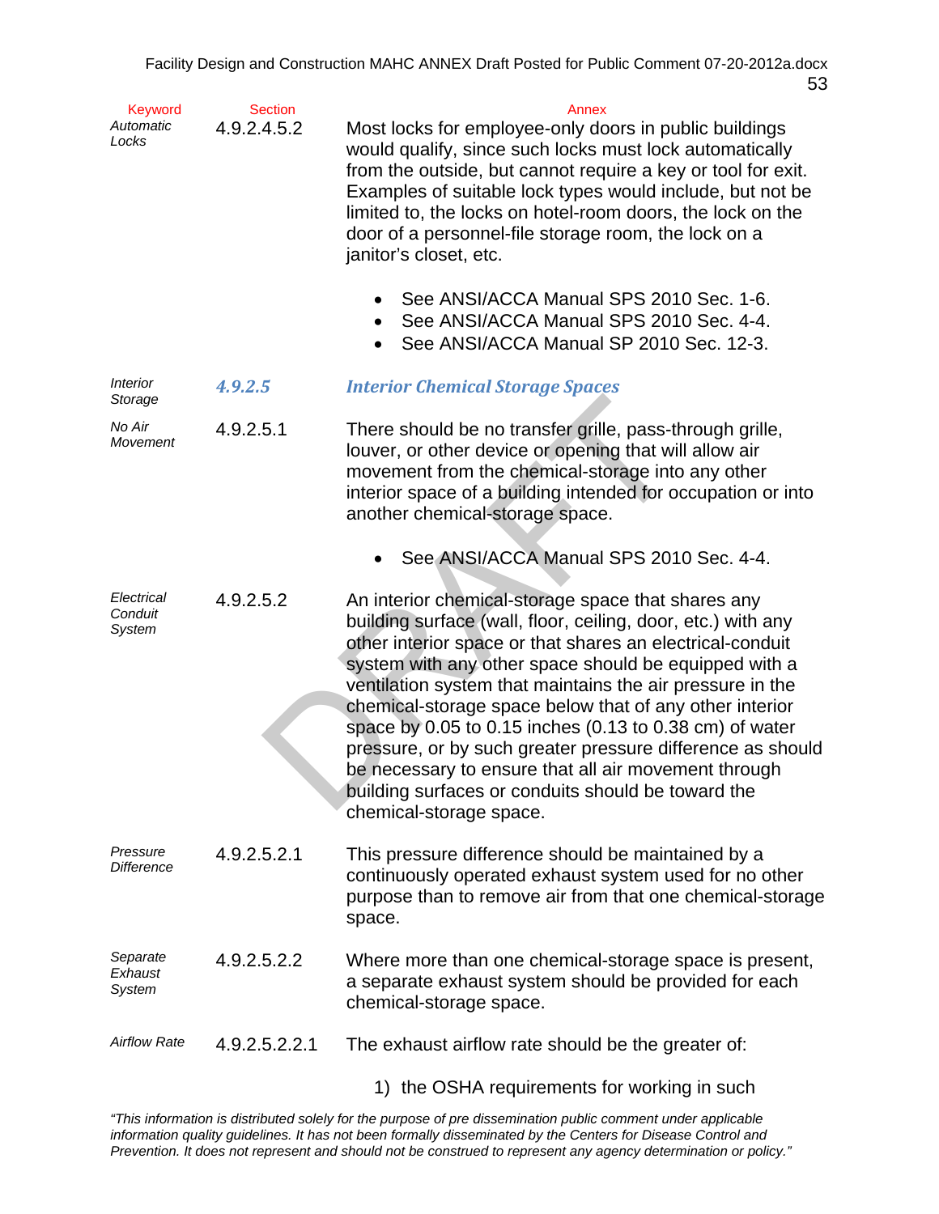| Keyword | Section | Annex |
|---|---|---|
| *Automatic Locks* | 4.9.2.4.5.2 | Most locks for employee-only doors in public buildings would qualify, since such locks must lock automatically from the outside, but cannot require a key or tool for exit. Examples of suitable lock types would include, but not be limited to, the locks on hotel-room doors, the lock on the door of a personnel-file storage room, the lock on a janitor's closet, etc. |

- See ANSI/ACCA Manual SPS 2010 Sec. 1-6.
- See ANSI/ACCA Manual SPS 2010 Sec. 4-4.
- See ANSI/ACCA Manual SP 2010 Sec. 12-3.

| Keyword | Section | Annex |
|---|---|---|
| *Interior Storage* | ***4.9.2.5*** | ***Interior Chemical Storage Spaces*** |
| *No Air Movement* | 4.9.2.5.1 | There should be no transfer grille, pass-through grille, louver, or other device or opening that will allow air movement from the chemical-storage into any other interior space of a building intended for occupation or into another chemical-storage space. |

- See ANSI/ACCA Manual SPS 2010 Sec. 4-4.

| Keyword | Section | Annex |
|---|---|---|
| *Electrical Conduit System* | 4.9.2.5.2 | An interior chemical-storage space that shares any building surface (wall, floor, ceiling, door, etc.) with any other interior space or that shares an electrical-conduit system with any other space should be equipped with a ventilation system that maintains the air pressure in the chemical-storage space below that of any other interior space by 0.05 to 0.15 inches (0.13 to 0.38 cm) of water pressure, or by such greater pressure difference as should be necessary to ensure that all air movement through building surfaces or conduits should be toward the chemical-storage space. |
| *Pressure Difference* | 4.9.2.5.2.1 | This pressure difference should be maintained by a continuously operated exhaust system used for no other purpose than to remove air from that one chemical-storage space. |
| *Separate Exhaust System* | 4.9.2.5.2.2 | Where more than one chemical-storage space is present, a separate exhaust system should be provided for each chemical-storage space. |
| *Airflow Rate* | 4.9.2.5.2.2.1 | The exhaust airflow rate should be the greater of: |

1) the OSHA requirements for working in such

*"This information is distributed solely for the purpose of pre dissemination public comment under applicable information quality guidelines. It has not been formally disseminated by the Centers for Disease Control and Prevention. It does not represent and should not be construed to represent any agency determination or policy."*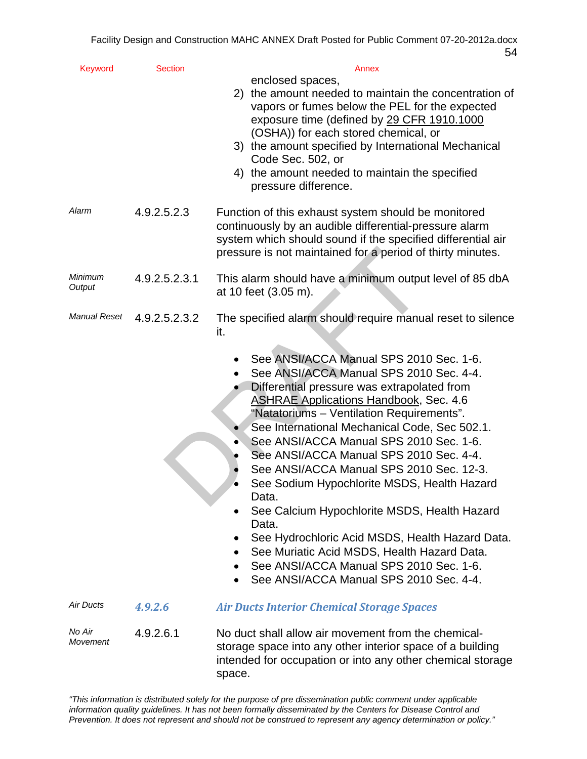| Keyword | Section | Annex |
|---|---|---|
| | | enclosed spaces,<br>2) the amount needed to maintain the concentration of vapors or fumes below the PEL for the expected exposure time (defined by 29 CFR 1910.1000 (OSHA)) for each stored chemical, or<br>3) the amount specified by International Mechanical Code Sec. 502, or<br>4) the amount needed to maintain the specified pressure difference. |
| *Alarm* | 4.9.2.5.2.3 | Function of this exhaust system should be monitored continuously by an audible differential-pressure alarm system which should sound if the specified differential air pressure is not maintained for a period of thirty minutes. |
| *Minimum Output* | 4.9.2.5.2.3.1 | This alarm should have a minimum output level of 85 dbA at 10 feet (3.05 m). |
| *Manual Reset* | 4.9.2.5.2.3.2 | The specified alarm should require manual reset to silence it. |

- See ANSI/ACCA Manual SPS 2010 Sec. 1-6.
- See ANSI/ACCA Manual SPS 2010 Sec. 4-4.
- Differential pressure was extrapolated from ASHRAE Applications Handbook, Sec. 4.6 "Natatoriums – Ventilation Requirements".
- See International Mechanical Code, Sec 502.1.
- See ANSI/ACCA Manual SPS 2010 Sec. 1-6.
- See ANSI/ACCA Manual SPS 2010 Sec. 4-4.
- See ANSI/ACCA Manual SPS 2010 Sec. 12-3.
- See Sodium Hypochlorite MSDS, Health Hazard Data.
- See Calcium Hypochlorite MSDS, Health Hazard Data.
- See Hydrochloric Acid MSDS, Health Hazard Data.
- See Muriatic Acid MSDS, Health Hazard Data.
- See ANSI/ACCA Manual SPS 2010 Sec. 1-6.
- See ANSI/ACCA Manual SPS 2010 Sec. 4-4.

| Keyword | Section | Annex |
|---|---|---|
| *Air Ducts* | ***4.9.2.6*** | ***Air Ducts Interior Chemical Storage Spaces*** |
| *No Air Movement* | 4.9.2.6.1 | No duct shall allow air movement from the chemical-storage space into any other interior space of a building intended for occupation or into any other chemical storage space. |

*"This information is distributed solely for the purpose of pre dissemination public comment under applicable information quality guidelines. It has not been formally disseminated by the Centers for Disease Control and Prevention. It does not represent and should not be construed to represent any agency determination or policy."*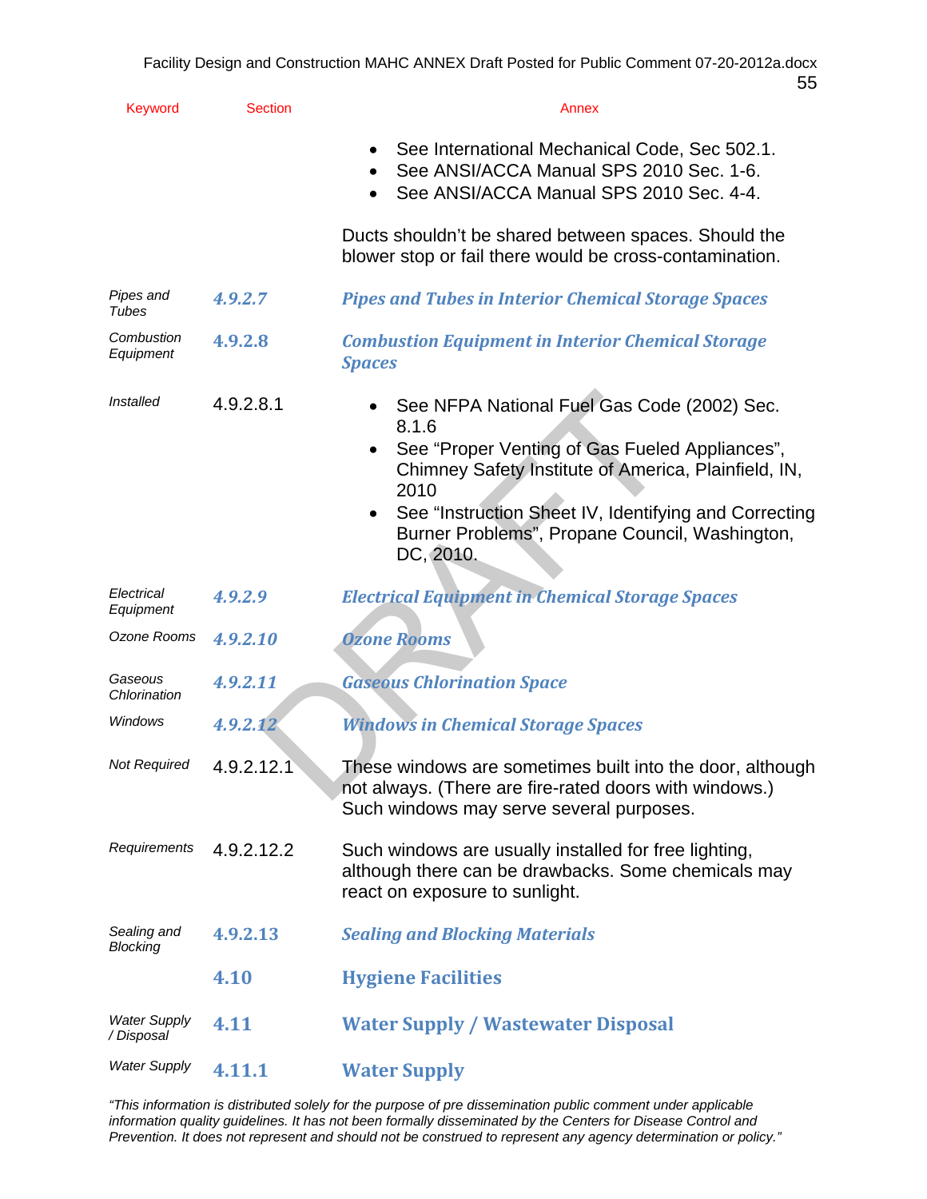| Keyword | Section | Annex |
|---|---|---|
| | | • See International Mechanical Code, Sec 502.1.<br>• See ANSI/ACCA Manual SPS 2010 Sec. 1-6.<br>• See ANSI/ACCA Manual SPS 2010 Sec. 4-4.<br><br>Ducts shouldn't be shared between spaces. Should the blower stop or fail there would be cross-contamination. |
| *Pipes and Tubes* | ***4.9.2.7*** | ***Pipes and Tubes in Interior Chemical Storage Spaces*** |
| *Combustion Equipment* | ***4.9.2.8*** | ***Combustion Equipment in Interior Chemical Storage Spaces*** |
| *Installed* | 4.9.2.8.1 | • See NFPA National Fuel Gas Code (2002) Sec. 8.1.6<br>• See "Proper Venting of Gas Fueled Appliances", Chimney Safety Institute of America, Plainfield, IN, 2010<br>• See "Instruction Sheet IV, Identifying and Correcting Burner Problems", Propane Council, Washington, DC, 2010. |
| *Electrical Equipment* | ***4.9.2.9*** | ***Electrical Equipment in Chemical Storage Spaces*** |
| Ozone Rooms | ***4.9.2.10*** | ***Ozone Rooms*** |
| *Gaseous Chlorination* | ***4.9.2.11*** | ***Gaseous Chlorination Space*** |
| *Windows* | ***4.9.2.12*** | ***Windows in Chemical Storage Spaces*** |
| *Not Required* | 4.9.2.12.1 | These windows are sometimes built into the door, although not always. (There are fire-rated doors with windows.) Such windows may serve several purposes. |
| *Requirements* | 4.9.2.12.2 | Such windows are usually installed for free lighting, although there can be drawbacks. Some chemicals may react on exposure to sunlight. |
| *Sealing and Blocking* | ***4.9.2.13*** | ***Sealing and Blocking Materials*** |
| | **4.10** | **Hygiene Facilities** |
| *Water Supply / Disposal* | **4.11** | **Water Supply / Wastewater Disposal** |
| *Water Supply* | **4.11.1** | **Water Supply** |

*"This information is distributed solely for the purpose of pre dissemination public comment under applicable information quality guidelines. It has not been formally disseminated by the Centers for Disease Control and Prevention. It does not represent and should not be construed to represent any agency determination or policy."*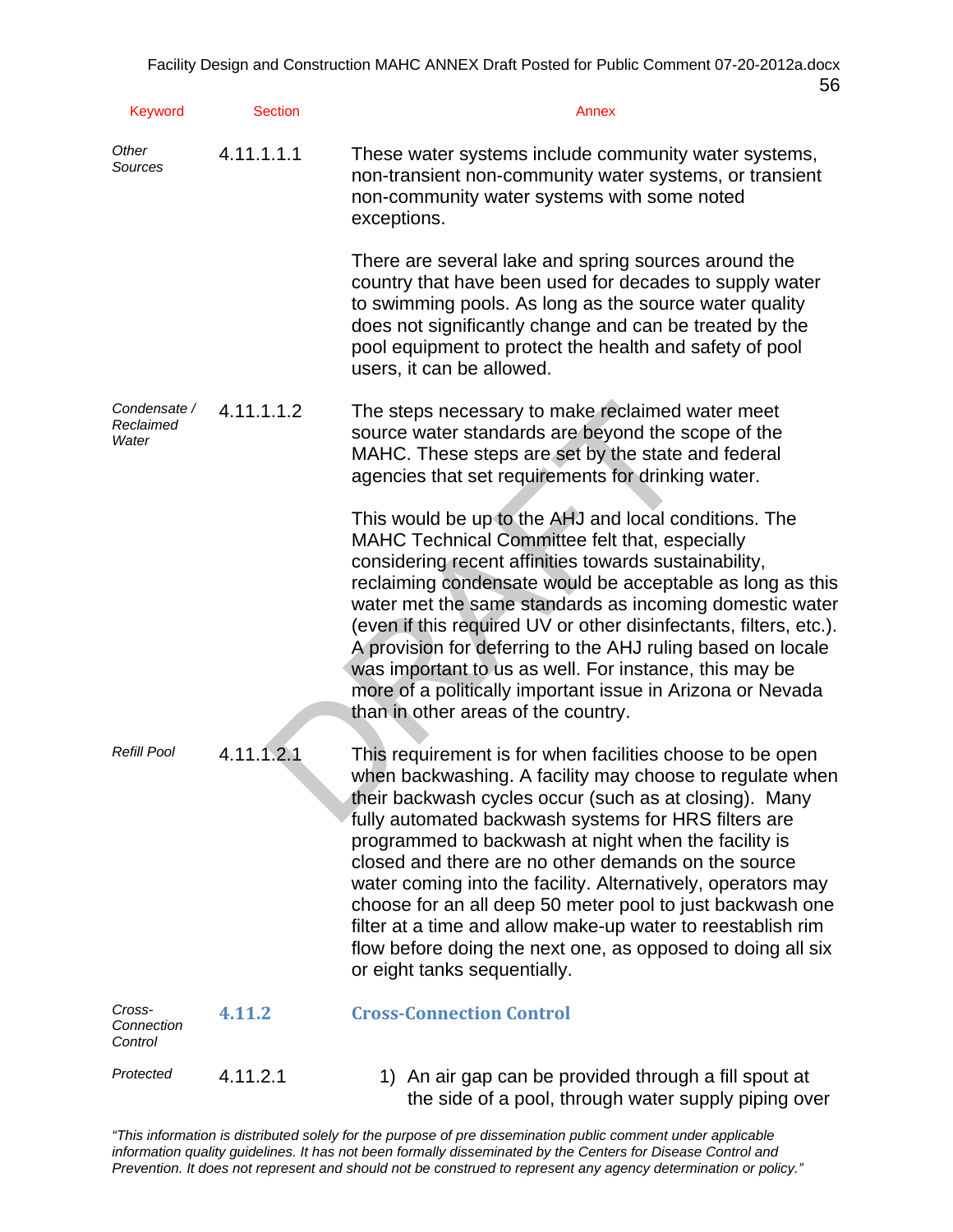| Keyword | Section | Annex |
|---|---|---|
| *Other Sources* | 4.11.1.1.1 | These water systems include community water systems, non-transient non-community water systems, or transient non-community water systems with some noted exceptions.<br><br>There are several lake and spring sources around the country that have been used for decades to supply water to swimming pools. As long as the source water quality does not significantly change and can be treated by the pool equipment to protect the health and safety of pool users, it can be allowed. |
| *Condensate / Reclaimed Water* | 4.11.1.1.2 | The steps necessary to make reclaimed water meet source water standards are beyond the scope of the MAHC. These steps are set by the state and federal agencies that set requirements for drinking water.<br><br>This would be up to the AHJ and local conditions. The MAHC Technical Committee felt that, especially considering recent affinities towards sustainability, reclaiming condensate would be acceptable as long as this water met the same standards as incoming domestic water (even if this required UV or other disinfectants, filters, etc.). A provision for deferring to the AHJ ruling based on locale was important to us as well. For instance, this may be more of a politically important issue in Arizona or Nevada than in other areas of the country. |
| *Refill Pool* | 4.11.1.2.1 | This requirement is for when facilities choose to be open when backwashing. A facility may choose to regulate when their backwash cycles occur (such as at closing). Many fully automated backwash systems for HRS filters are programmed to backwash at night when the facility is closed and there are no other demands on the source water coming into the facility. Alternatively, operators may choose for an all deep 50 meter pool to just backwash one filter at a time and allow make-up water to reestablish rim flow before doing the next one, as opposed to doing all six or eight tanks sequentially. |
| *Cross-Connection Control* | **4.11.2** | **Cross-Connection Control** |
| *Protected* | 4.11.2.1 | 1) An air gap can be provided through a fill spout at the side of a pool, through water supply piping over |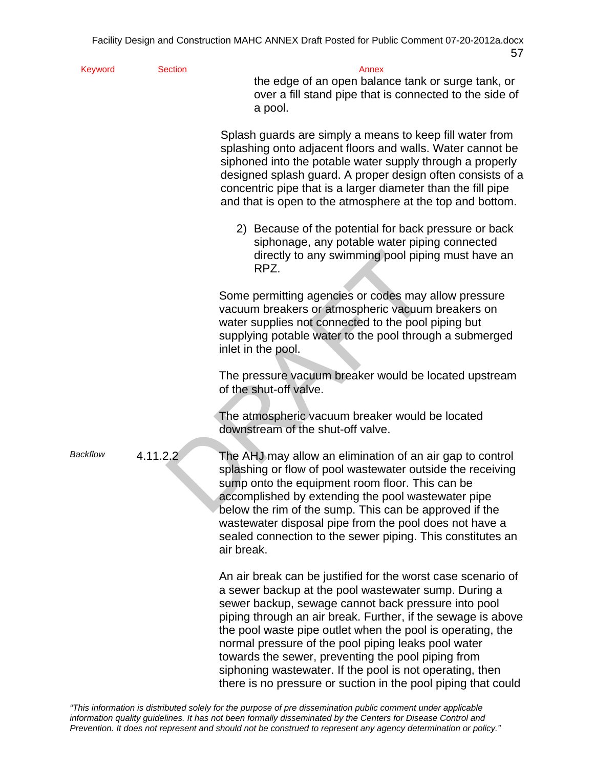the edge of an open balance tank or surge tank, or over a fill stand pipe that is connected to the side of a pool.

Splash guards are simply a means to keep fill water from splashing onto adjacent floors and walls. Water cannot be siphoned into the potable water supply through a properly designed splash guard. A proper design often consists of a concentric pipe that is a larger diameter than the fill pipe and that is open to the atmosphere at the top and bottom.

2) Because of the potential for back pressure or back siphonage, any potable water piping connected directly to any swimming pool piping must have an RPZ.

Some permitting agencies or codes may allow pressure vacuum breakers or atmospheric vacuum breakers on water supplies not connected to the pool piping but supplying potable water to the pool through a submerged inlet in the pool.

The pressure vacuum breaker would be located upstream of the shut-off valve.

The atmospheric vacuum breaker would be located downstream of the shut-off valve.

*Backflow* 4.11.2.2

The AHJ may allow an elimination of an air gap to control splashing or flow of pool wastewater outside the receiving sump onto the equipment room floor. This can be accomplished by extending the pool wastewater pipe below the rim of the sump. This can be approved if the wastewater disposal pipe from the pool does not have a sealed connection to the sewer piping. This constitutes an air break.

An air break can be justified for the worst case scenario of a sewer backup at the pool wastewater sump. During a sewer backup, sewage cannot back pressure into pool piping through an air break. Further, if the sewage is above the pool waste pipe outlet when the pool is operating, the normal pressure of the pool piping leaks pool water towards the sewer, preventing the pool piping from siphoning wastewater. If the pool is not operating, then there is no pressure or suction in the pool piping that could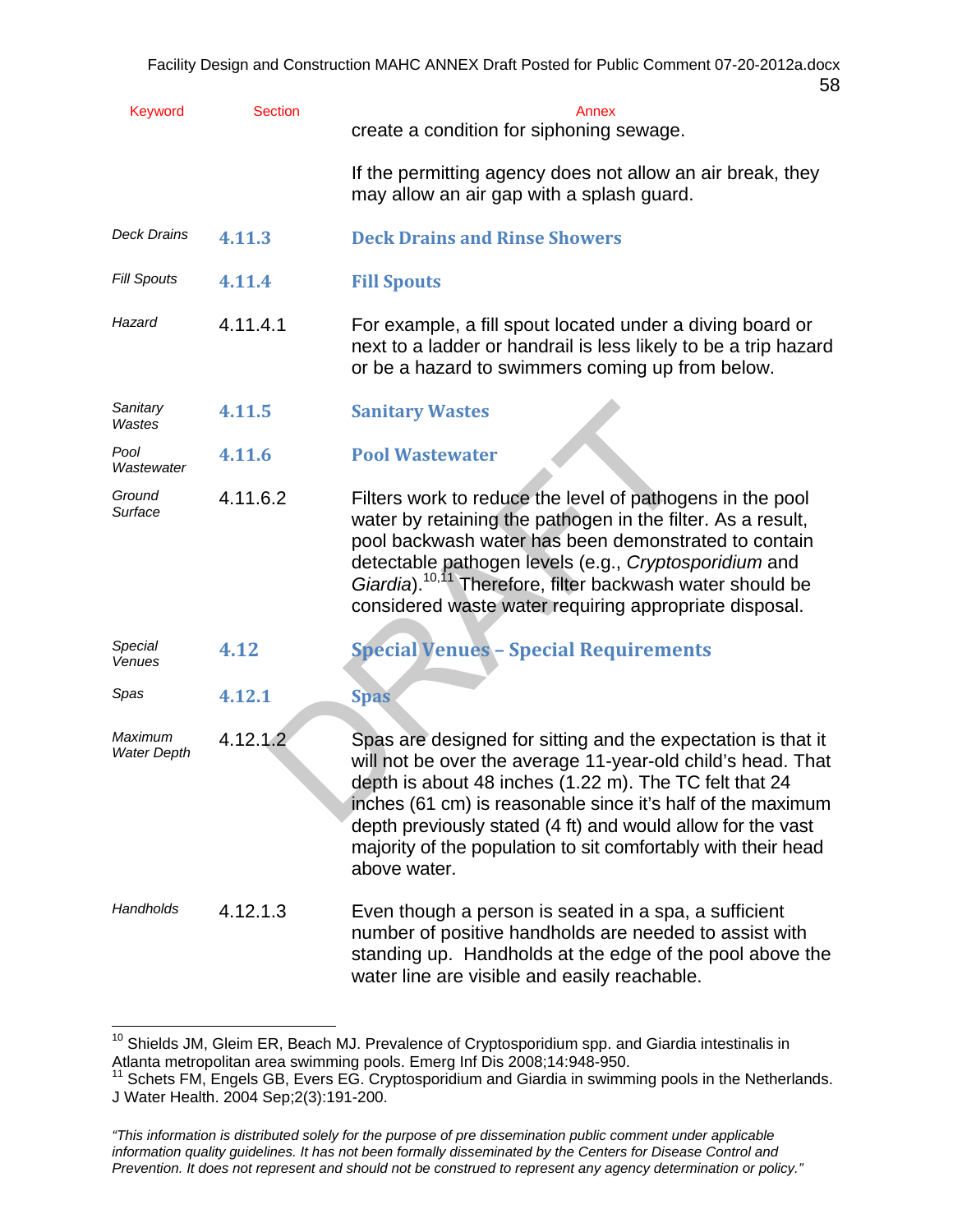| Keyword | Section | Annex |
|---|---|---|
| | | create a condition for siphoning sewage. |
| | | If the permitting agency does not allow an air break, they may allow an air gap with a splash guard. |
| *Deck Drains* | **4.11.3** | **Deck Drains and Rinse Showers** |
| *Fill Spouts* | **4.11.4** | **Fill Spouts** |
| *Hazard* | 4.11.4.1 | For example, a fill spout located under a diving board or next to a ladder or handrail is less likely to be a trip hazard or be a hazard to swimmers coming up from below. |
| *Sanitary Wastes* | **4.11.5** | **Sanitary Wastes** |
| *Pool Wastewater* | **4.11.6** | **Pool Wastewater** |
| *Ground Surface* | 4.11.6.2 | Filters work to reduce the level of pathogens in the pool water by retaining the pathogen in the filter. As a result, pool backwash water has been demonstrated to contain detectable pathogen levels (e.g., *Cryptosporidium* and *Giardia*).[10,11] Therefore, filter backwash water should be considered waste water requiring appropriate disposal. |
| *Special Venues* | **4.12** | **Special Venues – Special Requirements** |
| *Spas* | **4.12.1** | **Spas** |
| *Maximum Water Depth* | 4.12.1.2 | Spas are designed for sitting and the expectation is that it will not be over the average 11-year-old child's head. That depth is about 48 inches (1.22 m). The TC felt that 24 inches (61 cm) is reasonable since it's half of the maximum depth previously stated (4 ft) and would allow for the vast majority of the population to sit comfortably with their head above water. |
| *Handholds* | 4.12.1.3 | Even though a person is seated in a spa, a sufficient number of positive handholds are needed to assist with standing up. Handholds at the edge of the pool above the water line are visible and easily reachable. |

[10] Shields JM, Gleim ER, Beach MJ. Prevalence of Cryptosporidium spp. and Giardia intestinalis in Atlanta metropolitan area swimming pools. Emerg Inf Dis 2008;14:948-950.

[11] Schets FM, Engels GB, Evers EG. Cryptosporidium and Giardia in swimming pools in the Netherlands. J Water Health. 2004 Sep;2(3):191-200.

*"This information is distributed solely for the purpose of pre dissemination public comment under applicable information quality guidelines. It has not been formally disseminated by the Centers for Disease Control and Prevention. It does not represent and should not be construed to represent any agency determination or policy."*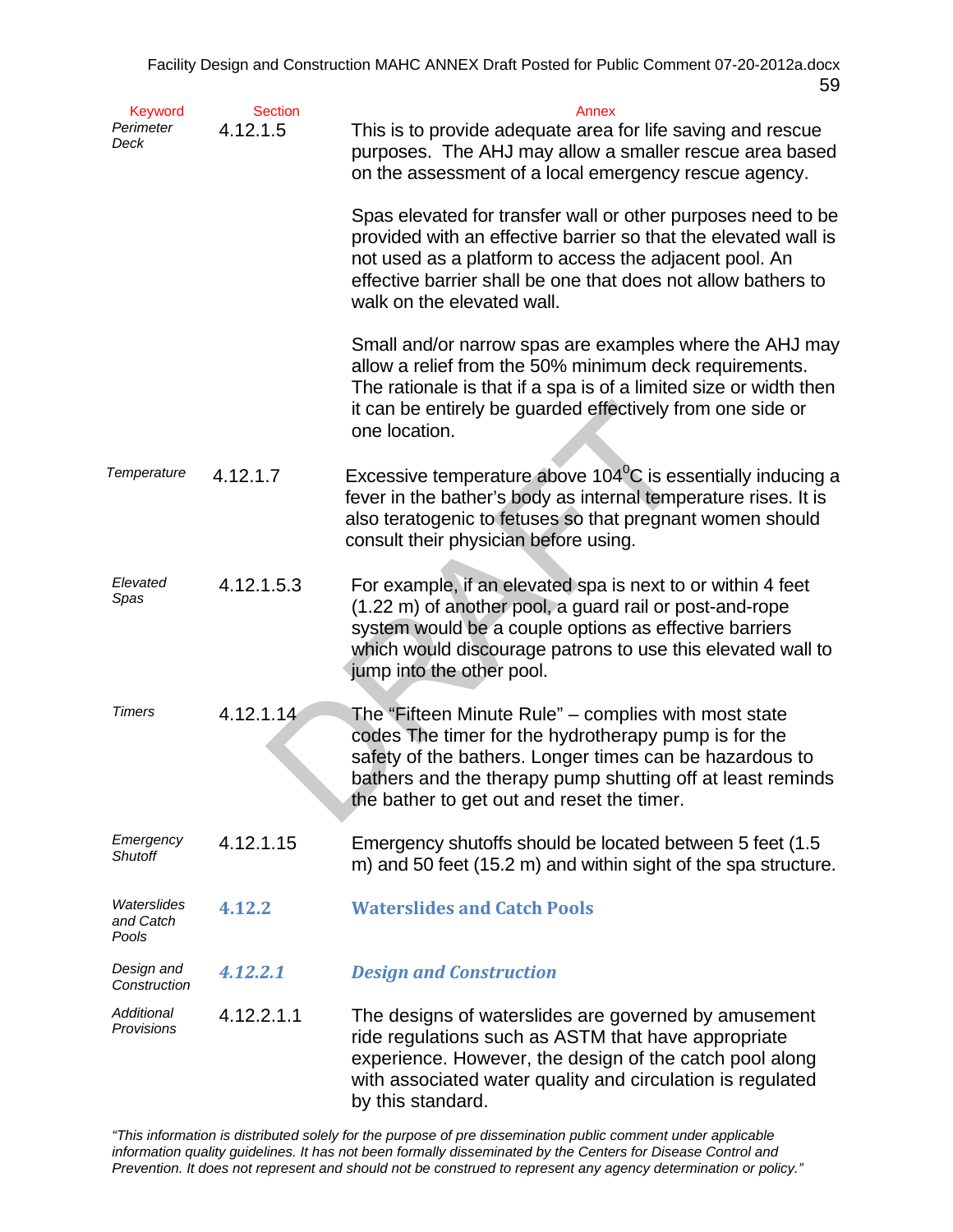| Keyword | Section | Annex |
|---|---|---|
| *Perimeter Deck* | 4.12.1.5 | This is to provide adequate area for life saving and rescue purposes. The AHJ may allow a smaller rescue area based on the assessment of a local emergency rescue agency.<br><br>Spas elevated for transfer wall or other purposes need to be provided with an effective barrier so that the elevated wall is not used as a platform to access the adjacent pool. An effective barrier shall be one that does not allow bathers to walk on the elevated wall.<br><br>Small and/or narrow spas are examples where the AHJ may allow a relief from the 50% minimum deck requirements. The rationale is that if a spa is of a limited size or width then it can be entirely be guarded effectively from one side or one location. |
| *Temperature* | 4.12.1.7 | Excessive temperature above 104$^0$C is essentially inducing a fever in the bather's body as internal temperature rises. It is also teratogenic to fetuses so that pregnant women should consult their physician before using. |
| *Elevated Spas* | 4.12.1.5.3 | For example, if an elevated spa is next to or within 4 feet (1.22 m) of another pool, a guard rail or post-and-rope system would be a couple options as effective barriers which would discourage patrons to use this elevated wall to jump into the other pool. |
| *Timers* | 4.12.1.14 | The "Fifteen Minute Rule" – complies with most state codes The timer for the hydrotherapy pump is for the safety of the bathers. Longer times can be hazardous to bathers and the therapy pump shutting off at least reminds the bather to get out and reset the timer. |
| *Emergency Shutoff* | 4.12.1.15 | Emergency shutoffs should be located between 5 feet (1.5 m) and 50 feet (15.2 m) and within sight of the spa structure. |
| *Waterslides and Catch Pools* | **4.12.2** | **Waterslides and Catch Pools** |
| *Design and Construction* | ***4.12.2.1*** | ***Design and Construction*** |
| *Additional Provisions* | 4.12.2.1.1 | The designs of waterslides are governed by amusement ride regulations such as ASTM that have appropriate experience. However, the design of the catch pool along with associated water quality and circulation is regulated by this standard. |

*"This information is distributed solely for the purpose of pre dissemination public comment under applicable information quality guidelines. It has not been formally disseminated by the Centers for Disease Control and Prevention. It does not represent and should not be construed to represent any agency determination or policy."*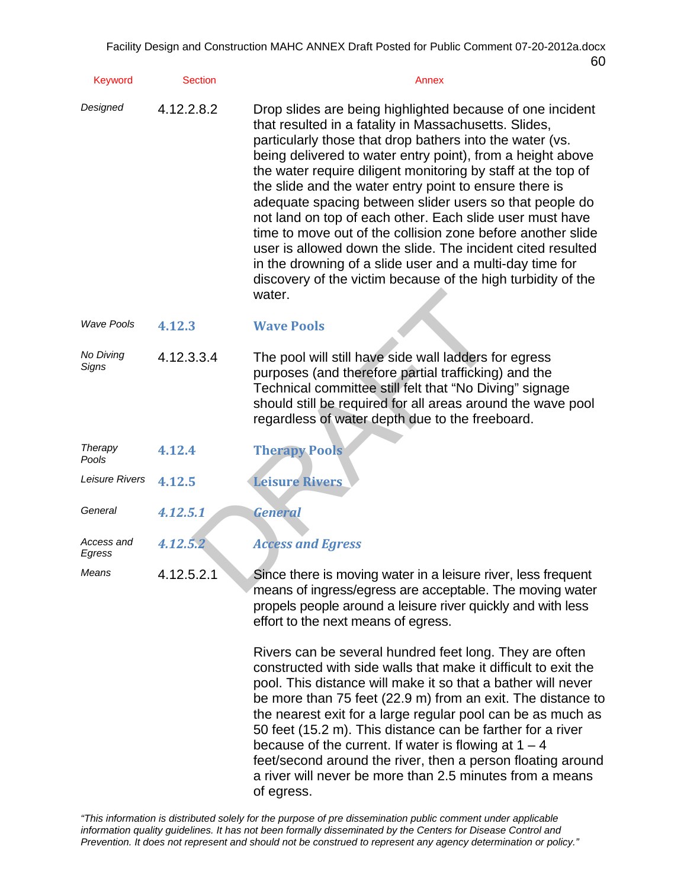| Keyword | Section | Annex |
|---|---|---|
| *Designed* | 4.12.2.8.2 | Drop slides are being highlighted because of one incident that resulted in a fatality in Massachusetts. Slides, particularly those that drop bathers into the water (vs. being delivered to water entry point), from a height above the water require diligent monitoring by staff at the top of the slide and the water entry point to ensure there is adequate spacing between slider users so that people do not land on top of each other. Each slide user must have time to move out of the collision zone before another slide user is allowed down the slide. The incident cited resulted in the drowning of a slide user and a multi-day time for discovery of the victim because of the high turbidity of the water. |
| *Wave Pools* | **4.12.3** | **Wave Pools** |
| *No Diving Signs* | 4.12.3.3.4 | The pool will still have side wall ladders for egress purposes (and therefore partial trafficking) and the Technical committee still felt that "No Diving" signage should still be required for all areas around the wave pool regardless of water depth due to the freeboard. |
| *Therapy Pools* | **4.12.4** | **Therapy Pools** |
| *Leisure Rivers* | **4.12.5** | **Leisure Rivers** |
| *General* | ***4.12.5.1*** | ***General*** |
| *Access and Egress* | ***4.12.5.2*** | ***Access and Egress*** |
| *Means* | 4.12.5.2.1 | Since there is moving water in a leisure river, less frequent means of ingress/egress are acceptable. The moving water propels people around a leisure river quickly and with less effort to the next means of egress.<br><br>Rivers can be several hundred feet long. They are often constructed with side walls that make it difficult to exit the pool. This distance will make it so that a bather will never be more than 75 feet (22.9 m) from an exit. The distance to the nearest exit for a large regular pool can be as much as 50 feet (15.2 m). This distance can be farther for a river because of the current. If water is flowing at 1 – 4 feet/second around the river, then a person floating around a river will never be more than 2.5 minutes from a means of egress. |

*"This information is distributed solely for the purpose of pre dissemination public comment under applicable information quality guidelines. It has not been formally disseminated by the Centers for Disease Control and Prevention. It does not represent and should not be construed to represent any agency determination or policy."*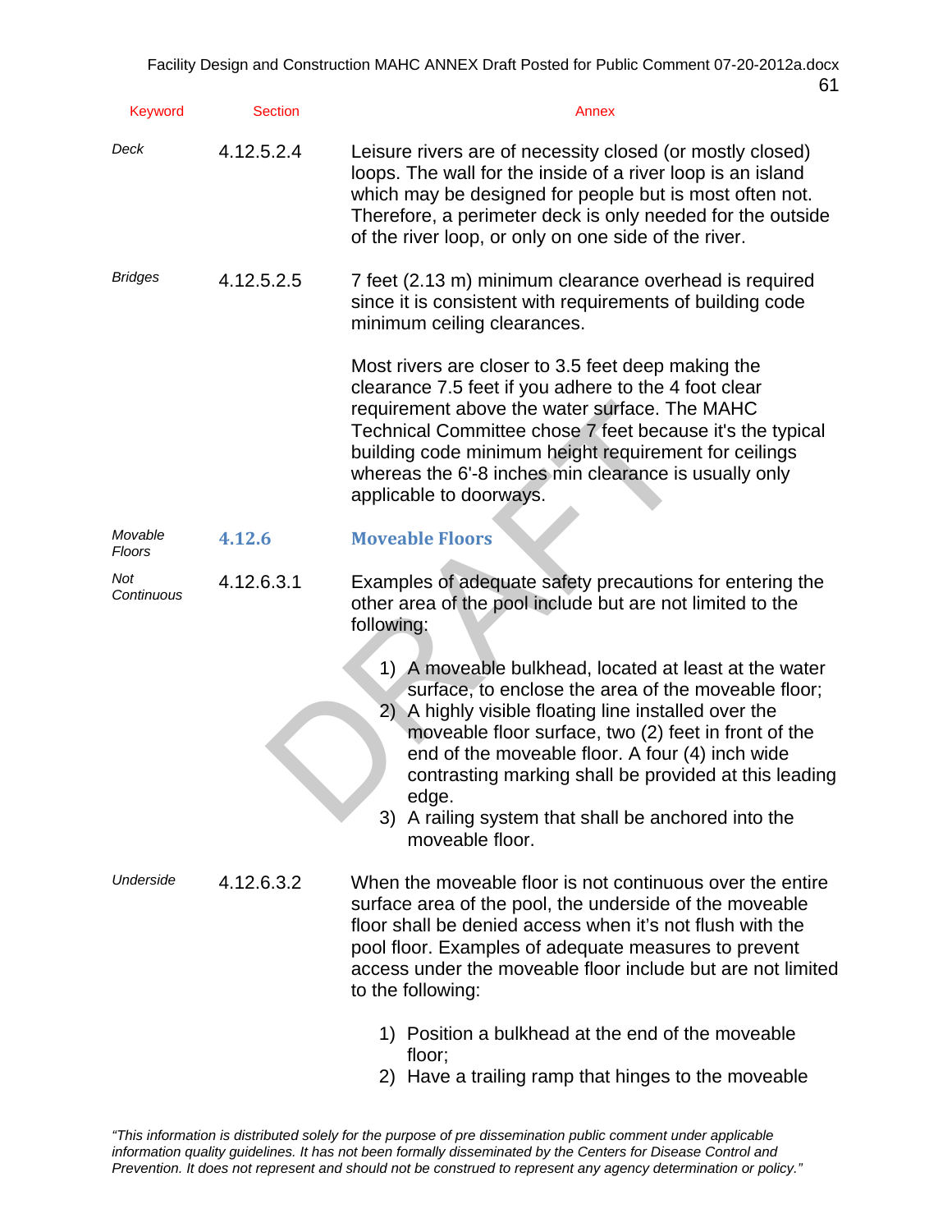| Keyword | Section | Annex |
| --- | --- | --- |
| *Deck* | 4.12.5.2.4 | Leisure rivers are of necessity closed (or mostly closed) loops. The wall for the inside of a river loop is an island which may be designed for people but is most often not. Therefore, a perimeter deck is only needed for the outside of the river loop, or only on one side of the river. |
| *Bridges* | 4.12.5.2.5 | 7 feet (2.13 m) minimum clearance overhead is required since it is consistent with requirements of building code minimum ceiling clearances.<br><br>Most rivers are closer to 3.5 feet deep making the clearance 7.5 feet if you adhere to the 4 foot clear requirement above the water surface. The MAHC Technical Committee chose 7 feet because it's the typical building code minimum height requirement for ceilings whereas the 6'-8 inches min clearance is usually only applicable to doorways. |
| *Movable Floors* | **4.12.6** | **Moveable Floors** |
| *Not Continuous* | 4.12.6.3.1 | Examples of adequate safety precautions for entering the other area of the pool include but are not limited to the following:<br><br>1) A moveable bulkhead, located at least at the water surface, to enclose the area of the moveable floor;<br>2) A highly visible floating line installed over the moveable floor surface, two (2) feet in front of the end of the moveable floor. A four (4) inch wide contrasting marking shall be provided at this leading edge.<br>3) A railing system that shall be anchored into the moveable floor. |
| *Underside* | 4.12.6.3.2 | When the moveable floor is not continuous over the entire surface area of the pool, the underside of the moveable floor shall be denied access when it's not flush with the pool floor. Examples of adequate measures to prevent access under the moveable floor include but are not limited to the following:<br><br>1) Position a bulkhead at the end of the moveable floor;<br>2) Have a trailing ramp that hinges to the moveable |

*"This information is distributed solely for the purpose of pre dissemination public comment under applicable information quality guidelines. It has not been formally disseminated by the Centers for Disease Control and Prevention. It does not represent and should not be construed to represent any agency determination or policy."*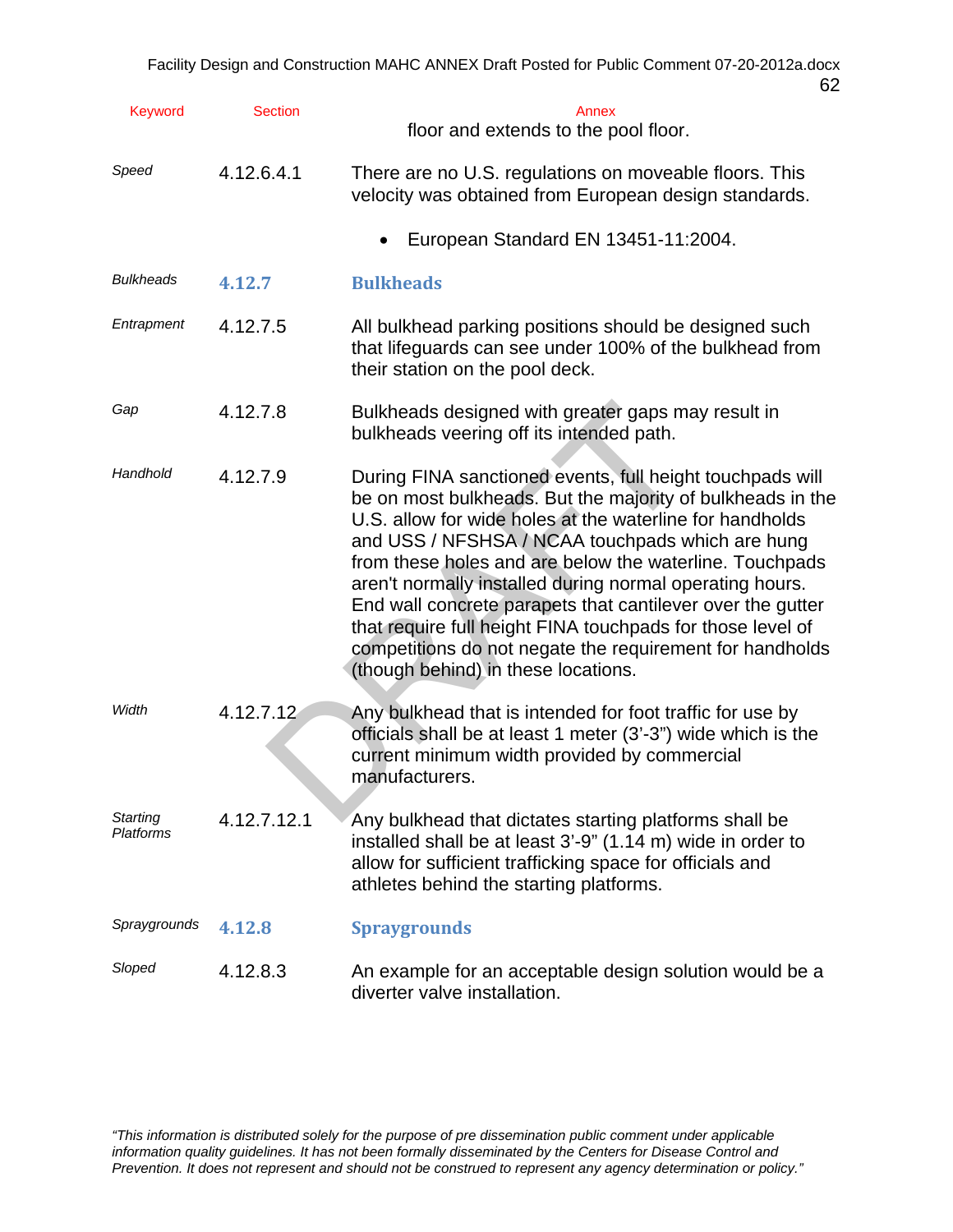| Keyword | Section | Annex |
|---|---|---|
| | | floor and extends to the pool floor. |
| *Speed* | 4.12.6.4.1 | There are no U.S. regulations on moveable floors. This velocity was obtained from European design standards.<br>• European Standard EN 13451-11:2004. |
| *Bulkheads* | **4.12.7** | **Bulkheads** |
| *Entrapment* | 4.12.7.5 | All bulkhead parking positions should be designed such that lifeguards can see under 100% of the bulkhead from their station on the pool deck. |
| *Gap* | 4.12.7.8 | Bulkheads designed with greater gaps may result in bulkheads veering off its intended path. |
| *Handhold* | 4.12.7.9 | During FINA sanctioned events, full height touchpads will be on most bulkheads. But the majority of bulkheads in the U.S. allow for wide holes at the waterline for handholds and USS / NFSHSA / NCAA touchpads which are hung from these holes and are below the waterline. Touchpads aren't normally installed during normal operating hours. End wall concrete parapets that cantilever over the gutter that require full height FINA touchpads for those level of competitions do not negate the requirement for handholds (though behind) in these locations. |
| *Width* | 4.12.7.12 | Any bulkhead that is intended for foot traffic for use by officials shall be at least 1 meter (3'-3") wide which is the current minimum width provided by commercial manufacturers. |
| *Starting Platforms* | 4.12.7.12.1 | Any bulkhead that dictates starting platforms shall be installed shall be at least 3'-9" (1.14 m) wide in order to allow for sufficient trafficking space for officials and athletes behind the starting platforms. |
| *Spraygrounds* | **4.12.8** | **Spraygrounds** |
| *Sloped* | 4.12.8.3 | An example for an acceptable design solution would be a diverter valve installation. |

*"This information is distributed solely for the purpose of pre dissemination public comment under applicable information quality guidelines. It has not been formally disseminated by the Centers for Disease Control and Prevention. It does not represent and should not be construed to represent any agency determination or policy."*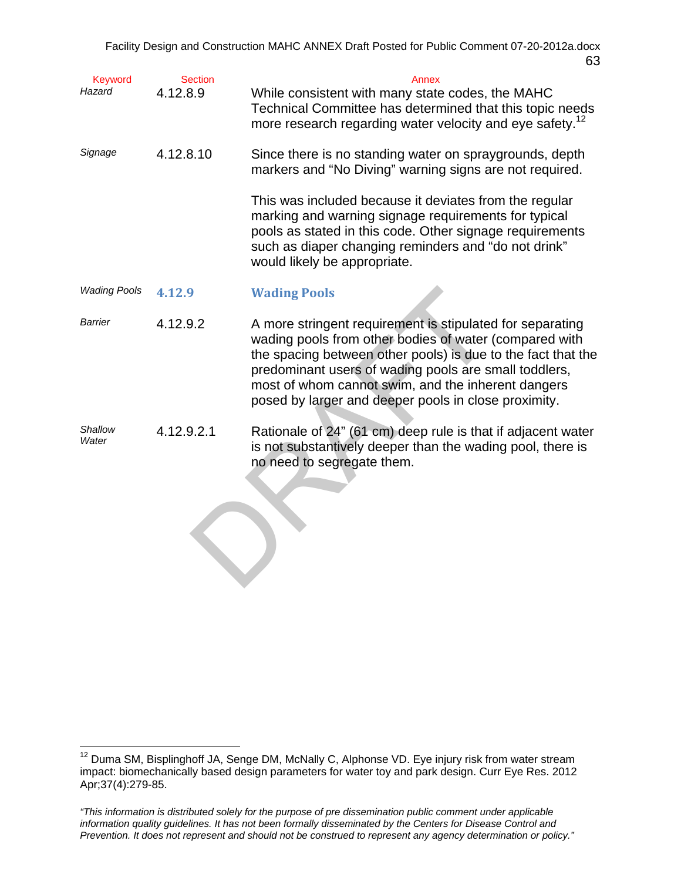| Keyword | Section | Annex |
|---|---|---|
| *Hazard* | 4.12.8.9 | While consistent with many state codes, the MAHC Technical Committee has determined that this topic needs more research regarding water velocity and eye safety.[12] |
| *Signage* | 4.12.8.10 | Since there is no standing water on spraygrounds, depth markers and "No Diving" warning signs are not required.<br><br>This was included because it deviates from the regular marking and warning signage requirements for typical pools as stated in this code. Other signage requirements such as diaper changing reminders and "do not drink" would likely be appropriate. |
| *Wading Pools* | **4.12.9** | **Wading Pools** |
| *Barrier* | 4.12.9.2 | A more stringent requirement is stipulated for separating wading pools from other bodies of water (compared with the spacing between other pools) is due to the fact that the predominant users of wading pools are small toddlers, most of whom cannot swim, and the inherent dangers posed by larger and deeper pools in close proximity. |
| *Shallow Water* | 4.12.9.2.1 | Rationale of 24" (61 cm) deep rule is that if adjacent water is not substantively deeper than the wading pool, there is no need to segregate them. |

[12] Duma SM, Bisplinghoff JA, Senge DM, McNally C, Alphonse VD. Eye injury risk from water stream impact: biomechanically based design parameters for water toy and park design. Curr Eye Res. 2012 Apr;37(4):279-85.

*"This information is distributed solely for the purpose of pre dissemination public comment under applicable information quality guidelines. It has not been formally disseminated by the Centers for Disease Control and Prevention. It does not represent and should not be construed to represent any agency determination or policy."*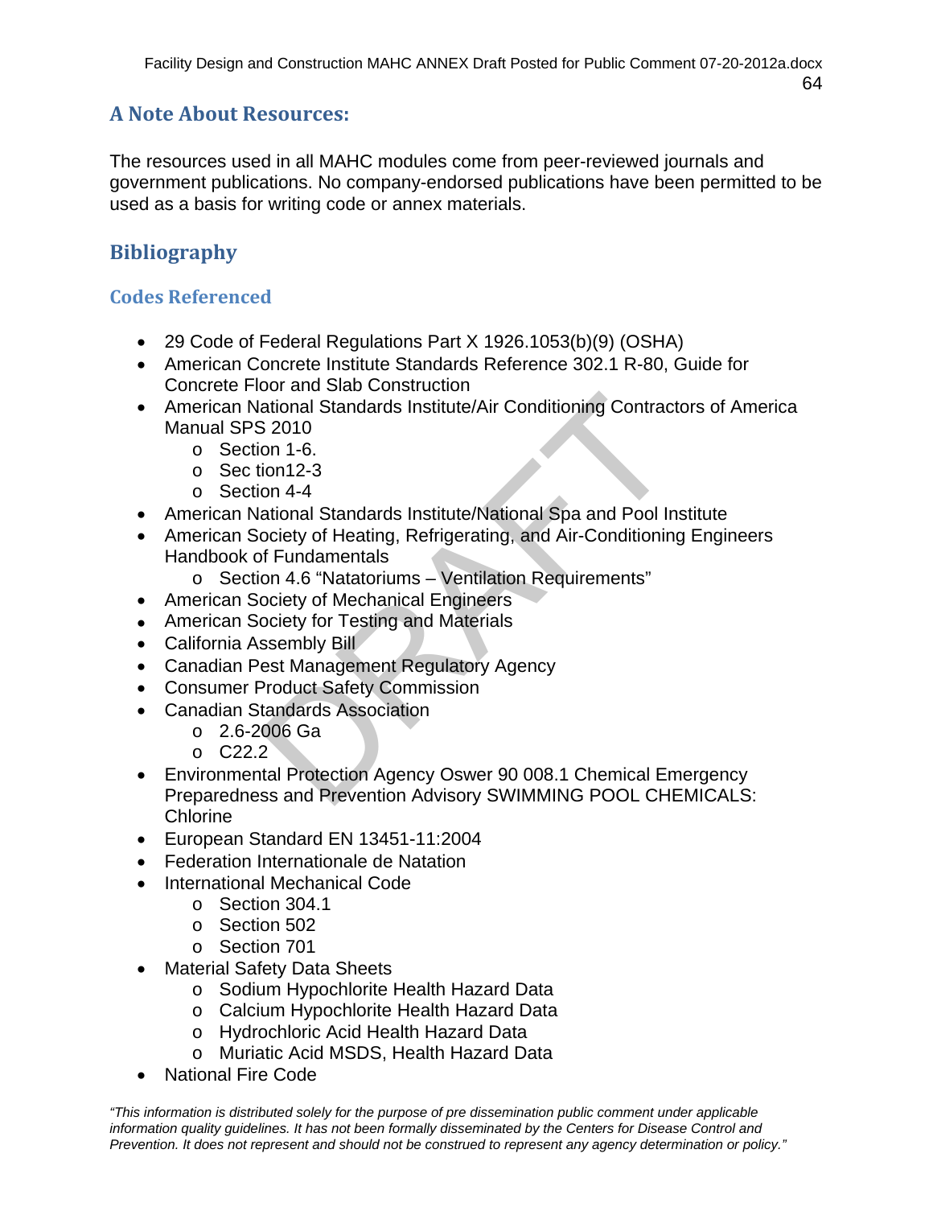## A Note About Resources:

The resources used in all MAHC modules come from peer-reviewed journals and government publications. No company-endorsed publications have been permitted to be used as a basis for writing code or annex materials.

## Bibliography

### Codes Referenced

- 29 Code of Federal Regulations Part X 1926.1053(b)(9) (OSHA)
- American Concrete Institute Standards Reference 302.1 R-80, Guide for Concrete Floor and Slab Construction
- American National Standards Institute/Air Conditioning Contractors of America Manual SPS 2010
    - Section 1-6.
    - Sec tion12-3
    - Section 4-4
- American National Standards Institute/National Spa and Pool Institute
- American Society of Heating, Refrigerating, and Air-Conditioning Engineers Handbook of Fundamentals
    - Section 4.6 "Natatoriums – Ventilation Requirements"
- American Society of Mechanical Engineers
- American Society for Testing and Materials
- California Assembly Bill
- Canadian Pest Management Regulatory Agency
- Consumer Product Safety Commission
- Canadian Standards Association
    - 2.6-2006 Ga
    - C22.2
- Environmental Protection Agency Oswer 90 008.1 Chemical Emergency Preparedness and Prevention Advisory SWIMMING POOL CHEMICALS: Chlorine
- European Standard EN 13451-11:2004
- Federation Internationale de Natation
- International Mechanical Code
    - Section 304.1
    - Section 502
    - Section 701
- Material Safety Data Sheets
    - Sodium Hypochlorite Health Hazard Data
    - Calcium Hypochlorite Health Hazard Data
    - Hydrochloric Acid Health Hazard Data
    - Muriatic Acid MSDS, Health Hazard Data
- National Fire Code

*"This information is distributed solely for the purpose of pre dissemination public comment under applicable information quality guidelines. It has not been formally disseminated by the Centers for Disease Control and Prevention. It does not represent and should not be construed to represent any agency determination or policy."*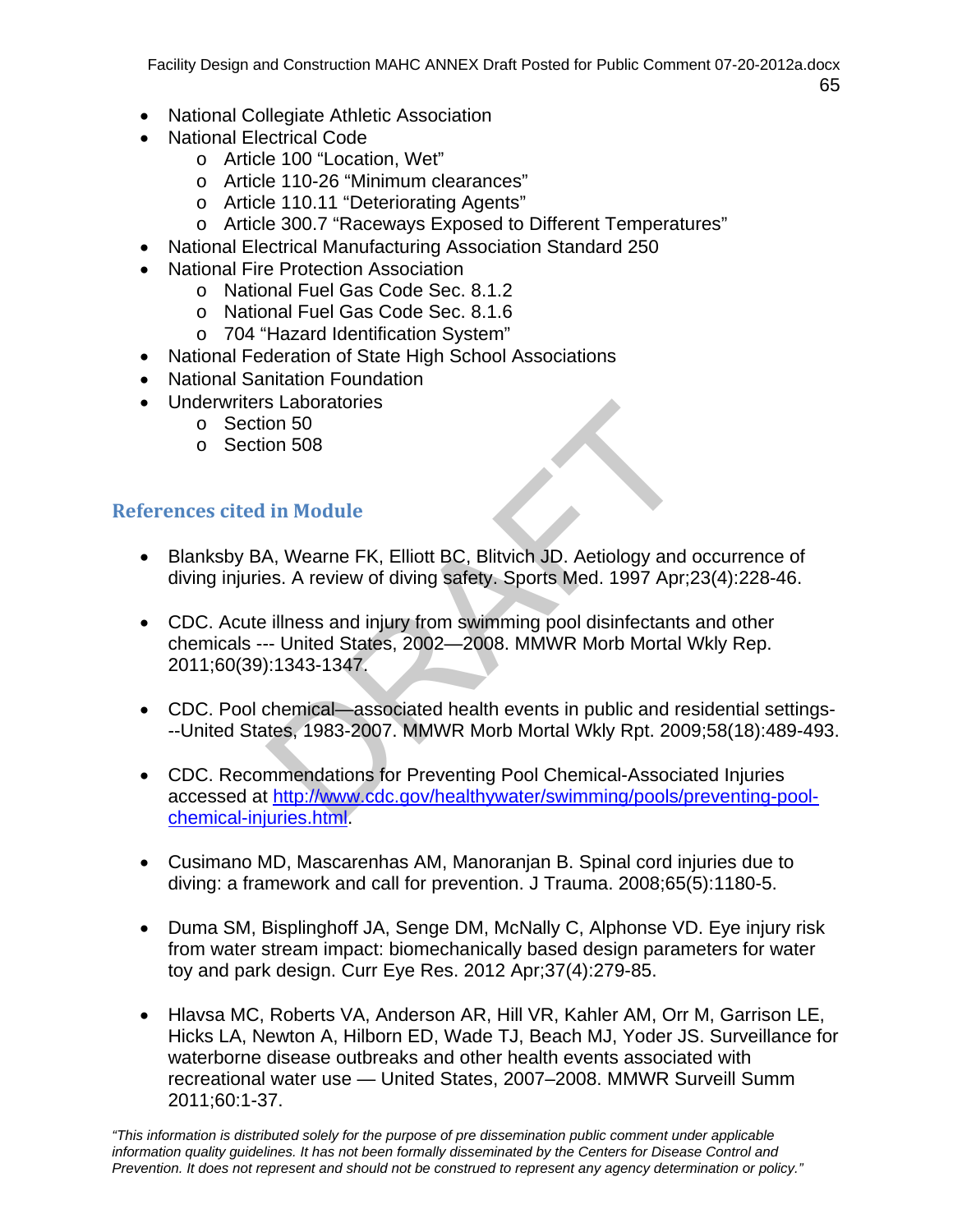- National Collegiate Athletic Association
- National Electrical Code
    - Article 100 “Location, Wet”
    - Article 110-26 “Minimum clearances”
    - Article 110.11 “Deteriorating Agents”
    - Article 300.7 “Raceways Exposed to Different Temperatures”
- National Electrical Manufacturing Association Standard 250
- National Fire Protection Association
    - National Fuel Gas Code Sec. 8.1.2
    - National Fuel Gas Code Sec. 8.1.6
    - 704 “Hazard Identification System”
- National Federation of State High School Associations
- National Sanitation Foundation
- Underwriters Laboratories
    - Section 50
    - Section 508

## References cited in Module

- Blanksby BA, Wearne FK, Elliott BC, Blitvich JD. Aetiology and occurrence of diving injuries. A review of diving safety. Sports Med. 1997 Apr;23(4):228-46.

- CDC. Acute illness and injury from swimming pool disinfectants and other chemicals --- United States, 2002—2008. MMWR Morb Mortal Wkly Rep. 2011;60(39):1343-1347.

- CDC. Pool chemical—associated health events in public and residential settings---United States, 1983-2007. MMWR Morb Mortal Wkly Rpt. 2009;58(18):489-493.

- CDC. Recommendations for Preventing Pool Chemical-Associated Injuries accessed at [http://www.cdc.gov/healthywater/swimming/pools/preventing-pool-chemical-injuries.html](http://www.cdc.gov/healthywater/swimming/pools/preventing-pool-chemical-injuries.html).

- Cusimano MD, Mascarenhas AM, Manoranjan B. Spinal cord injuries due to diving: a framework and call for prevention. J Trauma. 2008;65(5):1180-5.

- Duma SM, Bisplinghoff JA, Senge DM, McNally C, Alphonse VD. Eye injury risk from water stream impact: biomechanically based design parameters for water toy and park design. Curr Eye Res. 2012 Apr;37(4):279-85.

- Hlavsa MC, Roberts VA, Anderson AR, Hill VR, Kahler AM, Orr M, Garrison LE, Hicks LA, Newton A, Hilborn ED, Wade TJ, Beach MJ, Yoder JS. Surveillance for waterborne disease outbreaks and other health events associated with recreational water use — United States, 2007–2008. MMWR Surveill Summ 2011;60:1-37.

*“This information is distributed solely for the purpose of pre dissemination public comment under applicable information quality guidelines. It has not been formally disseminated by the Centers for Disease Control and Prevention. It does not represent and should not be construed to represent any agency determination or policy.”*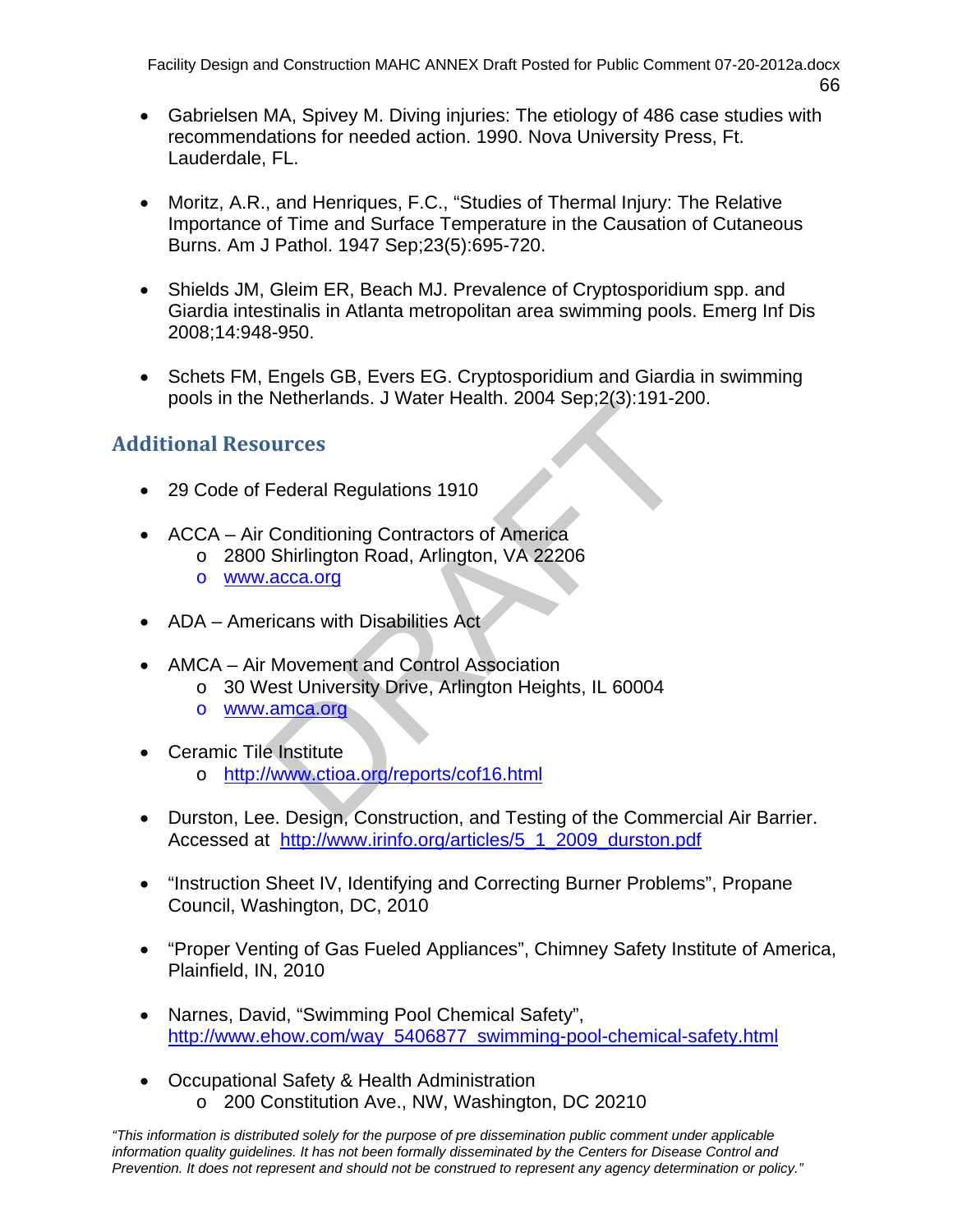- Gabrielsen MA, Spivey M. Diving injuries: The etiology of 486 case studies with recommendations for needed action. 1990. Nova University Press, Ft. Lauderdale, FL.

- Moritz, A.R., and Henriques, F.C., "Studies of Thermal Injury: The Relative Importance of Time and Surface Temperature in the Causation of Cutaneous Burns. Am J Pathol. 1947 Sep;23(5):695-720.

- Shields JM, Gleim ER, Beach MJ. Prevalence of Cryptosporidium spp. and Giardia intestinalis in Atlanta metropolitan area swimming pools. Emerg Inf Dis 2008;14:948-950.

- Schets FM, Engels GB, Evers EG. Cryptosporidium and Giardia in swimming pools in the Netherlands. J Water Health. 2004 Sep;2(3):191-200.

## Additional Resources

- 29 Code of Federal Regulations 1910

- ACCA – Air Conditioning Contractors of America
  - 2800 Shirlington Road, Arlington, VA 22206
  - www.acca.org

- ADA – Americans with Disabilities Act

- AMCA – Air Movement and Control Association
  - 30 West University Drive, Arlington Heights, IL 60004
  - www.amca.org

- Ceramic Tile Institute
  - http://www.ctioa.org/reports/cof16.html

- Durston, Lee. Design, Construction, and Testing of the Commercial Air Barrier. Accessed at http://www.irinfo.org/articles/5_1_2009_durston.pdf

- "Instruction Sheet IV, Identifying and Correcting Burner Problems", Propane Council, Washington, DC, 2010

- "Proper Venting of Gas Fueled Appliances", Chimney Safety Institute of America, Plainfield, IN, 2010

- Narnes, David, "Swimming Pool Chemical Safety", http://www.ehow.com/way_5406877_swimming-pool-chemical-safety.html

- Occupational Safety & Health Administration
  - 200 Constitution Ave., NW, Washington, DC 20210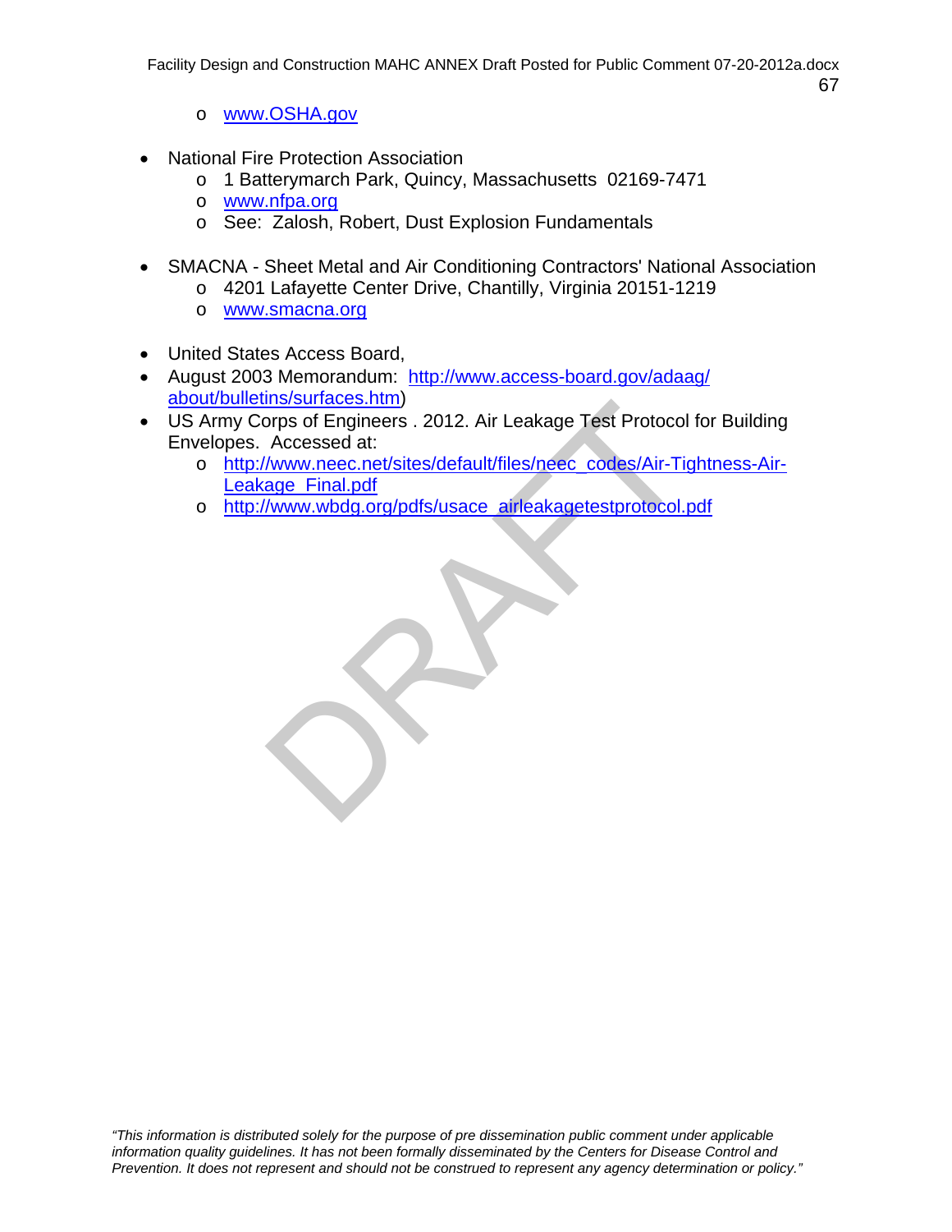- www.OSHA.gov

- National Fire Protection Association
  - 1 Batterymarch Park, Quincy, Massachusetts  02169-7471
  - www.nfpa.org
  - See:  Zalosh, Robert, Dust Explosion Fundamentals

- SMACNA - Sheet Metal and Air Conditioning Contractors' National Association
  - 4201 Lafayette Center Drive, Chantilly, Virginia 20151-1219
  - www.smacna.org

- United States Access Board,
- August 2003 Memorandum:  http://www.access-board.gov/adaag/about/bulletins/surfaces.htm)
- US Army Corps of Engineers . 2012. Air Leakage Test Protocol for Building Envelopes.  Accessed at:
  - http://www.neec.net/sites/default/files/neec_codes/Air-Tightness-Air-Leakage_Final.pdf
  - http://www.wbdg.org/pdfs/usace_airleakagetestprotocol.pdf

*"This information is distributed solely for the purpose of pre dissemination public comment under applicable information quality guidelines. It has not been formally disseminated by the Centers for Disease Control and Prevention. It does not represent and should not be construed to represent any agency determination or policy."*